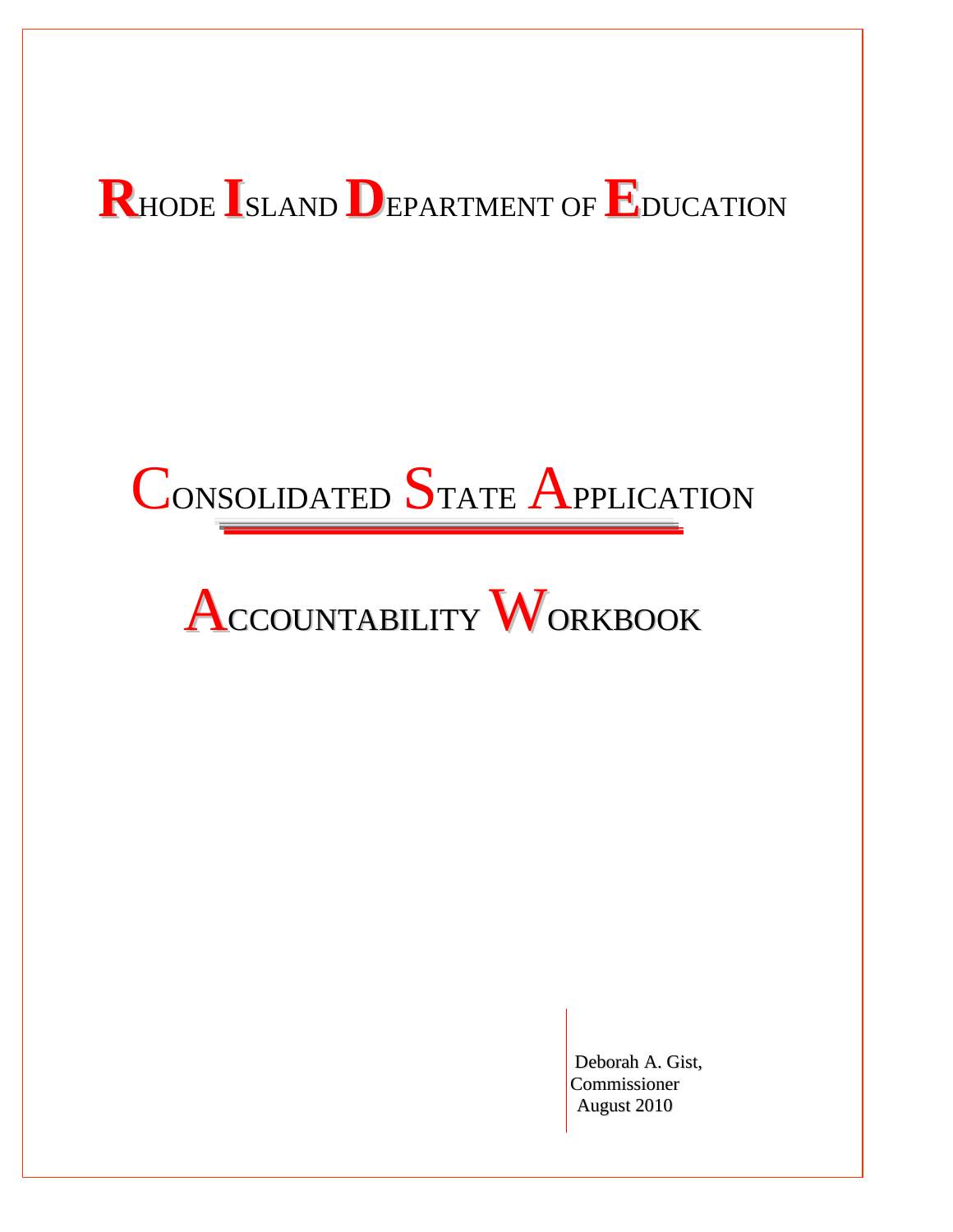# Rhode Island Department of Education

# Consolidated State Application

# Accountability Workbook

Deborah A. Gist,
Commissioner
August 2010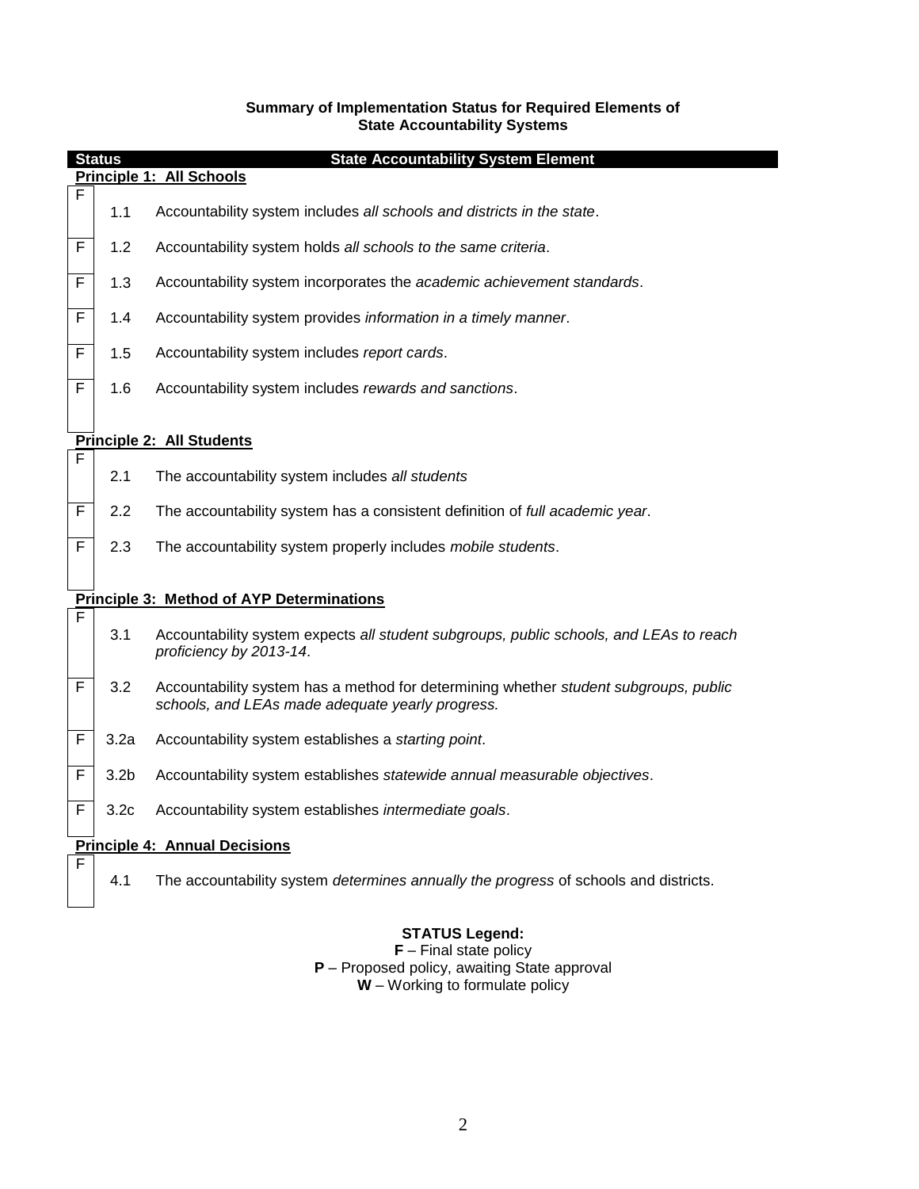**Summary of Implementation Status for Required Elements of State Accountability Systems**

| Status | | State Accountability System Element |
|---|---|---|
| **Principle 1: All Schools** | | |
| F | 1.1 | Accountability system includes *all schools and districts in the state*. |
| F | 1.2 | Accountability system holds *all schools to the same criteria*. |
| F | 1.3 | Accountability system incorporates the *academic achievement standards*. |
| F | 1.4 | Accountability system provides *information in a timely manner*. |
| F | 1.5 | Accountability system includes *report cards*. |
| F | 1.6 | Accountability system includes *rewards and sanctions*. |
| **Principle 2: All Students** | | |
| F | 2.1 | The accountability system includes *all students* |
| F | 2.2 | The accountability system has a consistent definition of *full academic year*. |
| F | 2.3 | The accountability system properly includes *mobile students*. |
| **Principle 3: Method of AYP Determinations** | | |
| F | 3.1 | Accountability system expects *all student subgroups, public schools, and LEAs to reach proficiency by 2013-14*. |
| F | 3.2 | Accountability system has a method for determining whether *student subgroups, public schools, and LEAs made adequate yearly progress.* |
| F | 3.2a | Accountability system establishes a *starting point*. |
| F | 3.2b | Accountability system establishes *statewide annual measurable objectives*. |
| F | 3.2c | Accountability system establishes *intermediate goals*. |
| **Principle 4: Annual Decisions** | | |
| F | 4.1 | The accountability system *determines annually the progress* of schools and districts. |

**STATUS Legend:**

**F** – Final state policy

**P** – Proposed policy, awaiting State approval

**W** – Working to formulate policy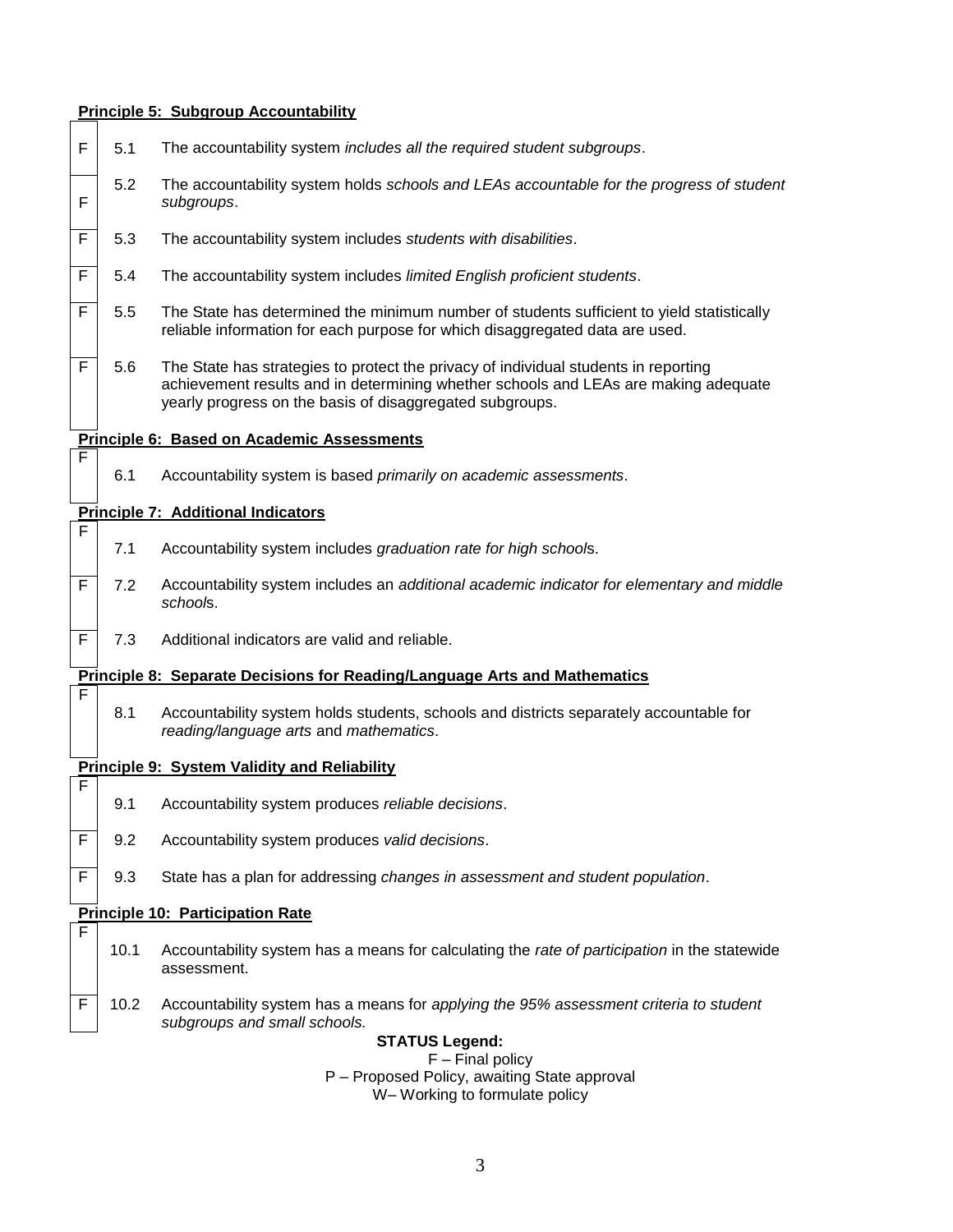**Principle 5: Subgroup Accountability**

| Status | | |
|---|---|---|
| F | 5.1 | The accountability system *includes all the required student subgroups*. |
| F | 5.2 | The accountability system holds *schools and LEAs accountable for the progress of student subgroups*. |
| F | 5.3 | The accountability system includes *students with disabilities*. |
| F | 5.4 | The accountability system includes *limited English proficient students*. |
| F | 5.5 | The State has determined the minimum number of students sufficient to yield statistically reliable information for each purpose for which disaggregated data are used. |
| F | 5.6 | The State has strategies to protect the privacy of individual students in reporting achievement results and in determining whether schools and LEAs are making adequate yearly progress on the basis of disaggregated subgroups. |

**Principle 6: Based on Academic Assessments**

| Status | | |
|---|---|---|
| F | 6.1 | Accountability system is based *primarily on academic assessments*. |

**Principle 7: Additional Indicators**

| Status | | |
|---|---|---|
| F | 7.1 | Accountability system includes *graduation rate for high school*s. |
| F | 7.2 | Accountability system includes an *additional academic indicator for elementary and middle school*s. |
| F | 7.3 | Additional indicators are valid and reliable. |

**Principle 8: Separate Decisions for Reading/Language Arts and Mathematics**

| Status | | |
|---|---|---|
| F | 8.1 | Accountability system holds students, schools and districts separately accountable for *reading/language arts* and *mathematics*. |

**Principle 9: System Validity and Reliability**

| Status | | |
|---|---|---|
| F | 9.1 | Accountability system produces *reliable decisions*. |
| F | 9.2 | Accountability system produces *valid decisions*. |
| F | 9.3 | State has a plan for addressing *changes in assessment and student population*. |

**Principle 10: Participation Rate**

| Status | | |
|---|---|---|
| F | 10.1 | Accountability system has a means for calculating the *rate of participation* in the statewide assessment. |
| F | 10.2 | Accountability system has a means for *applying the 95% assessment criteria to student subgroups and small schools.* |

**STATUS Legend:**

F – Final policy

P – Proposed Policy, awaiting State approval

W– Working to formulate policy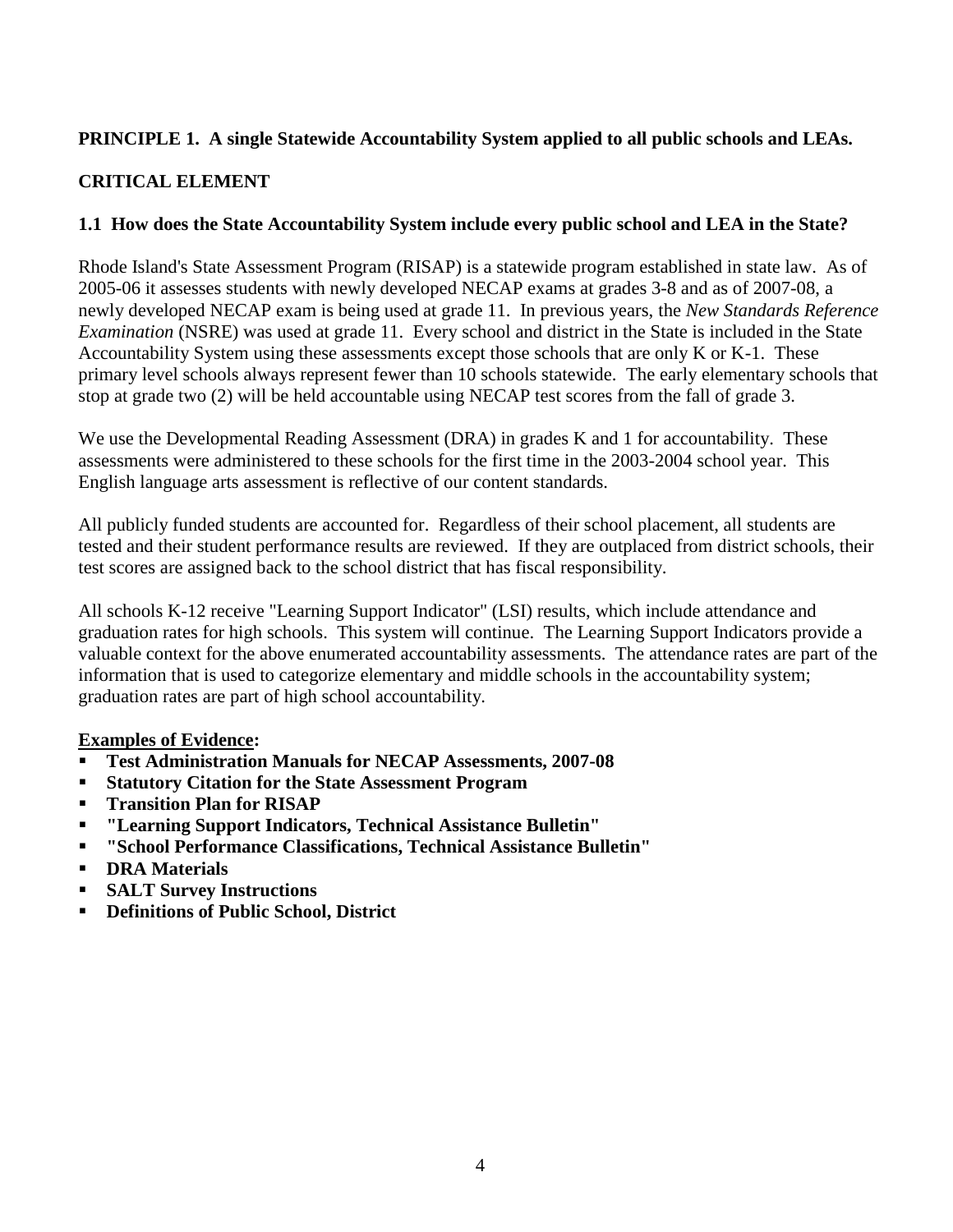**PRINCIPLE 1. A single Statewide Accountability System applied to all public schools and LEAs.**

**CRITICAL ELEMENT**

**1.1 How does the State Accountability System include every public school and LEA in the State?**

Rhode Island's State Assessment Program (RISAP) is a statewide program established in state law. As of 2005-06 it assesses students with newly developed NECAP exams at grades 3-8 and as of 2007-08, a newly developed NECAP exam is being used at grade 11. In previous years, the *New Standards Reference Examination* (NSRE) was used at grade 11. Every school and district in the State is included in the State Accountability System using these assessments except those schools that are only K or K-1. These primary level schools always represent fewer than 10 schools statewide. The early elementary schools that stop at grade two (2) will be held accountable using NECAP test scores from the fall of grade 3.

We use the Developmental Reading Assessment (DRA) in grades K and 1 for accountability. These assessments were administered to these schools for the first time in the 2003-2004 school year. This English language arts assessment is reflective of our content standards.

All publicly funded students are accounted for. Regardless of their school placement, all students are tested and their student performance results are reviewed. If they are outplaced from district schools, their test scores are assigned back to the school district that has fiscal responsibility.

All schools K-12 receive "Learning Support Indicator" (LSI) results, which include attendance and graduation rates for high schools. This system will continue. The Learning Support Indicators provide a valuable context for the above enumerated accountability assessments. The attendance rates are part of the information that is used to categorize elementary and middle schools in the accountability system; graduation rates are part of high school accountability.

**Examples of Evidence:**

- **Test Administration Manuals for NECAP Assessments, 2007-08**
- **Statutory Citation for the State Assessment Program**
- **Transition Plan for RISAP**
- **"Learning Support Indicators, Technical Assistance Bulletin"**
- **"School Performance Classifications, Technical Assistance Bulletin"**
- **DRA Materials**
- **SALT Survey Instructions**
- **Definitions of Public School, District**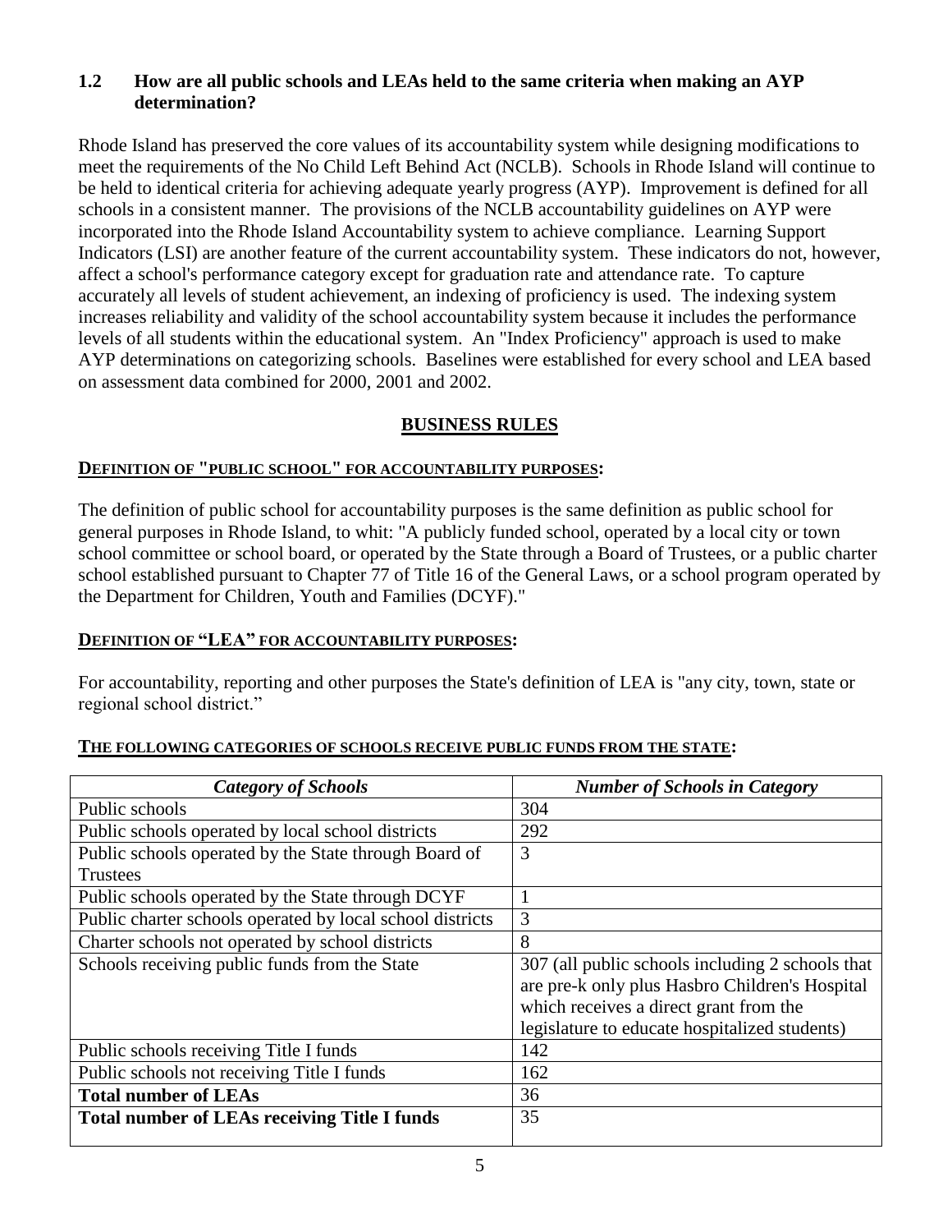### 1.2 How are all public schools and LEAs held to the same criteria when making an AYP determination?

Rhode Island has preserved the core values of its accountability system while designing modifications to meet the requirements of the No Child Left Behind Act (NCLB). Schools in Rhode Island will continue to be held to identical criteria for achieving adequate yearly progress (AYP). Improvement is defined for all schools in a consistent manner. The provisions of the NCLB accountability guidelines on AYP were incorporated into the Rhode Island Accountability system to achieve compliance. Learning Support Indicators (LSI) are another feature of the current accountability system. These indicators do not, however, affect a school's performance category except for graduation rate and attendance rate. To capture accurately all levels of student achievement, an indexing of proficiency is used. The indexing system increases reliability and validity of the school accountability system because it includes the performance levels of all students within the educational system. An "Index Proficiency" approach is used to make AYP determinations on categorizing schools. Baselines were established for every school and LEA based on assessment data combined for 2000, 2001 and 2002.

## BUSINESS RULES

**DEFINITION OF "PUBLIC SCHOOL" FOR ACCOUNTABILITY PURPOSES:**

The definition of public school for accountability purposes is the same definition as public school for general purposes in Rhode Island, to whit: "A publicly funded school, operated by a local city or town school committee or school board, or operated by the State through a Board of Trustees, or a public charter school established pursuant to Chapter 77 of Title 16 of the General Laws, or a school program operated by the Department for Children, Youth and Families (DCYF)."

**DEFINITION OF "LEA" FOR ACCOUNTABILITY PURPOSES:**

For accountability, reporting and other purposes the State's definition of LEA is "any city, town, state or regional school district."

**THE FOLLOWING CATEGORIES OF SCHOOLS RECEIVE PUBLIC FUNDS FROM THE STATE:**

| *Category of Schools* | *Number of Schools in Category* |
|---|---|
| Public schools | 304 |
| Public schools operated by local school districts | 292 |
| Public schools operated by the State through Board of Trustees | 3 |
| Public schools operated by the State through DCYF | 1 |
| Public charter schools operated by local school districts | 3 |
| Charter schools not operated by school districts | 8 |
| Schools receiving public funds from the State | 307 (all public schools including 2 schools that are pre-k only plus Hasbro Children's Hospital which receives a direct grant from the legislature to educate hospitalized students) |
| Public schools receiving Title I funds | 142 |
| Public schools not receiving Title I funds | 162 |
| **Total number of LEAs** | 36 |
| **Total number of LEAs receiving Title I funds** | 35 |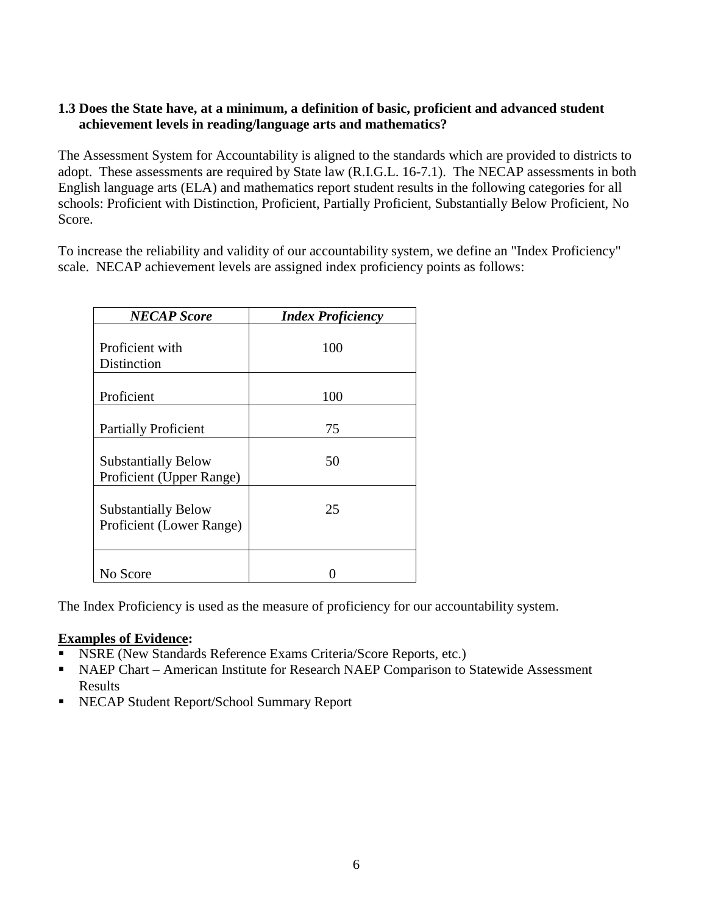### 1.3 Does the State have, at a minimum, a definition of basic, proficient and advanced student achievement levels in reading/language arts and mathematics?

The Assessment System for Accountability is aligned to the standards which are provided to districts to adopt. These assessments are required by State law (R.I.G.L. 16-7.1). The NECAP assessments in both English language arts (ELA) and mathematics report student results in the following categories for all schools: Proficient with Distinction, Proficient, Partially Proficient, Substantially Below Proficient, No Score.

To increase the reliability and validity of our accountability system, we define an "Index Proficiency" scale. NECAP achievement levels are assigned index proficiency points as follows:

| ***NECAP Score*** | ***Index Proficiency*** |
|---|---|
| Proficient with Distinction | 100 |
| Proficient | 100 |
| Partially Proficient | 75 |
| Substantially Below Proficient (Upper Range) | 50 |
| Substantially Below Proficient (Lower Range) | 25 |
| No Score | 0 |

The Index Proficiency is used as the measure of proficiency for our accountability system.

**Examples of Evidence:**

- NSRE (New Standards Reference Exams Criteria/Score Reports, etc.)
- NAEP Chart – American Institute for Research NAEP Comparison to Statewide Assessment Results
- NECAP Student Report/School Summary Report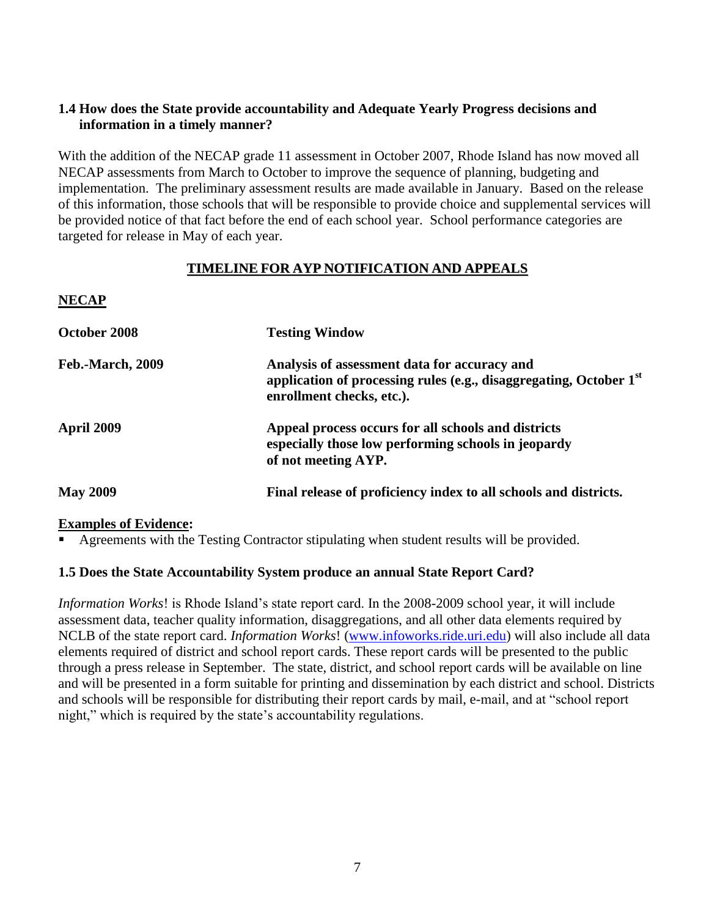### 1.4 How does the State provide accountability and Adequate Yearly Progress decisions and information in a timely manner?

With the addition of the NECAP grade 11 assessment in October 2007, Rhode Island has now moved all NECAP assessments from March to October to improve the sequence of planning, budgeting and implementation. The preliminary assessment results are made available in January. Based on the release of this information, those schools that will be responsible to provide choice and supplemental services will be provided notice of that fact before the end of each school year. School performance categories are targeted for release in May of each year.

**TIMELINE FOR AYP NOTIFICATION AND APPEALS**

**NECAP**

| | |
|---|---|
| **October 2008** | **Testing Window** |
| **Feb.-March, 2009** | **Analysis of assessment data for accuracy and application of processing rules (e.g., disaggregating, October 1st enrollment checks, etc.).** |
| **April 2009** | **Appeal process occurs for all schools and districts especially those low performing schools in jeopardy of not meeting AYP.** |
| **May 2009** | **Final release of proficiency index to all schools and districts.** |

**Examples of Evidence:**

- Agreements with the Testing Contractor stipulating when student results will be provided.

### 1.5 Does the State Accountability System produce an annual State Report Card?

*Information Works*! is Rhode Island's state report card. In the 2008-2009 school year, it will include assessment data, teacher quality information, disaggregations, and all other data elements required by NCLB of the state report card. *Information Works*! (www.infoworks.ride.uri.edu) will also include all data elements required of district and school report cards. These report cards will be presented to the public through a press release in September. The state, district, and school report cards will be available on line and will be presented in a form suitable for printing and dissemination by each district and school. Districts and schools will be responsible for distributing their report cards by mail, e-mail, and at "school report night," which is required by the state's accountability regulations.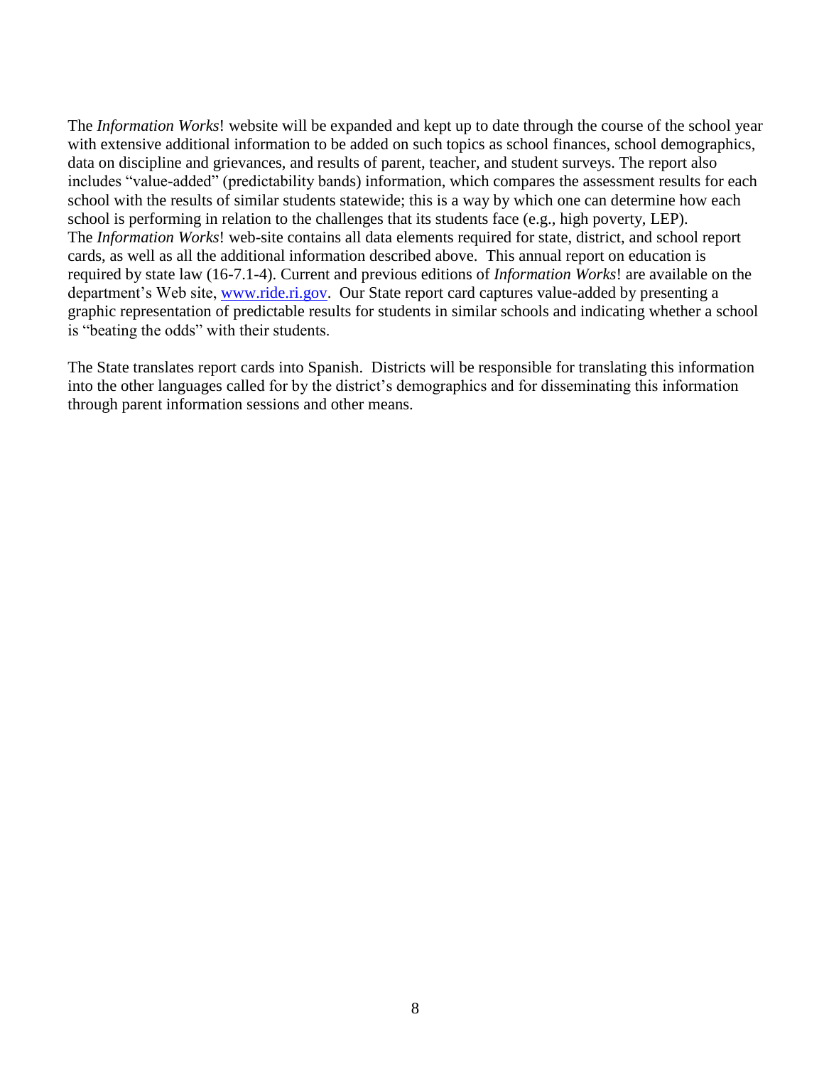The *Information Works*! website will be expanded and kept up to date through the course of the school year with extensive additional information to be added on such topics as school finances, school demographics, data on discipline and grievances, and results of parent, teacher, and student surveys. The report also includes "value-added" (predictability bands) information, which compares the assessment results for each school with the results of similar students statewide; this is a way by which one can determine how each school is performing in relation to the challenges that its students face (e.g., high poverty, LEP). The *Information Works*! web-site contains all data elements required for state, district, and school report cards, as well as all the additional information described above. This annual report on education is required by state law (16-7.1-4). Current and previous editions of *Information Works*! are available on the department's Web site, [www.ride.ri.gov](http://www.ride.ri.gov). Our State report card captures value-added by presenting a graphic representation of predictable results for students in similar schools and indicating whether a school is "beating the odds" with their students.

The State translates report cards into Spanish. Districts will be responsible for translating this information into the other languages called for by the district's demographics and for disseminating this information through parent information sessions and other means.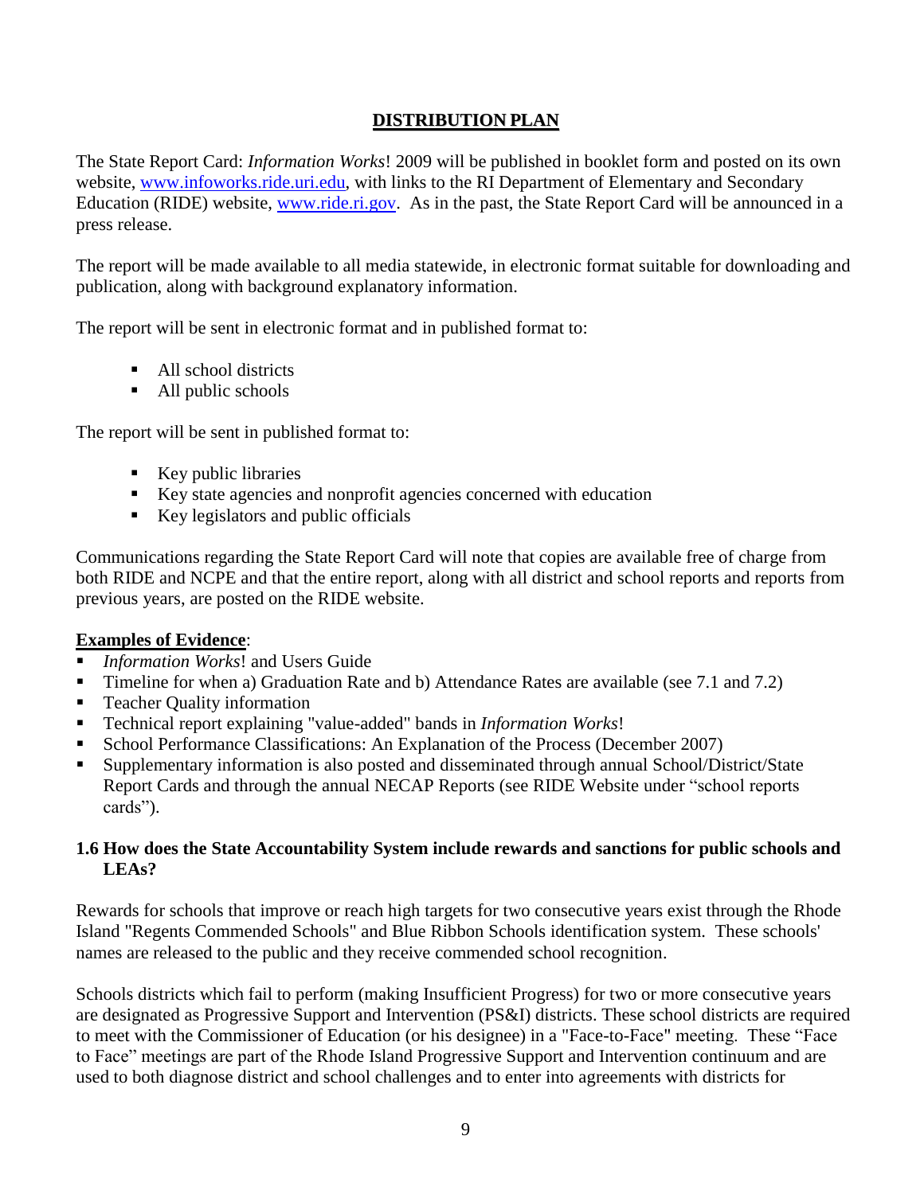## DISTRIBUTION PLAN

The State Report Card: *Information Works*! 2009 will be published in booklet form and posted on its own website, [www.infoworks.ride.uri.edu](http://www.infoworks.ride.uri.edu), with links to the RI Department of Elementary and Secondary Education (RIDE) website, [www.ride.ri.gov](http://www.ride.ri.gov). As in the past, the State Report Card will be announced in a press release.

The report will be made available to all media statewide, in electronic format suitable for downloading and publication, along with background explanatory information.

The report will be sent in electronic format and in published format to:

- All school districts
- All public schools

The report will be sent in published format to:

- Key public libraries
- Key state agencies and nonprofit agencies concerned with education
- Key legislators and public officials

Communications regarding the State Report Card will note that copies are available free of charge from both RIDE and NCPE and that the entire report, along with all district and school reports and reports from previous years, are posted on the RIDE website.

**Examples of Evidence**:

- *Information Works*! and Users Guide
- Timeline for when a) Graduation Rate and b) Attendance Rates are available (see 7.1 and 7.2)
- Teacher Quality information
- Technical report explaining "value-added" bands in *Information Works*!
- School Performance Classifications: An Explanation of the Process (December 2007)
- Supplementary information is also posted and disseminated through annual School/District/State Report Cards and through the annual NECAP Reports (see RIDE Website under "school reports cards").

### 1.6 How does the State Accountability System include rewards and sanctions for public schools and LEAs?

Rewards for schools that improve or reach high targets for two consecutive years exist through the Rhode Island "Regents Commended Schools" and Blue Ribbon Schools identification system. These schools' names are released to the public and they receive commended school recognition.

Schools districts which fail to perform (making Insufficient Progress) for two or more consecutive years are designated as Progressive Support and Intervention (PS&I) districts. These school districts are required to meet with the Commissioner of Education (or his designee) in a "Face-to-Face" meeting. These "Face to Face" meetings are part of the Rhode Island Progressive Support and Intervention continuum and are used to both diagnose district and school challenges and to enter into agreements with districts for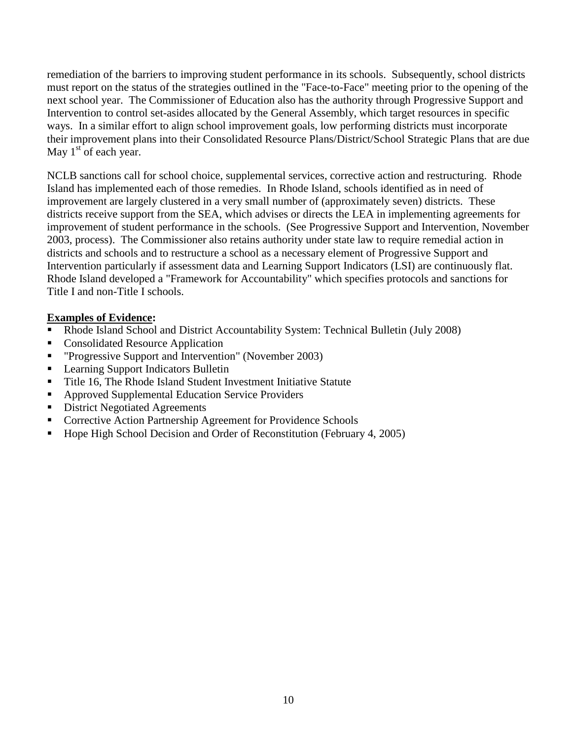remediation of the barriers to improving student performance in its schools. Subsequently, school districts must report on the status of the strategies outlined in the "Face-to-Face" meeting prior to the opening of the next school year. The Commissioner of Education also has the authority through Progressive Support and Intervention to control set-asides allocated by the General Assembly, which target resources in specific ways. In a similar effort to align school improvement goals, low performing districts must incorporate their improvement plans into their Consolidated Resource Plans/District/School Strategic Plans that are due May 1st of each year.

NCLB sanctions call for school choice, supplemental services, corrective action and restructuring. Rhode Island has implemented each of those remedies. In Rhode Island, schools identified as in need of improvement are largely clustered in a very small number of (approximately seven) districts. These districts receive support from the SEA, which advises or directs the LEA in implementing agreements for improvement of student performance in the schools. (See Progressive Support and Intervention, November 2003, process). The Commissioner also retains authority under state law to require remedial action in districts and schools and to restructure a school as a necessary element of Progressive Support and Intervention particularly if assessment data and Learning Support Indicators (LSI) are continuously flat. Rhode Island developed a "Framework for Accountability" which specifies protocols and sanctions for Title I and non-Title I schools.

**Examples of Evidence:**

- Rhode Island School and District Accountability System: Technical Bulletin (July 2008)
- Consolidated Resource Application
- "Progressive Support and Intervention" (November 2003)
- Learning Support Indicators Bulletin
- Title 16, The Rhode Island Student Investment Initiative Statute
- Approved Supplemental Education Service Providers
- District Negotiated Agreements
- Corrective Action Partnership Agreement for Providence Schools
- Hope High School Decision and Order of Reconstitution (February 4, 2005)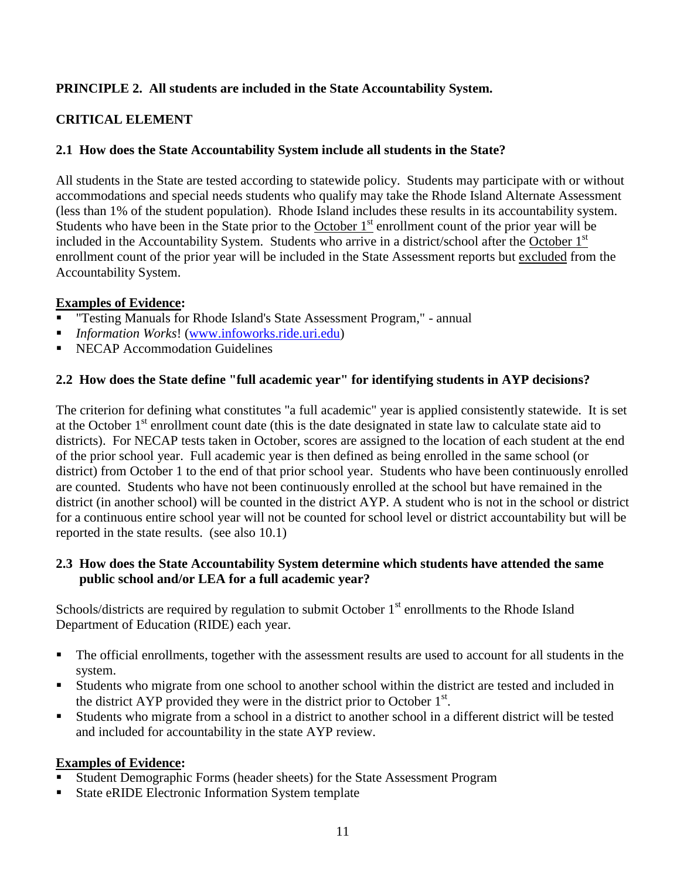**PRINCIPLE 2. All students are included in the State Accountability System.**

**CRITICAL ELEMENT**

**2.1 How does the State Accountability System include all students in the State?**

All students in the State are tested according to statewide policy. Students may participate with or without accommodations and special needs students who qualify may take the Rhode Island Alternate Assessment (less than 1% of the student population). Rhode Island includes these results in its accountability system. Students who have been in the State prior to the October 1st enrollment count of the prior year will be included in the Accountability System. Students who arrive in a district/school after the October 1st enrollment count of the prior year will be included in the State Assessment reports but excluded from the Accountability System.

**Examples of Evidence:**

- "Testing Manuals for Rhode Island's State Assessment Program," - annual
- *Information Works*! (www.infoworks.ride.uri.edu)
- NECAP Accommodation Guidelines

**2.2 How does the State define "full academic year" for identifying students in AYP decisions?**

The criterion for defining what constitutes "a full academic" year is applied consistently statewide. It is set at the October 1st enrollment count date (this is the date designated in state law to calculate state aid to districts). For NECAP tests taken in October, scores are assigned to the location of each student at the end of the prior school year. Full academic year is then defined as being enrolled in the same school (or district) from October 1 to the end of that prior school year. Students who have been continuously enrolled are counted. Students who have not been continuously enrolled at the school but have remained in the district (in another school) will be counted in the district AYP. A student who is not in the school or district for a continuous entire school year will not be counted for school level or district accountability but will be reported in the state results. (see also 10.1)

**2.3 How does the State Accountability System determine which students have attended the same public school and/or LEA for a full academic year?**

Schools/districts are required by regulation to submit October 1st enrollments to the Rhode Island Department of Education (RIDE) each year.

- The official enrollments, together with the assessment results are used to account for all students in the system.
- Students who migrate from one school to another school within the district are tested and included in the district AYP provided they were in the district prior to October 1st.
- Students who migrate from a school in a district to another school in a different district will be tested and included for accountability in the state AYP review.

**Examples of Evidence:**

- Student Demographic Forms (header sheets) for the State Assessment Program
- State eRIDE Electronic Information System template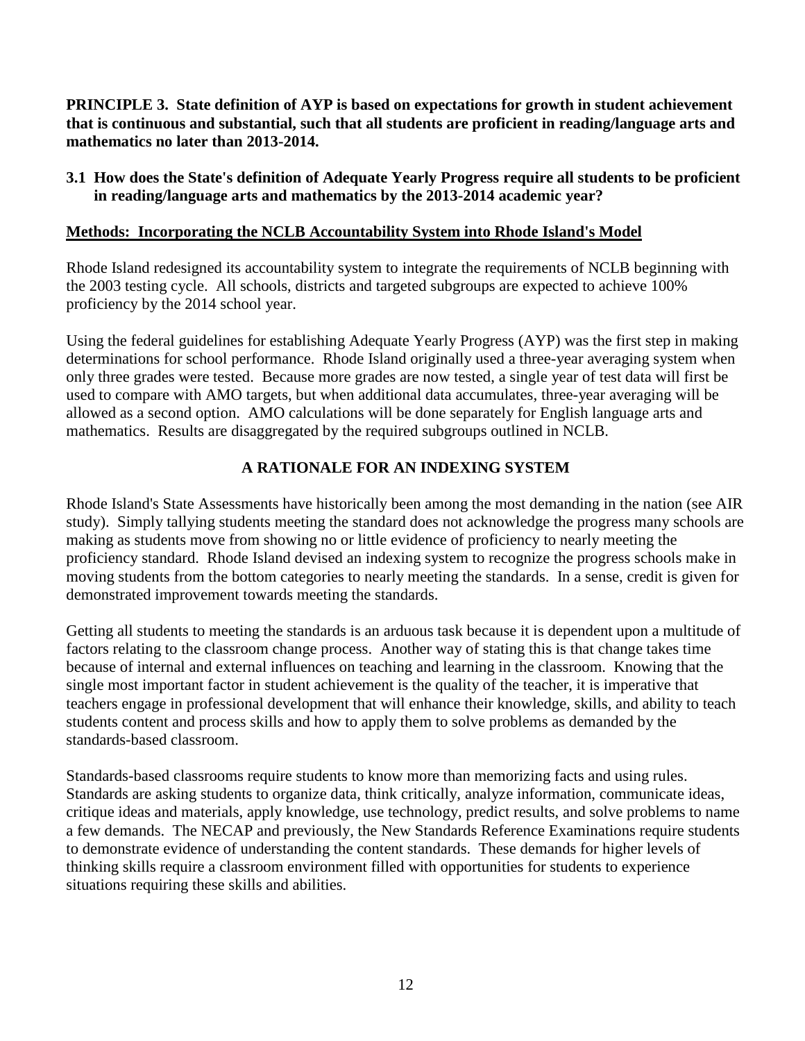**PRINCIPLE 3. State definition of AYP is based on expectations for growth in student achievement that is continuous and substantial, such that all students are proficient in reading/language arts and mathematics no later than 2013-2014.**

**3.1 How does the State's definition of Adequate Yearly Progress require all students to be proficient in reading/language arts and mathematics by the 2013-2014 academic year?**

**Methods: Incorporating the NCLB Accountability System into Rhode Island's Model**

Rhode Island redesigned its accountability system to integrate the requirements of NCLB beginning with the 2003 testing cycle. All schools, districts and targeted subgroups are expected to achieve 100% proficiency by the 2014 school year.

Using the federal guidelines for establishing Adequate Yearly Progress (AYP) was the first step in making determinations for school performance. Rhode Island originally used a three-year averaging system when only three grades were tested. Because more grades are now tested, a single year of test data will first be used to compare with AMO targets, but when additional data accumulates, three-year averaging will be allowed as a second option. AMO calculations will be done separately for English language arts and mathematics. Results are disaggregated by the required subgroups outlined in NCLB.

## A RATIONALE FOR AN INDEXING SYSTEM

Rhode Island's State Assessments have historically been among the most demanding in the nation (see AIR study). Simply tallying students meeting the standard does not acknowledge the progress many schools are making as students move from showing no or little evidence of proficiency to nearly meeting the proficiency standard. Rhode Island devised an indexing system to recognize the progress schools make in moving students from the bottom categories to nearly meeting the standards. In a sense, credit is given for demonstrated improvement towards meeting the standards.

Getting all students to meeting the standards is an arduous task because it is dependent upon a multitude of factors relating to the classroom change process. Another way of stating this is that change takes time because of internal and external influences on teaching and learning in the classroom. Knowing that the single most important factor in student achievement is the quality of the teacher, it is imperative that teachers engage in professional development that will enhance their knowledge, skills, and ability to teach students content and process skills and how to apply them to solve problems as demanded by the standards-based classroom.

Standards-based classrooms require students to know more than memorizing facts and using rules. Standards are asking students to organize data, think critically, analyze information, communicate ideas, critique ideas and materials, apply knowledge, use technology, predict results, and solve problems to name a few demands. The NECAP and previously, the New Standards Reference Examinations require students to demonstrate evidence of understanding the content standards. These demands for higher levels of thinking skills require a classroom environment filled with opportunities for students to experience situations requiring these skills and abilities.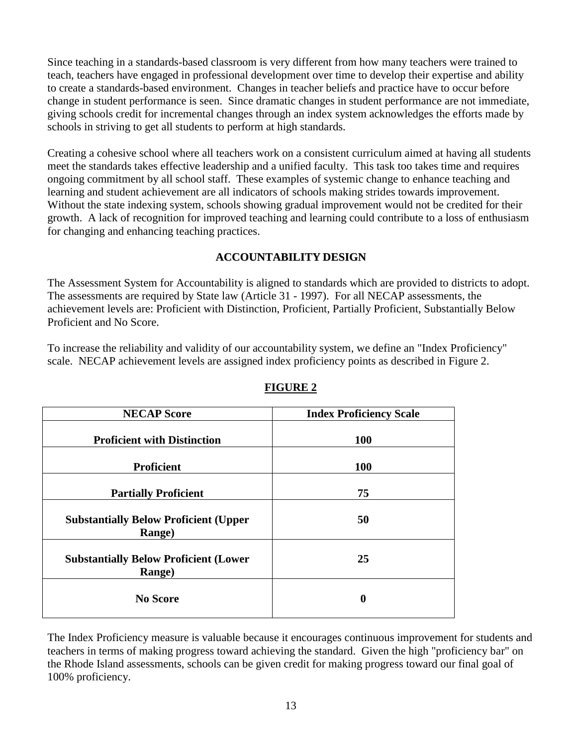Since teaching in a standards-based classroom is very different from how many teachers were trained to teach, teachers have engaged in professional development over time to develop their expertise and ability to create a standards-based environment. Changes in teacher beliefs and practice have to occur before change in student performance is seen. Since dramatic changes in student performance are not immediate, giving schools credit for incremental changes through an index system acknowledges the efforts made by schools in striving to get all students to perform at high standards.

Creating a cohesive school where all teachers work on a consistent curriculum aimed at having all students meet the standards takes effective leadership and a unified faculty. This task too takes time and requires ongoing commitment by all school staff. These examples of systemic change to enhance teaching and learning and student achievement are all indicators of schools making strides towards improvement. Without the state indexing system, schools showing gradual improvement would not be credited for their growth. A lack of recognition for improved teaching and learning could contribute to a loss of enthusiasm for changing and enhancing teaching practices.

## ACCOUNTABILITY DESIGN

The Assessment System for Accountability is aligned to standards which are provided to districts to adopt. The assessments are required by State law (Article 31 - 1997). For all NECAP assessments, the achievement levels are: Proficient with Distinction, Proficient, Partially Proficient, Substantially Below Proficient and No Score.

To increase the reliability and validity of our accountability system, we define an "Index Proficiency" scale. NECAP achievement levels are assigned index proficiency points as described in Figure 2.

**FIGURE 2**

| NECAP Score | Index Proficiency Scale |
|---|---|
| **Proficient with Distinction** | **100** |
| **Proficient** | **100** |
| **Partially Proficient** | **75** |
| **Substantially Below Proficient (Upper Range)** | **50** |
| **Substantially Below Proficient (Lower Range)** | **25** |
| **No Score** | **0** |

The Index Proficiency measure is valuable because it encourages continuous improvement for students and teachers in terms of making progress toward achieving the standard. Given the high "proficiency bar" on the Rhode Island assessments, schools can be given credit for making progress toward our final goal of 100% proficiency.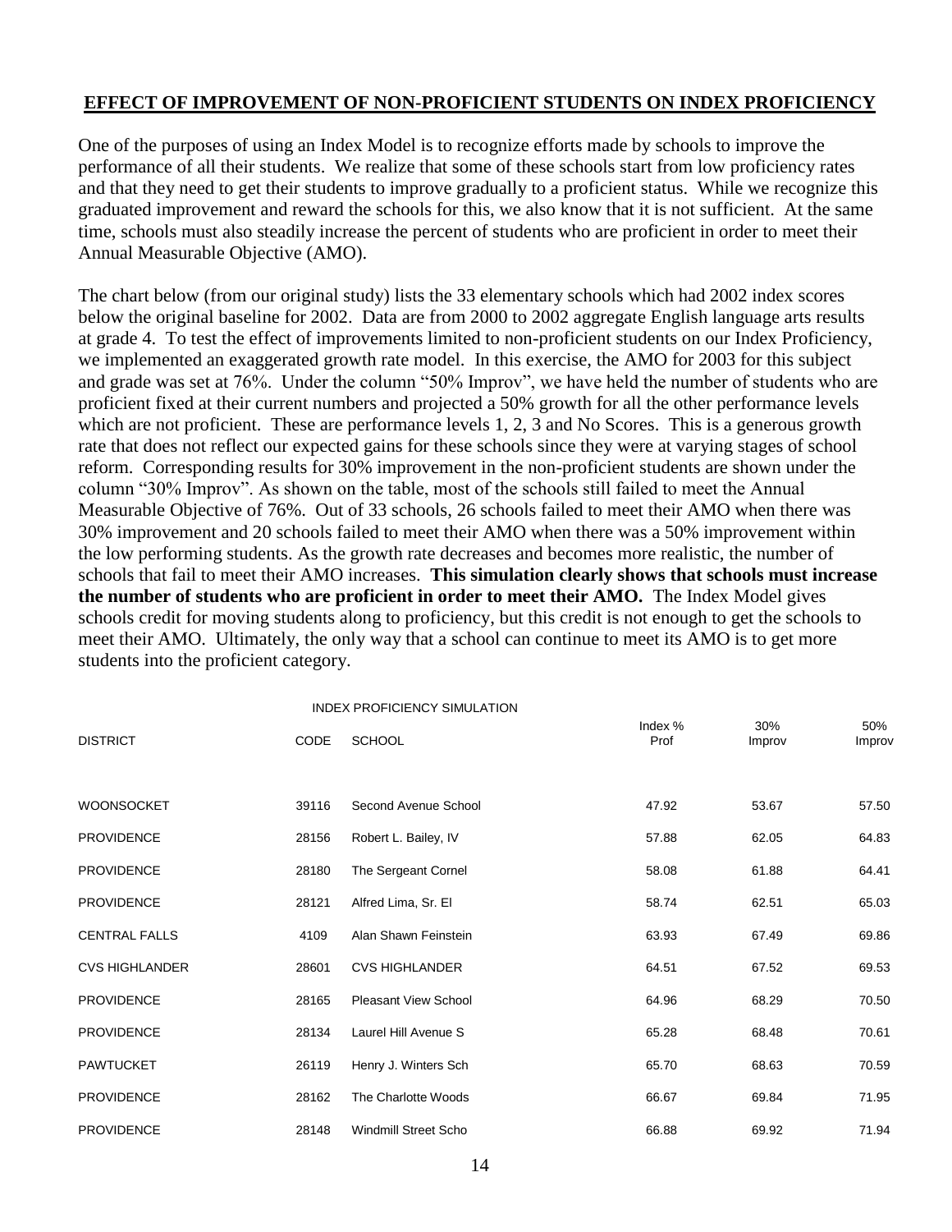## EFFECT OF IMPROVEMENT OF NON-PROFICIENT STUDENTS ON INDEX PROFICIENCY

One of the purposes of using an Index Model is to recognize efforts made by schools to improve the performance of all their students. We realize that some of these schools start from low proficiency rates and that they need to get their students to improve gradually to a proficient status. While we recognize this graduated improvement and reward the schools for this, we also know that it is not sufficient. At the same time, schools must also steadily increase the percent of students who are proficient in order to meet their Annual Measurable Objective (AMO).

The chart below (from our original study) lists the 33 elementary schools which had 2002 index scores below the original baseline for 2002. Data are from 2000 to 2002 aggregate English language arts results at grade 4. To test the effect of improvements limited to non-proficient students on our Index Proficiency, we implemented an exaggerated growth rate model. In this exercise, the AMO for 2003 for this subject and grade was set at 76%. Under the column "50% Improv", we have held the number of students who are proficient fixed at their current numbers and projected a 50% growth for all the other performance levels which are not proficient. These are performance levels 1, 2, 3 and No Scores. This is a generous growth rate that does not reflect our expected gains for these schools since they were at varying stages of school reform. Corresponding results for 30% improvement in the non-proficient students are shown under the column "30% Improv". As shown on the table, most of the schools still failed to meet the Annual Measurable Objective of 76%. Out of 33 schools, 26 schools failed to meet their AMO when there was 30% improvement and 20 schools failed to meet their AMO when there was a 50% improvement within the low performing students. As the growth rate decreases and becomes more realistic, the number of schools that fail to meet their AMO increases. **This simulation clearly shows that schools must increase the number of students who are proficient in order to meet their AMO.** The Index Model gives schools credit for moving students along to proficiency, but this credit is not enough to get the schools to meet their AMO. Ultimately, the only way that a school can continue to meet its AMO is to get more students into the proficient category.

INDEX PROFICIENCY SIMULATION

| DISTRICT | CODE | SCHOOL | Index % Prof | 30% Improv | 50% Improv |
|---|---|---|---|---|---|
| WOONSOCKET | 39116 | Second Avenue School | 47.92 | 53.67 | 57.50 |
| PROVIDENCE | 28156 | Robert L. Bailey, IV | 57.88 | 62.05 | 64.83 |
| PROVIDENCE | 28180 | The Sergeant Cornel | 58.08 | 61.88 | 64.41 |
| PROVIDENCE | 28121 | Alfred Lima, Sr. El | 58.74 | 62.51 | 65.03 |
| CENTRAL FALLS | 4109 | Alan Shawn Feinstein | 63.93 | 67.49 | 69.86 |
| CVS HIGHLANDER | 28601 | CVS HIGHLANDER | 64.51 | 67.52 | 69.53 |
| PROVIDENCE | 28165 | Pleasant View School | 64.96 | 68.29 | 70.50 |
| PROVIDENCE | 28134 | Laurel Hill Avenue S | 65.28 | 68.48 | 70.61 |
| PAWTUCKET | 26119 | Henry J. Winters Sch | 65.70 | 68.63 | 70.59 |
| PROVIDENCE | 28162 | The Charlotte Woods | 66.67 | 69.84 | 71.95 |
| PROVIDENCE | 28148 | Windmill Street Scho | 66.88 | 69.92 | 71.94 |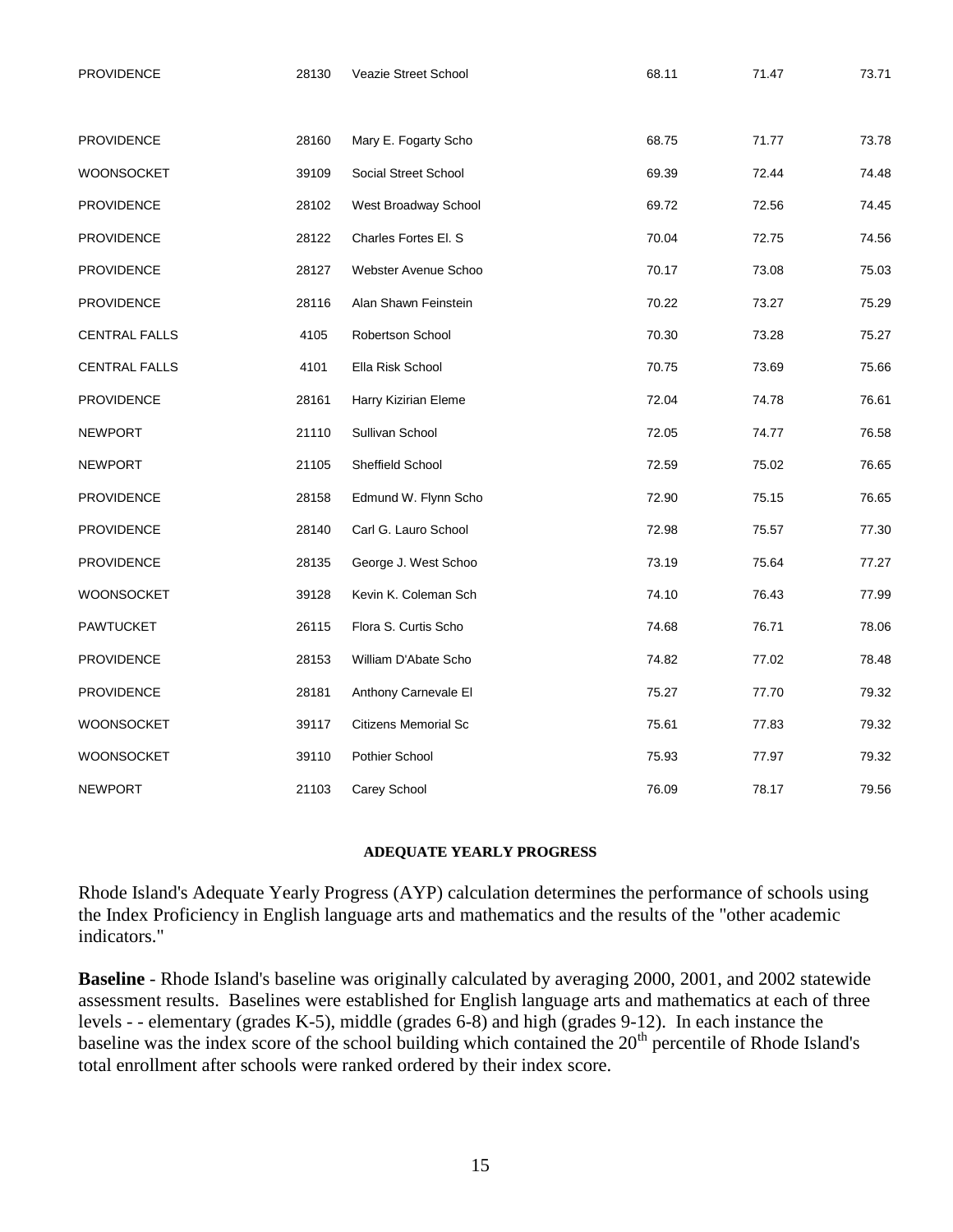| | | | | | |
|---|---|---|---|---|---|
| PROVIDENCE | 28130 | Veazie Street School | 68.11 | 71.47 | 73.71 |
| PROVIDENCE | 28160 | Mary E. Fogarty Scho | 68.75 | 71.77 | 73.78 |
| WOONSOCKET | 39109 | Social Street School | 69.39 | 72.44 | 74.48 |
| PROVIDENCE | 28102 | West Broadway School | 69.72 | 72.56 | 74.45 |
| PROVIDENCE | 28122 | Charles Fortes El. S | 70.04 | 72.75 | 74.56 |
| PROVIDENCE | 28127 | Webster Avenue Schoo | 70.17 | 73.08 | 75.03 |
| PROVIDENCE | 28116 | Alan Shawn Feinstein | 70.22 | 73.27 | 75.29 |
| CENTRAL FALLS | 4105 | Robertson School | 70.30 | 73.28 | 75.27 |
| CENTRAL FALLS | 4101 | Ella Risk School | 70.75 | 73.69 | 75.66 |
| PROVIDENCE | 28161 | Harry Kizirian Eleme | 72.04 | 74.78 | 76.61 |
| NEWPORT | 21110 | Sullivan School | 72.05 | 74.77 | 76.58 |
| NEWPORT | 21105 | Sheffield School | 72.59 | 75.02 | 76.65 |
| PROVIDENCE | 28158 | Edmund W. Flynn Scho | 72.90 | 75.15 | 76.65 |
| PROVIDENCE | 28140 | Carl G. Lauro School | 72.98 | 75.57 | 77.30 |
| PROVIDENCE | 28135 | George J. West Schoo | 73.19 | 75.64 | 77.27 |
| WOONSOCKET | 39128 | Kevin K. Coleman Sch | 74.10 | 76.43 | 77.99 |
| PAWTUCKET | 26115 | Flora S. Curtis Scho | 74.68 | 76.71 | 78.06 |
| PROVIDENCE | 28153 | William D'Abate Scho | 74.82 | 77.02 | 78.48 |
| PROVIDENCE | 28181 | Anthony Carnevale El | 75.27 | 77.70 | 79.32 |
| WOONSOCKET | 39117 | Citizens Memorial Sc | 75.61 | 77.83 | 79.32 |
| WOONSOCKET | 39110 | Pothier School | 75.93 | 77.97 | 79.32 |
| NEWPORT | 21103 | Carey School | 76.09 | 78.17 | 79.56 |

## ADEQUATE YEARLY PROGRESS

Rhode Island's Adequate Yearly Progress (AYP) calculation determines the performance of schools using the Index Proficiency in English language arts and mathematics and the results of the "other academic indicators."

**Baseline** - Rhode Island's baseline was originally calculated by averaging 2000, 2001, and 2002 statewide assessment results. Baselines were established for English language arts and mathematics at each of three levels - - elementary (grades K-5), middle (grades 6-8) and high (grades 9-12). In each instance the baseline was the index score of the school building which contained the 20th percentile of Rhode Island's total enrollment after schools were ranked ordered by their index score.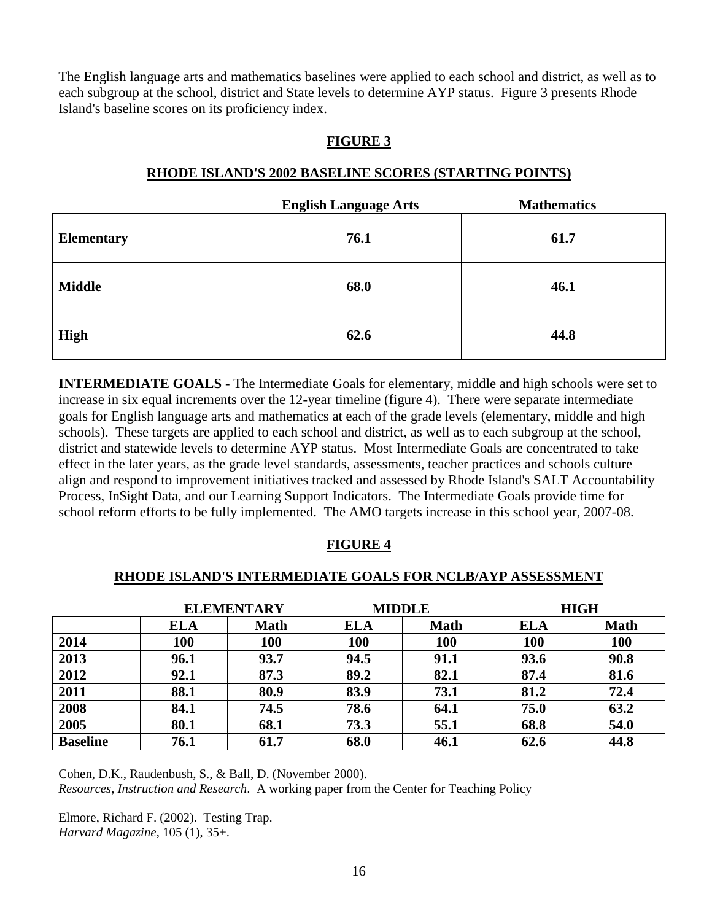The English language arts and mathematics baselines were applied to each school and district, as well as to each subgroup at the school, district and State levels to determine AYP status. Figure 3 presents Rhode Island's baseline scores on its proficiency index.

## FIGURE 3

### RHODE ISLAND'S 2002 BASELINE SCORES (STARTING POINTS)

| | English Language Arts | Mathematics |
|---|---|---|
| **Elementary** | **76.1** | **61.7** |
| **Middle** | **68.0** | **46.1** |
| **High** | **62.6** | **44.8** |

**INTERMEDIATE GOALS** - The Intermediate Goals for elementary, middle and high schools were set to increase in six equal increments over the 12-year timeline (figure 4). There were separate intermediate goals for English language arts and mathematics at each of the grade levels (elementary, middle and high schools). These targets are applied to each school and district, as well as to each subgroup at the school, district and statewide levels to determine AYP status. Most Intermediate Goals are concentrated to take effect in the later years, as the grade level standards, assessments, teacher practices and schools culture align and respond to improvement initiatives tracked and assessed by Rhode Island's SALT Accountability Process, In$ight Data, and our Learning Support Indicators. The Intermediate Goals provide time for school reform efforts to be fully implemented. The AMO targets increase in this school year, 2007-08.

## FIGURE 4

### RHODE ISLAND'S INTERMEDIATE GOALS FOR NCLB/AYP ASSESSMENT

| | ELEMENTARY | | MIDDLE | | HIGH | |
|---|---|---|---|---|---|---|
| | **ELA** | **Math** | **ELA** | **Math** | **ELA** | **Math** |
| **2014** | **100** | **100** | **100** | **100** | **100** | **100** |
| **2013** | **96.1** | **93.7** | **94.5** | **91.1** | **93.6** | **90.8** |
| **2012** | **92.1** | **87.3** | **89.2** | **82.1** | **87.4** | **81.6** |
| **2011** | **88.1** | **80.9** | **83.9** | **73.1** | **81.2** | **72.4** |
| **2008** | **84.1** | **74.5** | **78.6** | **64.1** | **75.0** | **63.2** |
| **2005** | **80.1** | **68.1** | **73.3** | **55.1** | **68.8** | **54.0** |
| **Baseline** | **76.1** | **61.7** | **68.0** | **46.1** | **62.6** | **44.8** |

Cohen, D.K., Raudenbush, S., & Ball, D. (November 2000).
*Resources, Instruction and Research*. A working paper from the Center for Teaching Policy

Elmore, Richard F. (2002). Testing Trap.
*Harvard Magazine*, 105 (1), 35+.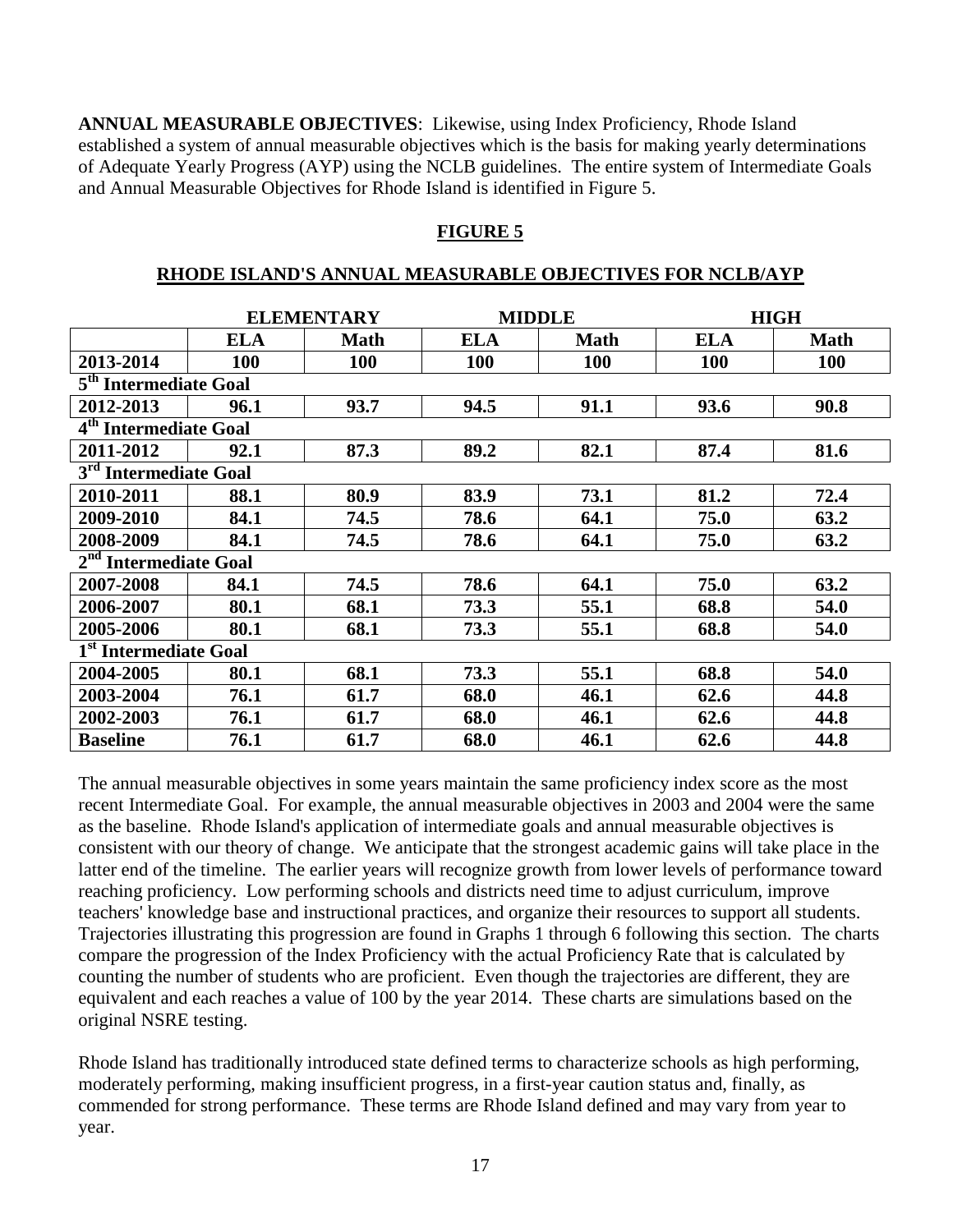**ANNUAL MEASURABLE OBJECTIVES**: Likewise, using Index Proficiency, Rhode Island established a system of annual measurable objectives which is the basis for making yearly determinations of Adequate Yearly Progress (AYP) using the NCLB guidelines. The entire system of Intermediate Goals and Annual Measurable Objectives for Rhode Island is identified in Figure 5.

## FIGURE 5

### RHODE ISLAND'S ANNUAL MEASURABLE OBJECTIVES FOR NCLB/AYP

| | ELEMENTARY | | MIDDLE | | HIGH | |
|---|---|---|---|---|---|---|
| | **ELA** | **Math** | **ELA** | **Math** | **ELA** | **Math** |
| **2013-2014** | **100** | **100** | **100** | **100** | **100** | **100** |
| **5th Intermediate Goal** | | | | | | |
| **2012-2013** | **96.1** | **93.7** | **94.5** | **91.1** | **93.6** | **90.8** |
| **4th Intermediate Goal** | | | | | | |
| **2011-2012** | **92.1** | **87.3** | **89.2** | **82.1** | **87.4** | **81.6** |
| **3rd Intermediate Goal** | | | | | | |
| **2010-2011** | **88.1** | **80.9** | **83.9** | **73.1** | **81.2** | **72.4** |
| **2009-2010** | **84.1** | **74.5** | **78.6** | **64.1** | **75.0** | **63.2** |
| **2008-2009** | **84.1** | **74.5** | **78.6** | **64.1** | **75.0** | **63.2** |
| **2nd Intermediate Goal** | | | | | | |
| **2007-2008** | **84.1** | **74.5** | **78.6** | **64.1** | **75.0** | **63.2** |
| **2006-2007** | **80.1** | **68.1** | **73.3** | **55.1** | **68.8** | **54.0** |
| **2005-2006** | **80.1** | **68.1** | **73.3** | **55.1** | **68.8** | **54.0** |
| **1st Intermediate Goal** | | | | | | |
| **2004-2005** | **80.1** | **68.1** | **73.3** | **55.1** | **68.8** | **54.0** |
| **2003-2004** | **76.1** | **61.7** | **68.0** | **46.1** | **62.6** | **44.8** |
| **2002-2003** | **76.1** | **61.7** | **68.0** | **46.1** | **62.6** | **44.8** |
| **Baseline** | **76.1** | **61.7** | **68.0** | **46.1** | **62.6** | **44.8** |

The annual measurable objectives in some years maintain the same proficiency index score as the most recent Intermediate Goal. For example, the annual measurable objectives in 2003 and 2004 were the same as the baseline. Rhode Island's application of intermediate goals and annual measurable objectives is consistent with our theory of change. We anticipate that the strongest academic gains will take place in the latter end of the timeline. The earlier years will recognize growth from lower levels of performance toward reaching proficiency. Low performing schools and districts need time to adjust curriculum, improve teachers' knowledge base and instructional practices, and organize their resources to support all students. Trajectories illustrating this progression are found in Graphs 1 through 6 following this section. The charts compare the progression of the Index Proficiency with the actual Proficiency Rate that is calculated by counting the number of students who are proficient. Even though the trajectories are different, they are equivalent and each reaches a value of 100 by the year 2014. These charts are simulations based on the original NSRE testing.

Rhode Island has traditionally introduced state defined terms to characterize schools as high performing, moderately performing, making insufficient progress, in a first-year caution status and, finally, as commended for strong performance. These terms are Rhode Island defined and may vary from year to year.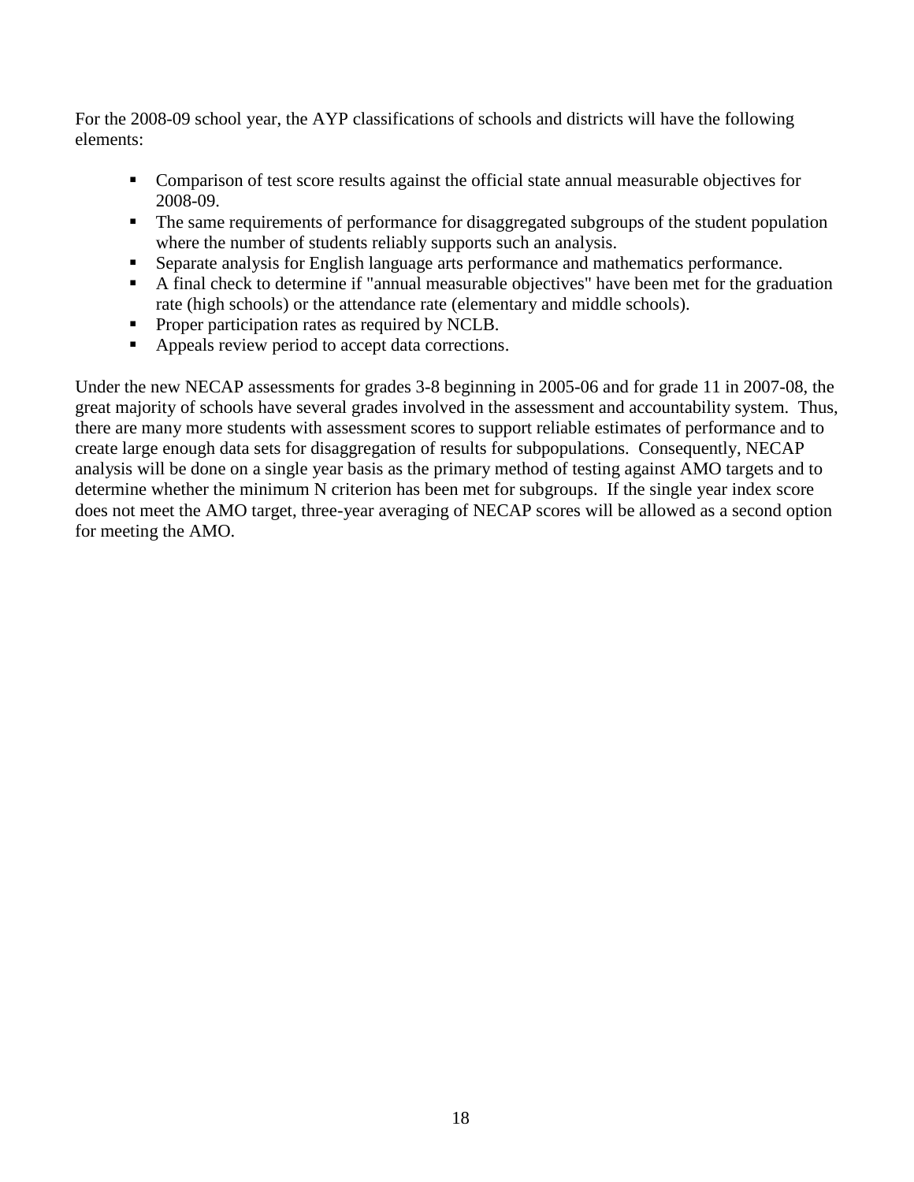For the 2008-09 school year, the AYP classifications of schools and districts will have the following elements:

- Comparison of test score results against the official state annual measurable objectives for 2008-09.
- The same requirements of performance for disaggregated subgroups of the student population where the number of students reliably supports such an analysis.
- Separate analysis for English language arts performance and mathematics performance.
- A final check to determine if "annual measurable objectives" have been met for the graduation rate (high schools) or the attendance rate (elementary and middle schools).
- Proper participation rates as required by NCLB.
- Appeals review period to accept data corrections.

Under the new NECAP assessments for grades 3-8 beginning in 2005-06 and for grade 11 in 2007-08, the great majority of schools have several grades involved in the assessment and accountability system. Thus, there are many more students with assessment scores to support reliable estimates of performance and to create large enough data sets for disaggregation of results for subpopulations. Consequently, NECAP analysis will be done on a single year basis as the primary method of testing against AMO targets and to determine whether the minimum N criterion has been met for subgroups. If the single year index score does not meet the AMO target, three-year averaging of NECAP scores will be allowed as a second option for meeting the AMO.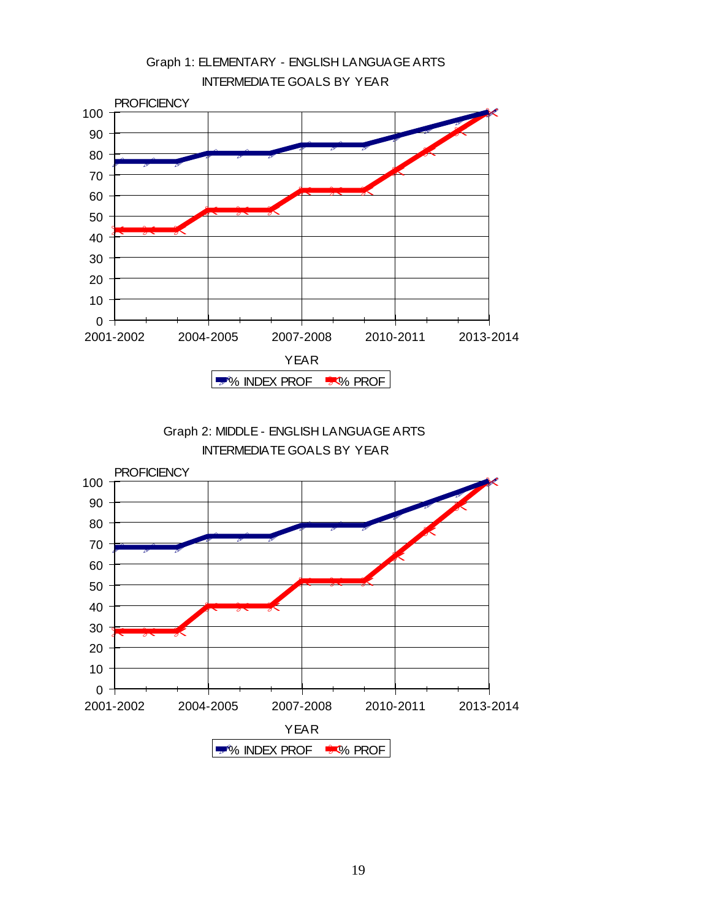Graph 1: ELEMENTARY - ENGLISH LANGUAGE ARTS
INTERMEDIATE GOALS BY YEAR

PROFICIENCY

100
90
80
70
60
50
40
30
20
10
0

2001-2002 2004-2005 2007-2008 2010-2011 2013-2014

YEAR

% INDEX PROF % PROF

Graph 2: MIDDLE - ENGLISH LANGUAGE ARTS
INTERMEDIATE GOALS BY YEAR

PROFICIENCY

100
90
80
70
60
50
40
30
20
10
0

2001-2002 2004-2005 2007-2008 2010-2011 2013-2014

YEAR

% INDEX PROF % PROF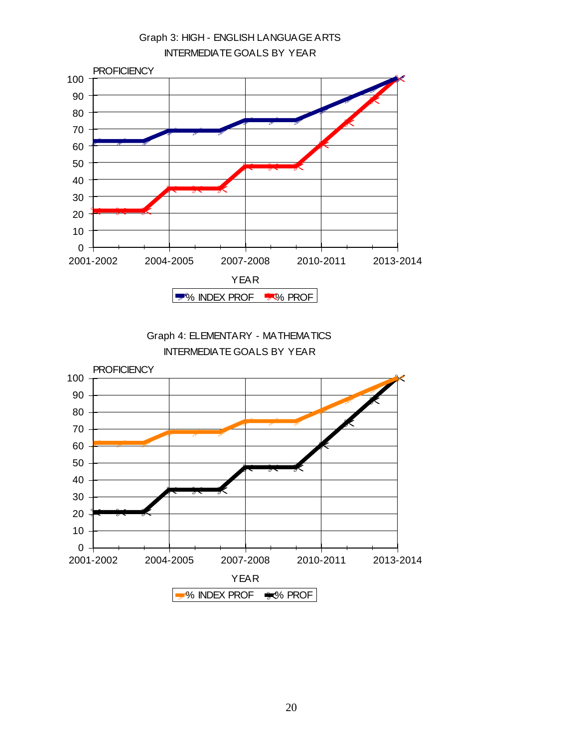Graph 3: HIGH - ENGLISH LANGUAGE ARTS
INTERMEDIATE GOALS BY YEAR

PROFICIENCY

100
90
80
70
60
50
40
30
20
10
0

2001-2002 2004-2005 2007-2008 2010-2011 2013-2014

YEAR

% INDEX PROF % PROF

Graph 4: ELEMENTARY - MATHEMATICS
INTERMEDIATE GOALS BY YEAR

PROFICIENCY

100
90
80
70
60
50
40
30
20
10
0

2001-2002 2004-2005 2007-2008 2010-2011 2013-2014

YEAR

% INDEX PROF % PROF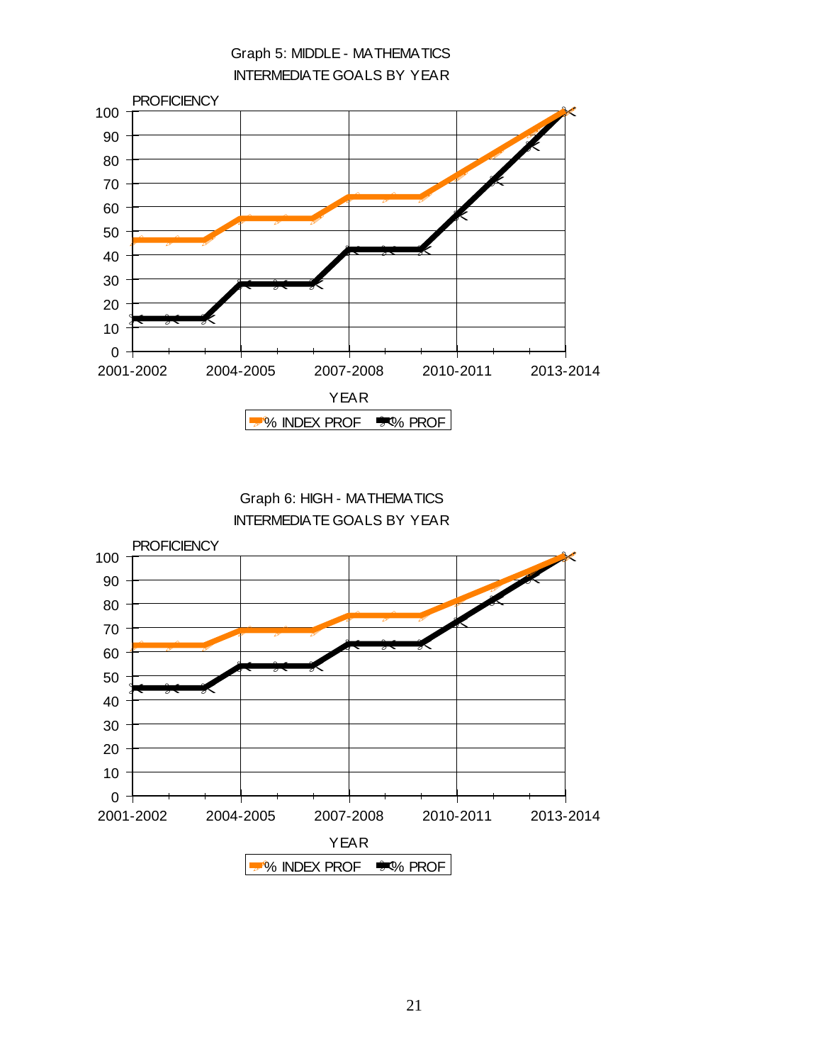Graph 5: MIDDLE - MATHEMATICS
INTERMEDIATE GOALS BY YEAR

PROFICIENCY

100
90
80
70
60
50
40
30
20
10
0

2001-2002 2004-2005 2007-2008 2010-2011 2013-2014

YEAR

% INDEX PROF % PROF

Graph 6: HIGH - MATHEMATICS
INTERMEDIATE GOALS BY YEAR

PROFICIENCY

100
90
80
70
60
50
40
30
20
10
0

2001-2002 2004-2005 2007-2008 2010-2011 2013-2014

YEAR

% INDEX PROF % PROF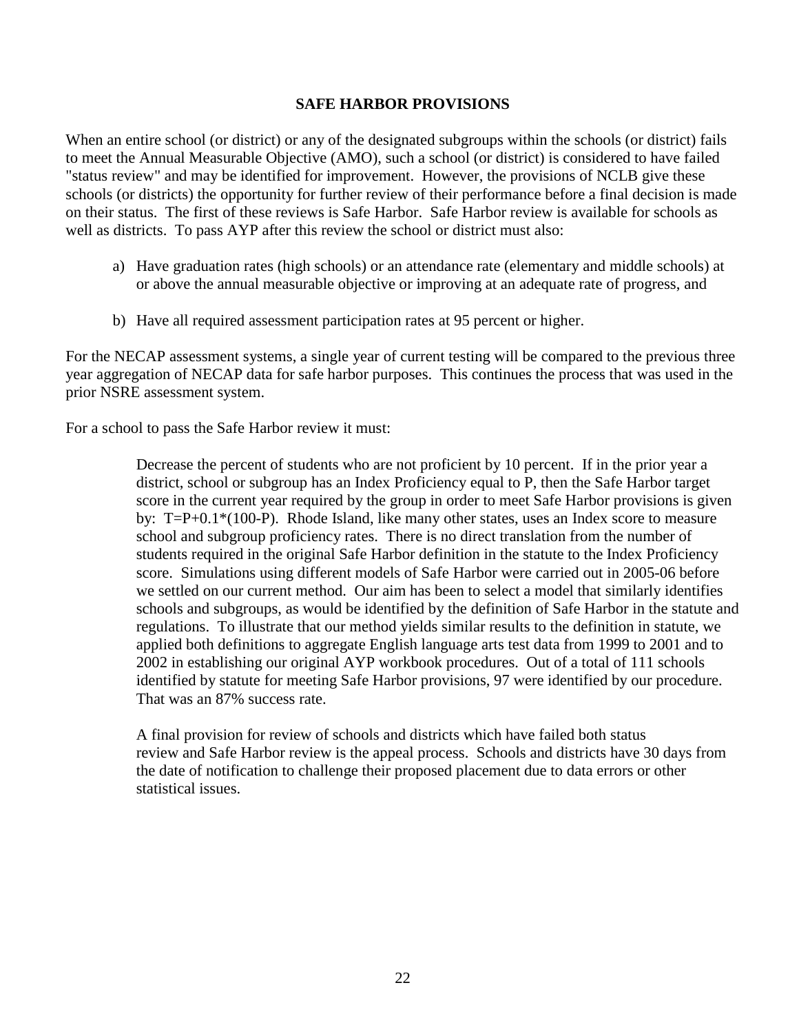## SAFE HARBOR PROVISIONS

When an entire school (or district) or any of the designated subgroups within the schools (or district) fails to meet the Annual Measurable Objective (AMO), such a school (or district) is considered to have failed "status review" and may be identified for improvement. However, the provisions of NCLB give these schools (or districts) the opportunity for further review of their performance before a final decision is made on their status. The first of these reviews is Safe Harbor. Safe Harbor review is available for schools as well as districts. To pass AYP after this review the school or district must also:

a) Have graduation rates (high schools) or an attendance rate (elementary and middle schools) at or above the annual measurable objective or improving at an adequate rate of progress, and

b) Have all required assessment participation rates at 95 percent or higher.

For the NECAP assessment systems, a single year of current testing will be compared to the previous three year aggregation of NECAP data for safe harbor purposes. This continues the process that was used in the prior NSRE assessment system.

For a school to pass the Safe Harbor review it must:

> Decrease the percent of students who are not proficient by 10 percent. If in the prior year a district, school or subgroup has an Index Proficiency equal to P, then the Safe Harbor target score in the current year required by the group in order to meet Safe Harbor provisions is given by: $T=P+0.1*(100-P)$. Rhode Island, like many other states, uses an Index score to measure school and subgroup proficiency rates. There is no direct translation from the number of students required in the original Safe Harbor definition in the statute to the Index Proficiency score. Simulations using different models of Safe Harbor were carried out in 2005-06 before we settled on our current method. Our aim has been to select a model that similarly identifies schools and subgroups, as would be identified by the definition of Safe Harbor in the statute and regulations. To illustrate that our method yields similar results to the definition in statute, we applied both definitions to aggregate English language arts test data from 1999 to 2001 and to 2002 in establishing our original AYP workbook procedures. Out of a total of 111 schools identified by statute for meeting Safe Harbor provisions, 97 were identified by our procedure. That was an 87% success rate.
>
> A final provision for review of schools and districts which have failed both status review and Safe Harbor review is the appeal process. Schools and districts have 30 days from the date of notification to challenge their proposed placement due to data errors or other statistical issues.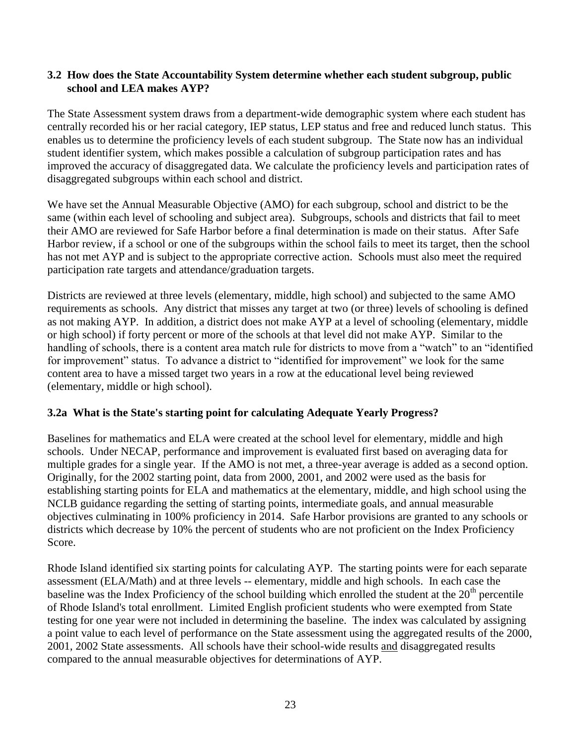### 3.2 How does the State Accountability System determine whether each student subgroup, public school and LEA makes AYP?

The State Assessment system draws from a department-wide demographic system where each student has centrally recorded his or her racial category, IEP status, LEP status and free and reduced lunch status. This enables us to determine the proficiency levels of each student subgroup. The State now has an individual student identifier system, which makes possible a calculation of subgroup participation rates and has improved the accuracy of disaggregated data. We calculate the proficiency levels and participation rates of disaggregated subgroups within each school and district.

We have set the Annual Measurable Objective (AMO) for each subgroup, school and district to be the same (within each level of schooling and subject area). Subgroups, schools and districts that fail to meet their AMO are reviewed for Safe Harbor before a final determination is made on their status. After Safe Harbor review, if a school or one of the subgroups within the school fails to meet its target, then the school has not met AYP and is subject to the appropriate corrective action. Schools must also meet the required participation rate targets and attendance/graduation targets.

Districts are reviewed at three levels (elementary, middle, high school) and subjected to the same AMO requirements as schools. Any district that misses any target at two (or three) levels of schooling is defined as not making AYP. In addition, a district does not make AYP at a level of schooling (elementary, middle or high school) if forty percent or more of the schools at that level did not make AYP. Similar to the handling of schools, there is a content area match rule for districts to move from a "watch" to an "identified for improvement" status. To advance a district to "identified for improvement" we look for the same content area to have a missed target two years in a row at the educational level being reviewed (elementary, middle or high school).

### 3.2a What is the State's starting point for calculating Adequate Yearly Progress?

Baselines for mathematics and ELA were created at the school level for elementary, middle and high schools. Under NECAP, performance and improvement is evaluated first based on averaging data for multiple grades for a single year. If the AMO is not met, a three-year average is added as a second option. Originally, for the 2002 starting point, data from 2000, 2001, and 2002 were used as the basis for establishing starting points for ELA and mathematics at the elementary, middle, and high school using the NCLB guidance regarding the setting of starting points, intermediate goals, and annual measurable objectives culminating in 100% proficiency in 2014. Safe Harbor provisions are granted to any schools or districts which decrease by 10% the percent of students who are not proficient on the Index Proficiency Score.

Rhode Island identified six starting points for calculating AYP. The starting points were for each separate assessment (ELA/Math) and at three levels -- elementary, middle and high schools. In each case the baseline was the Index Proficiency of the school building which enrolled the student at the 20th percentile of Rhode Island's total enrollment. Limited English proficient students who were exempted from State testing for one year were not included in determining the baseline. The index was calculated by assigning a point value to each level of performance on the State assessment using the aggregated results of the 2000, 2001, 2002 State assessments. All schools have their school-wide results and disaggregated results compared to the annual measurable objectives for determinations of AYP.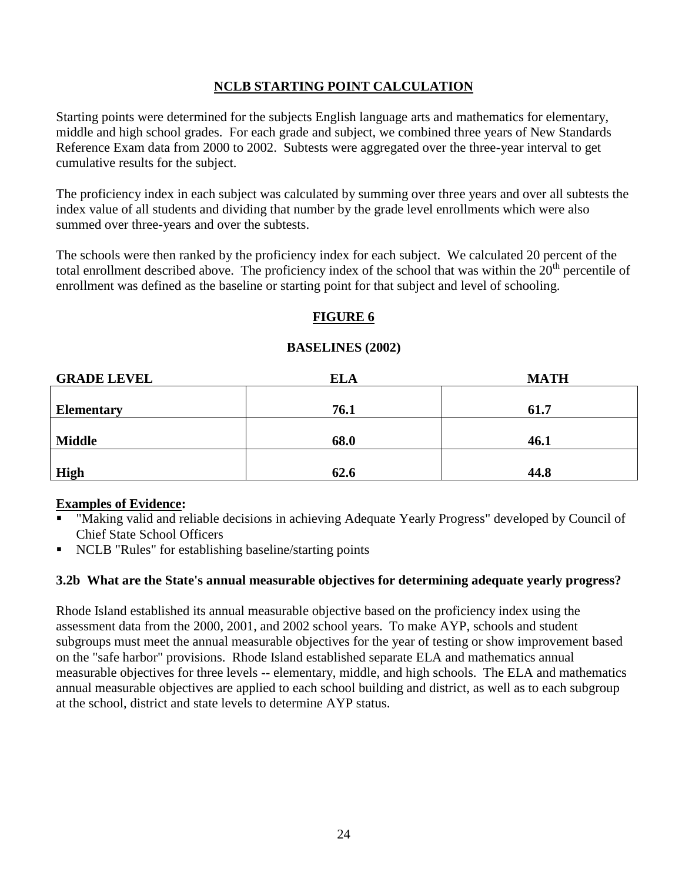## NCLB STARTING POINT CALCULATION

Starting points were determined for the subjects English language arts and mathematics for elementary, middle and high school grades. For each grade and subject, we combined three years of New Standards Reference Exam data from 2000 to 2002. Subtests were aggregated over the three-year interval to get cumulative results for the subject.

The proficiency index in each subject was calculated by summing over three years and over all subtests the index value of all students and dividing that number by the grade level enrollments which were also summed over three-years and over the subtests.

The schools were then ranked by the proficiency index for each subject. We calculated 20 percent of the total enrollment described above. The proficiency index of the school that was within the 20th percentile of enrollment was defined as the baseline or starting point for that subject and level of schooling.

### FIGURE 6

**BASELINES (2002)**

| GRADE LEVEL | ELA | MATH |
|---|---|---|
| **Elementary** | **76.1** | **61.7** |
| **Middle** | **68.0** | **46.1** |
| **High** | **62.6** | **44.8** |

**Examples of Evidence:**

- "Making valid and reliable decisions in achieving Adequate Yearly Progress" developed by Council of Chief State School Officers
- NCLB "Rules" for establishing baseline/starting points

### 3.2b What are the State's annual measurable objectives for determining adequate yearly progress?

Rhode Island established its annual measurable objective based on the proficiency index using the assessment data from the 2000, 2001, and 2002 school years. To make AYP, schools and student subgroups must meet the annual measurable objectives for the year of testing or show improvement based on the "safe harbor" provisions. Rhode Island established separate ELA and mathematics annual measurable objectives for three levels -- elementary, middle, and high schools. The ELA and mathematics annual measurable objectives are applied to each school building and district, as well as to each subgroup at the school, district and state levels to determine AYP status.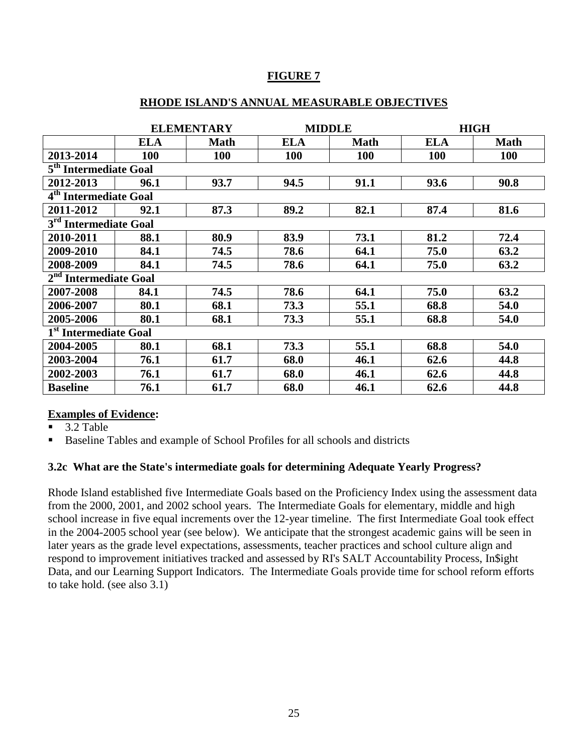**FIGURE 7**

**RHODE ISLAND'S ANNUAL MEASURABLE OBJECTIVES**

| | ELEMENTARY | | MIDDLE | | HIGH | |
|---|---|---|---|---|---|---|
| | **ELA** | **Math** | **ELA** | **Math** | **ELA** | **Math** |
| **2013-2014** | **100** | **100** | **100** | **100** | **100** | **100** |
| **5th Intermediate Goal** | | | | | | |
| **2012-2013** | **96.1** | **93.7** | **94.5** | **91.1** | **93.6** | **90.8** |
| **4th Intermediate Goal** | | | | | | |
| **2011-2012** | **92.1** | **87.3** | **89.2** | **82.1** | **87.4** | **81.6** |
| **3rd Intermediate Goal** | | | | | | |
| **2010-2011** | **88.1** | **80.9** | **83.9** | **73.1** | **81.2** | **72.4** |
| **2009-2010** | **84.1** | **74.5** | **78.6** | **64.1** | **75.0** | **63.2** |
| **2008-2009** | **84.1** | **74.5** | **78.6** | **64.1** | **75.0** | **63.2** |
| **2nd Intermediate Goal** | | | | | | |
| **2007-2008** | **84.1** | **74.5** | **78.6** | **64.1** | **75.0** | **63.2** |
| **2006-2007** | **80.1** | **68.1** | **73.3** | **55.1** | **68.8** | **54.0** |
| **2005-2006** | **80.1** | **68.1** | **73.3** | **55.1** | **68.8** | **54.0** |
| **1st Intermediate Goal** | | | | | | |
| **2004-2005** | **80.1** | **68.1** | **73.3** | **55.1** | **68.8** | **54.0** |
| **2003-2004** | **76.1** | **61.7** | **68.0** | **46.1** | **62.6** | **44.8** |
| **2002-2003** | **76.1** | **61.7** | **68.0** | **46.1** | **62.6** | **44.8** |
| **Baseline** | **76.1** | **61.7** | **68.0** | **46.1** | **62.6** | **44.8** |

**Examples of Evidence:**

- 3.2 Table
- Baseline Tables and example of School Profiles for all schools and districts

### 3.2c What are the State's intermediate goals for determining Adequate Yearly Progress?

Rhode Island established five Intermediate Goals based on the Proficiency Index using the assessment data from the 2000, 2001, and 2002 school years. The Intermediate Goals for elementary, middle and high school increase in five equal increments over the 12-year timeline. The first Intermediate Goal took effect in the 2004-2005 school year (see below). We anticipate that the strongest academic gains will be seen in later years as the grade level expectations, assessments, teacher practices and school culture align and respond to improvement initiatives tracked and assessed by RI's SALT Accountability Process, In$ight Data, and our Learning Support Indicators. The Intermediate Goals provide time for school reform efforts to take hold. (see also 3.1)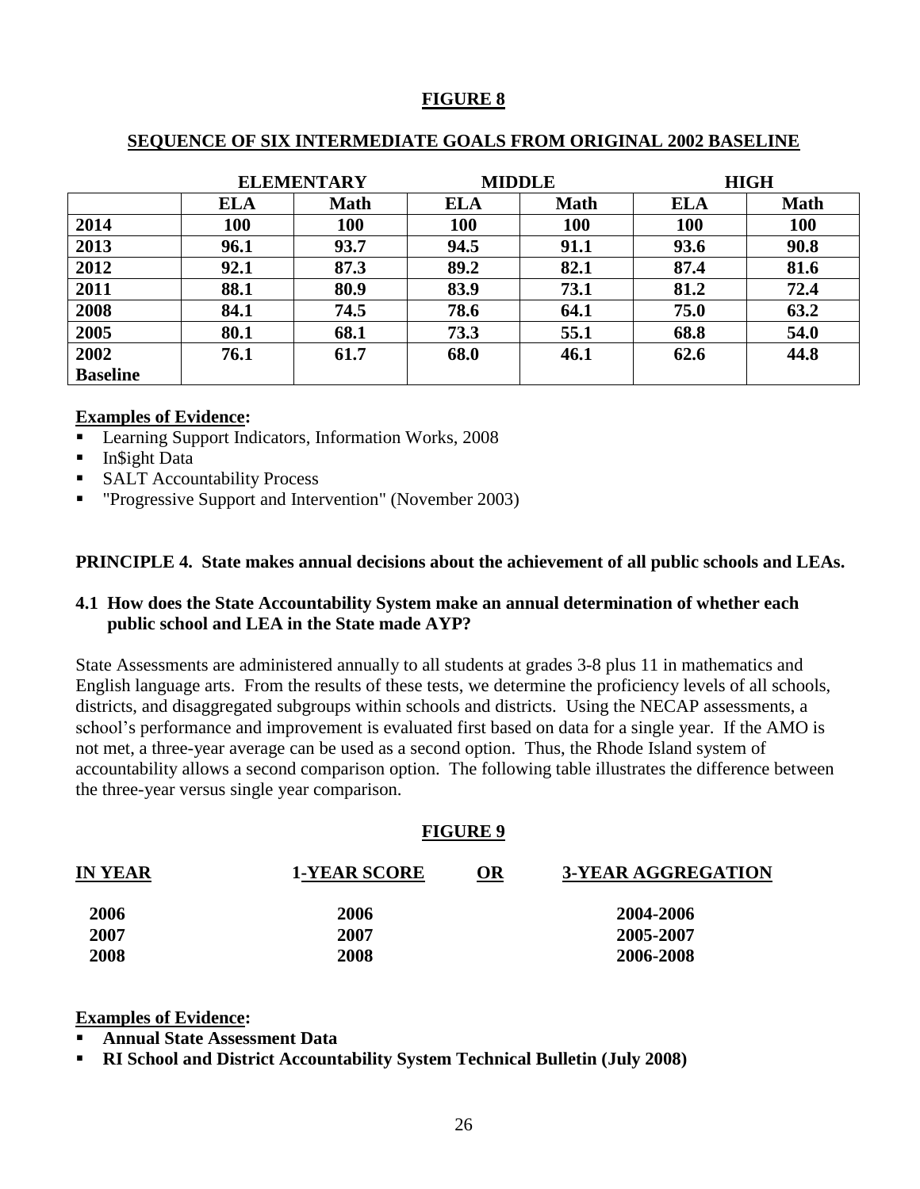**FIGURE 8**

**SEQUENCE OF SIX INTERMEDIATE GOALS FROM ORIGINAL 2002 BASELINE**

| | ELEMENTARY | | MIDDLE | | HIGH | |
|---|---|---|---|---|---|---|
| | **ELA** | **Math** | **ELA** | **Math** | **ELA** | **Math** |
| **2014** | **100** | **100** | **100** | **100** | **100** | **100** |
| **2013** | **96.1** | **93.7** | **94.5** | **91.1** | **93.6** | **90.8** |
| **2012** | **92.1** | **87.3** | **89.2** | **82.1** | **87.4** | **81.6** |
| **2011** | **88.1** | **80.9** | **83.9** | **73.1** | **81.2** | **72.4** |
| **2008** | **84.1** | **74.5** | **78.6** | **64.1** | **75.0** | **63.2** |
| **2005** | **80.1** | **68.1** | **73.3** | **55.1** | **68.8** | **54.0** |
| **2002 Baseline** | **76.1** | **61.7** | **68.0** | **46.1** | **62.6** | **44.8** |

**Examples of Evidence:**

- Learning Support Indicators, Information Works, 2008
- In$ight Data
- SALT Accountability Process
- "Progressive Support and Intervention" (November 2003)

**PRINCIPLE 4. State makes annual decisions about the achievement of all public schools and LEAs.**

**4.1 How does the State Accountability System make an annual determination of whether each public school and LEA in the State made AYP?**

State Assessments are administered annually to all students at grades 3-8 plus 11 in mathematics and English language arts. From the results of these tests, we determine the proficiency levels of all schools, districts, and disaggregated subgroups within schools and districts. Using the NECAP assessments, a school's performance and improvement is evaluated first based on data for a single year. If the AMO is not met, a three-year average can be used as a second option. Thus, the Rhode Island system of accountability allows a second comparison option. The following table illustrates the difference between the three-year versus single year comparison.

**FIGURE 9**

| IN YEAR | 1-YEAR SCORE | OR | 3-YEAR AGGREGATION |
|---|---|---|---|
| **2006** | **2006** | | **2004-2006** |
| **2007** | **2007** | | **2005-2007** |
| **2008** | **2008** | | **2006-2008** |

**Examples of Evidence:**

- **Annual State Assessment Data**
- **RI School and District Accountability System Technical Bulletin (July 2008)**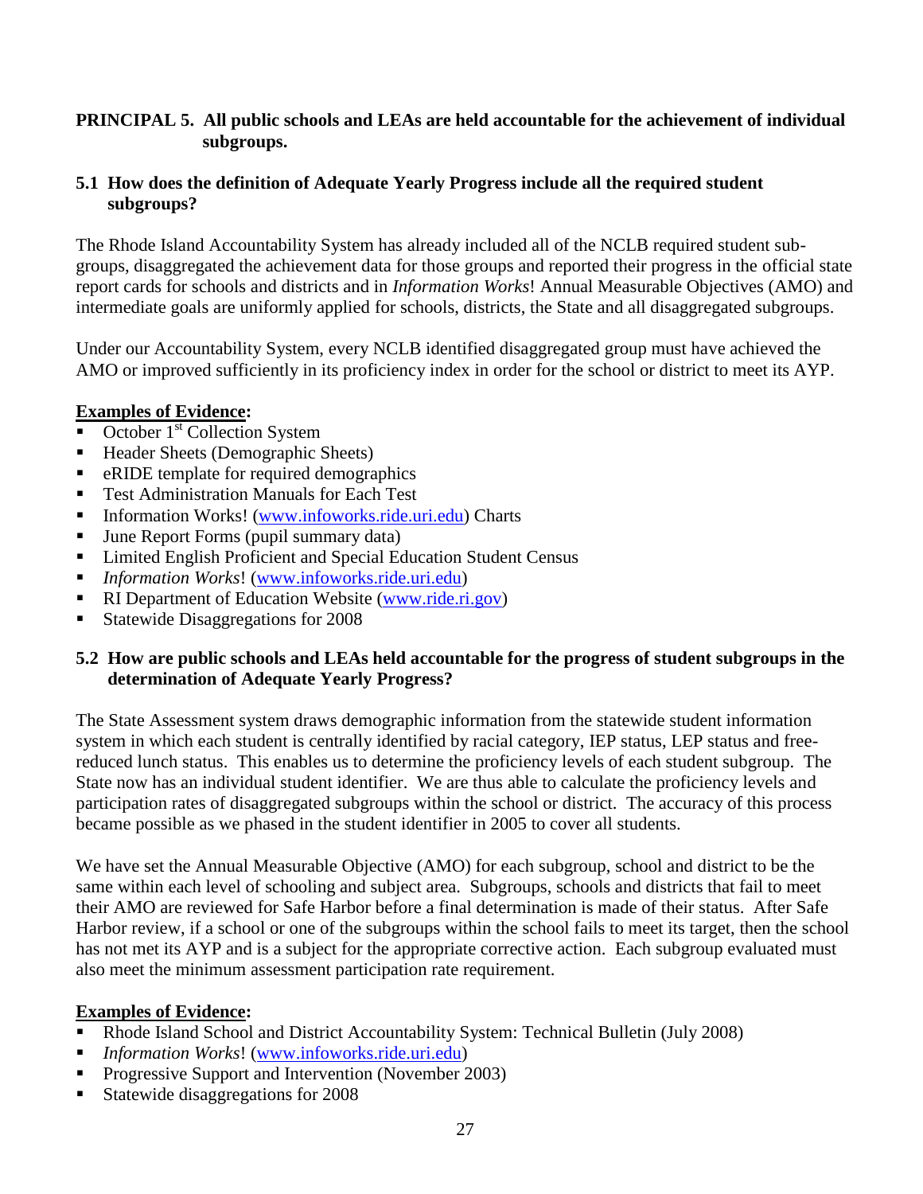## PRINCIPAL 5. All public schools and LEAs are held accountable for the achievement of individual subgroups.

### 5.1 How does the definition of Adequate Yearly Progress include all the required student subgroups?

The Rhode Island Accountability System has already included all of the NCLB required student sub-groups, disaggregated the achievement data for those groups and reported their progress in the official state report cards for schools and districts and in *Information Works*! Annual Measurable Objectives (AMO) and intermediate goals are uniformly applied for schools, districts, the State and all disaggregated subgroups.

Under our Accountability System, every NCLB identified disaggregated group must have achieved the AMO or improved sufficiently in its proficiency index in order for the school or district to meet its AYP.

**<u>Examples of Evidence</u>:**

- October 1st Collection System
- Header Sheets (Demographic Sheets)
- eRIDE template for required demographics
- Test Administration Manuals for Each Test
- Information Works! (www.infoworks.ride.uri.edu) Charts
- June Report Forms (pupil summary data)
- Limited English Proficient and Special Education Student Census
- *Information Works*! (www.infoworks.ride.uri.edu)
- RI Department of Education Website (www.ride.ri.gov)
- Statewide Disaggregations for 2008

### 5.2 How are public schools and LEAs held accountable for the progress of student subgroups in the determination of Adequate Yearly Progress?

The State Assessment system draws demographic information from the statewide student information system in which each student is centrally identified by racial category, IEP status, LEP status and free-reduced lunch status. This enables us to determine the proficiency levels of each student subgroup. The State now has an individual student identifier. We are thus able to calculate the proficiency levels and participation rates of disaggregated subgroups within the school or district. The accuracy of this process became possible as we phased in the student identifier in 2005 to cover all students.

We have set the Annual Measurable Objective (AMO) for each subgroup, school and district to be the same within each level of schooling and subject area. Subgroups, schools and districts that fail to meet their AMO are reviewed for Safe Harbor before a final determination is made of their status. After Safe Harbor review, if a school or one of the subgroups within the school fails to meet its target, then the school has not met its AYP and is a subject for the appropriate corrective action. Each subgroup evaluated must also meet the minimum assessment participation rate requirement.

**<u>Examples of Evidence</u>:**

- Rhode Island School and District Accountability System: Technical Bulletin (July 2008)
- *Information Works*! (www.infoworks.ride.uri.edu)
- Progressive Support and Intervention (November 2003)
- Statewide disaggregations for 2008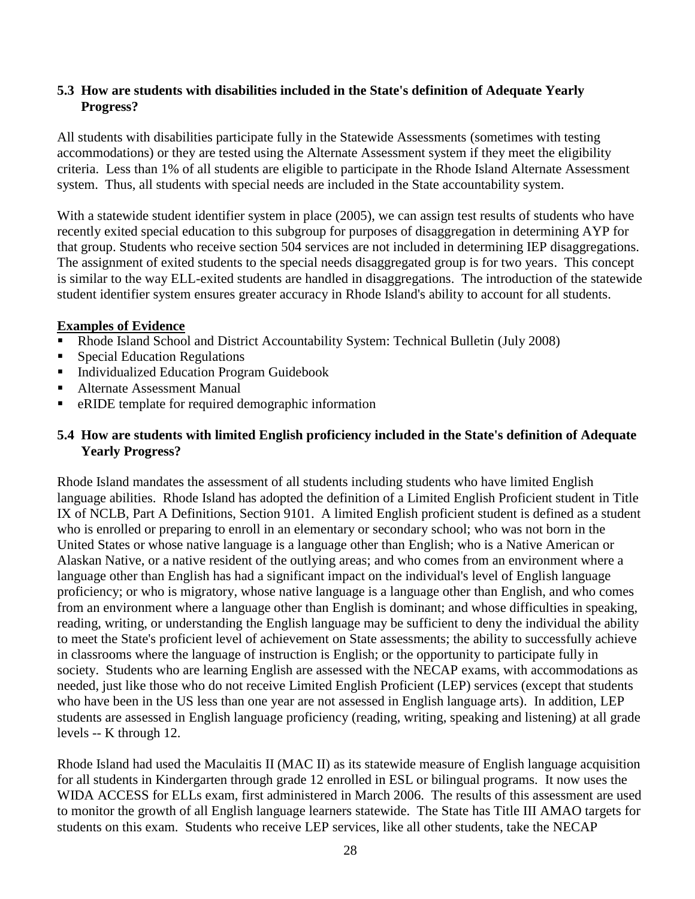### 5.3 How are students with disabilities included in the State's definition of Adequate Yearly Progress?

All students with disabilities participate fully in the Statewide Assessments (sometimes with testing accommodations) or they are tested using the Alternate Assessment system if they meet the eligibility criteria. Less than 1% of all students are eligible to participate in the Rhode Island Alternate Assessment system. Thus, all students with special needs are included in the State accountability system.

With a statewide student identifier system in place (2005), we can assign test results of students who have recently exited special education to this subgroup for purposes of disaggregation in determining AYP for that group. Students who receive section 504 services are not included in determining IEP disaggregations. The assignment of exited students to the special needs disaggregated group is for two years. This concept is similar to the way ELL-exited students are handled in disaggregations. The introduction of the statewide student identifier system ensures greater accuracy in Rhode Island's ability to account for all students.

**Examples of Evidence**

- Rhode Island School and District Accountability System: Technical Bulletin (July 2008)
- Special Education Regulations
- Individualized Education Program Guidebook
- Alternate Assessment Manual
- eRIDE template for required demographic information

### 5.4 How are students with limited English proficiency included in the State's definition of Adequate Yearly Progress?

Rhode Island mandates the assessment of all students including students who have limited English language abilities. Rhode Island has adopted the definition of a Limited English Proficient student in Title IX of NCLB, Part A Definitions, Section 9101. A limited English proficient student is defined as a student who is enrolled or preparing to enroll in an elementary or secondary school; who was not born in the United States or whose native language is a language other than English; who is a Native American or Alaskan Native, or a native resident of the outlying areas; and who comes from an environment where a language other than English has had a significant impact on the individual's level of English language proficiency; or who is migratory, whose native language is a language other than English, and who comes from an environment where a language other than English is dominant; and whose difficulties in speaking, reading, writing, or understanding the English language may be sufficient to deny the individual the ability to meet the State's proficient level of achievement on State assessments; the ability to successfully achieve in classrooms where the language of instruction is English; or the opportunity to participate fully in society. Students who are learning English are assessed with the NECAP exams, with accommodations as needed, just like those who do not receive Limited English Proficient (LEP) services (except that students who have been in the US less than one year are not assessed in English language arts). In addition, LEP students are assessed in English language proficiency (reading, writing, speaking and listening) at all grade levels -- K through 12.

Rhode Island had used the Maculaitis II (MAC II) as its statewide measure of English language acquisition for all students in Kindergarten through grade 12 enrolled in ESL or bilingual programs. It now uses the WIDA ACCESS for ELLs exam, first administered in March 2006. The results of this assessment are used to monitor the growth of all English language learners statewide. The State has Title III AMAO targets for students on this exam. Students who receive LEP services, like all other students, take the NECAP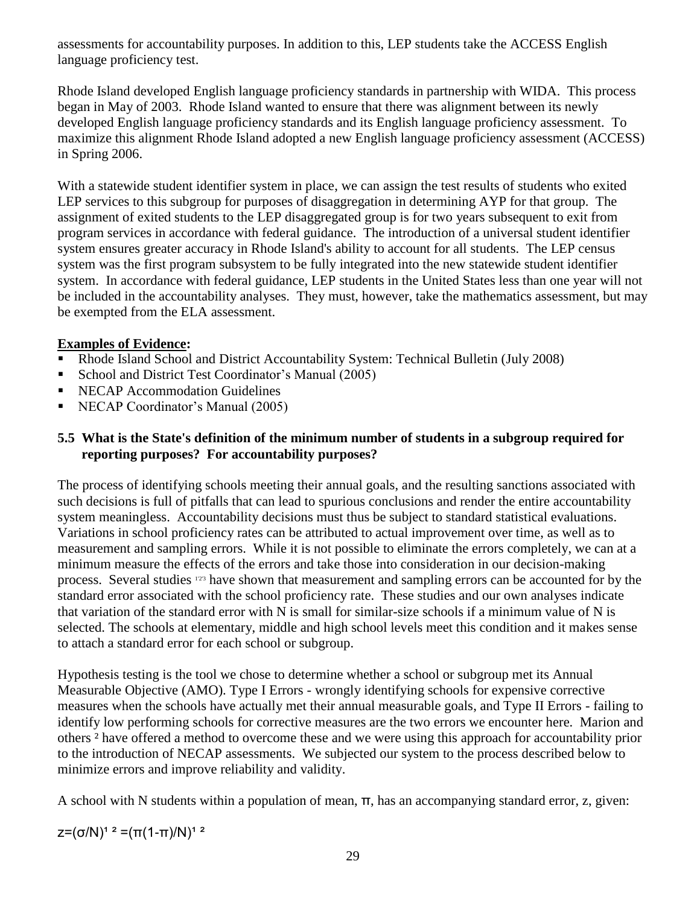assessments for accountability purposes. In addition to this, LEP students take the ACCESS English language proficiency test.

Rhode Island developed English language proficiency standards in partnership with WIDA. This process began in May of 2003. Rhode Island wanted to ensure that there was alignment between its newly developed English language proficiency standards and its English language proficiency assessment. To maximize this alignment Rhode Island adopted a new English language proficiency assessment (ACCESS) in Spring 2006.

With a statewide student identifier system in place, we can assign the test results of students who exited LEP services to this subgroup for purposes of disaggregation in determining AYP for that group. The assignment of exited students to the LEP disaggregated group is for two years subsequent to exit from program services in accordance with federal guidance. The introduction of a universal student identifier system ensures greater accuracy in Rhode Island's ability to account for all students. The LEP census system was the first program subsystem to be fully integrated into the new statewide student identifier system. In accordance with federal guidance, LEP students in the United States less than one year will not be included in the accountability analyses. They must, however, take the mathematics assessment, but may be exempted from the ELA assessment.

**Examples of Evidence:**

- Rhode Island School and District Accountability System: Technical Bulletin (July 2008)
- School and District Test Coordinator's Manual (2005)
- NECAP Accommodation Guidelines
- NECAP Coordinator's Manual (2005)

### 5.5 What is the State's definition of the minimum number of students in a subgroup required for reporting purposes? For accountability purposes?

The process of identifying schools meeting their annual goals, and the resulting sanctions associated with such decisions is full of pitfalls that can lead to spurious conclusions and render the entire accountability system meaningless. Accountability decisions must thus be subject to standard statistical evaluations. Variations in school proficiency rates can be attributed to actual improvement over time, as well as to measurement and sampling errors. While it is not possible to eliminate the errors completely, we can at a minimum measure the effects of the errors and take those into consideration in our decision-making process. Several studies [1,2,3] have shown that measurement and sampling errors can be accounted for by the standard error associated with the school proficiency rate. These studies and our own analyses indicate that variation of the standard error with N is small for similar-size schools if a minimum value of N is selected. The schools at elementary, middle and high school levels meet this condition and it makes sense to attach a standard error for each school or subgroup.

Hypothesis testing is the tool we chose to determine whether a school or subgroup met its Annual Measurable Objective (AMO). Type I Errors - wrongly identifying schools for expensive corrective measures when the schools have actually met their annual measurable goals, and Type II Errors - failing to identify low performing schools for corrective measures are the two errors we encounter here. Marion and others [2] have offered a method to overcome these and we were using this approach for accountability prior to the introduction of NECAP assessments. We subjected our system to the process described below to minimize errors and improve reliability and validity.

A school with N students within a population of mean, $\pi$, has an accompanying standard error, z, given:

$$z=(\sigma/N)^{1/2}=(\pi(1-\pi)/N)^{1/2}$$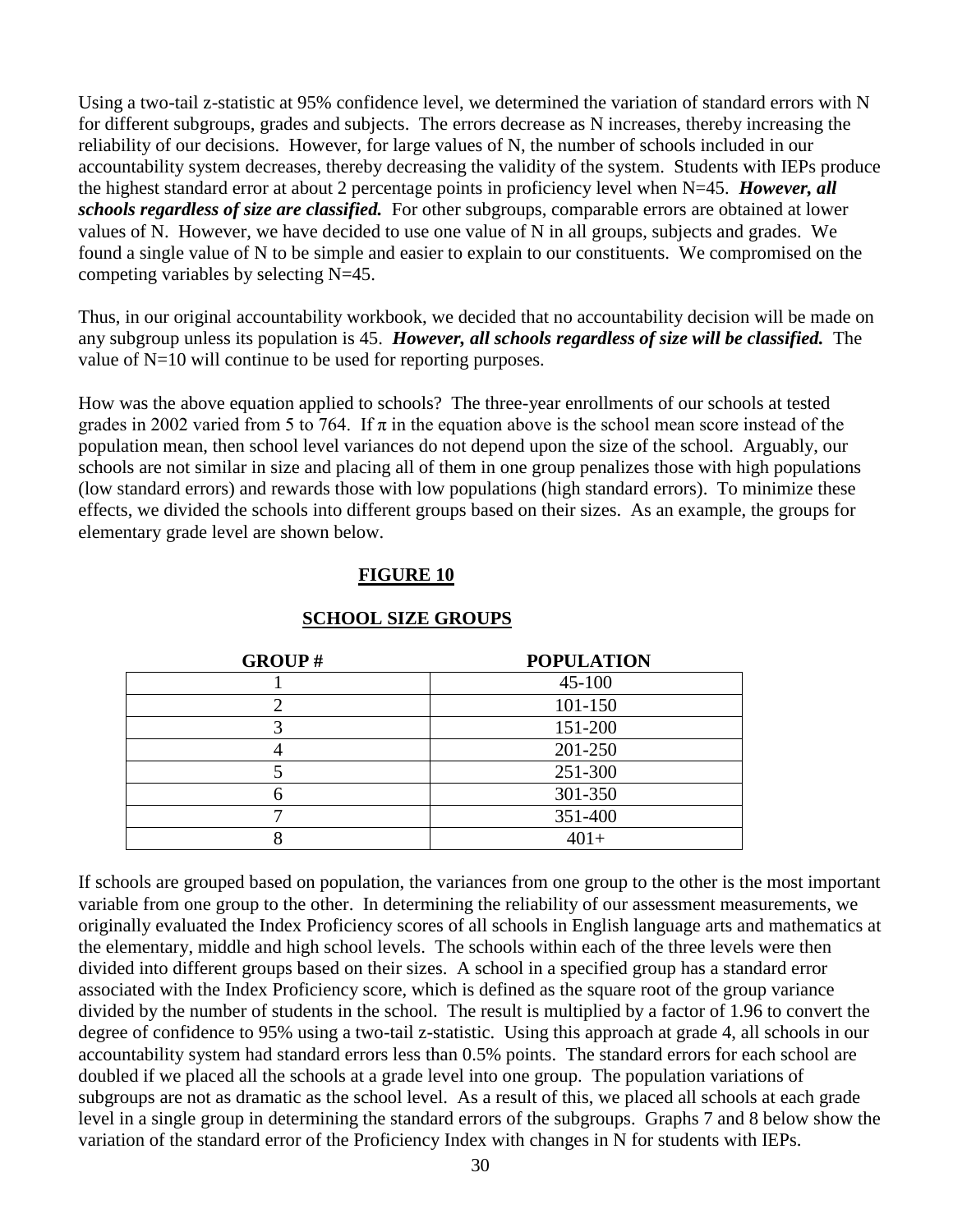Using a two-tail z-statistic at 95% confidence level, we determined the variation of standard errors with N for different subgroups, grades and subjects. The errors decrease as N increases, thereby increasing the reliability of our decisions. However, for large values of N, the number of schools included in our accountability system decreases, thereby decreasing the validity of the system. Students with IEPs produce the highest standard error at about 2 percentage points in proficiency level when N=45. ***However, all schools regardless of size are classified.*** For other subgroups, comparable errors are obtained at lower values of N. However, we have decided to use one value of N in all groups, subjects and grades. We found a single value of N to be simple and easier to explain to our constituents. We compromised on the competing variables by selecting N=45.

Thus, in our original accountability workbook, we decided that no accountability decision will be made on any subgroup unless its population is 45. ***However, all schools regardless of size will be classified.*** The value of N=10 will continue to be used for reporting purposes.

How was the above equation applied to schools? The three-year enrollments of our schools at tested grades in 2002 varied from 5 to 764. If $\pi$ in the equation above is the school mean score instead of the population mean, then school level variances do not depend upon the size of the school. Arguably, our schools are not similar in size and placing all of them in one group penalizes those with high populations (low standard errors) and rewards those with low populations (high standard errors). To minimize these effects, we divided the schools into different groups based on their sizes. As an example, the groups for elementary grade level are shown below.

**FIGURE 10**

**SCHOOL SIZE GROUPS**

| GROUP # | POPULATION |
|---|---|
| 1 | 45-100 |
| 2 | 101-150 |
| 3 | 151-200 |
| 4 | 201-250 |
| 5 | 251-300 |
| 6 | 301-350 |
| 7 | 351-400 |
| 8 | 401+ |

If schools are grouped based on population, the variances from one group to the other is the most important variable from one group to the other. In determining the reliability of our assessment measurements, we originally evaluated the Index Proficiency scores of all schools in English language arts and mathematics at the elementary, middle and high school levels. The schools within each of the three levels were then divided into different groups based on their sizes. A school in a specified group has a standard error associated with the Index Proficiency score, which is defined as the square root of the group variance divided by the number of students in the school. The result is multiplied by a factor of 1.96 to convert the degree of confidence to 95% using a two-tail z-statistic. Using this approach at grade 4, all schools in our accountability system had standard errors less than 0.5% points. The standard errors for each school are doubled if we placed all the schools at a grade level into one group. The population variations of subgroups are not as dramatic as the school level. As a result of this, we placed all schools at each grade level in a single group in determining the standard errors of the subgroups. Graphs 7 and 8 below show the variation of the standard error of the Proficiency Index with changes in N for students with IEPs.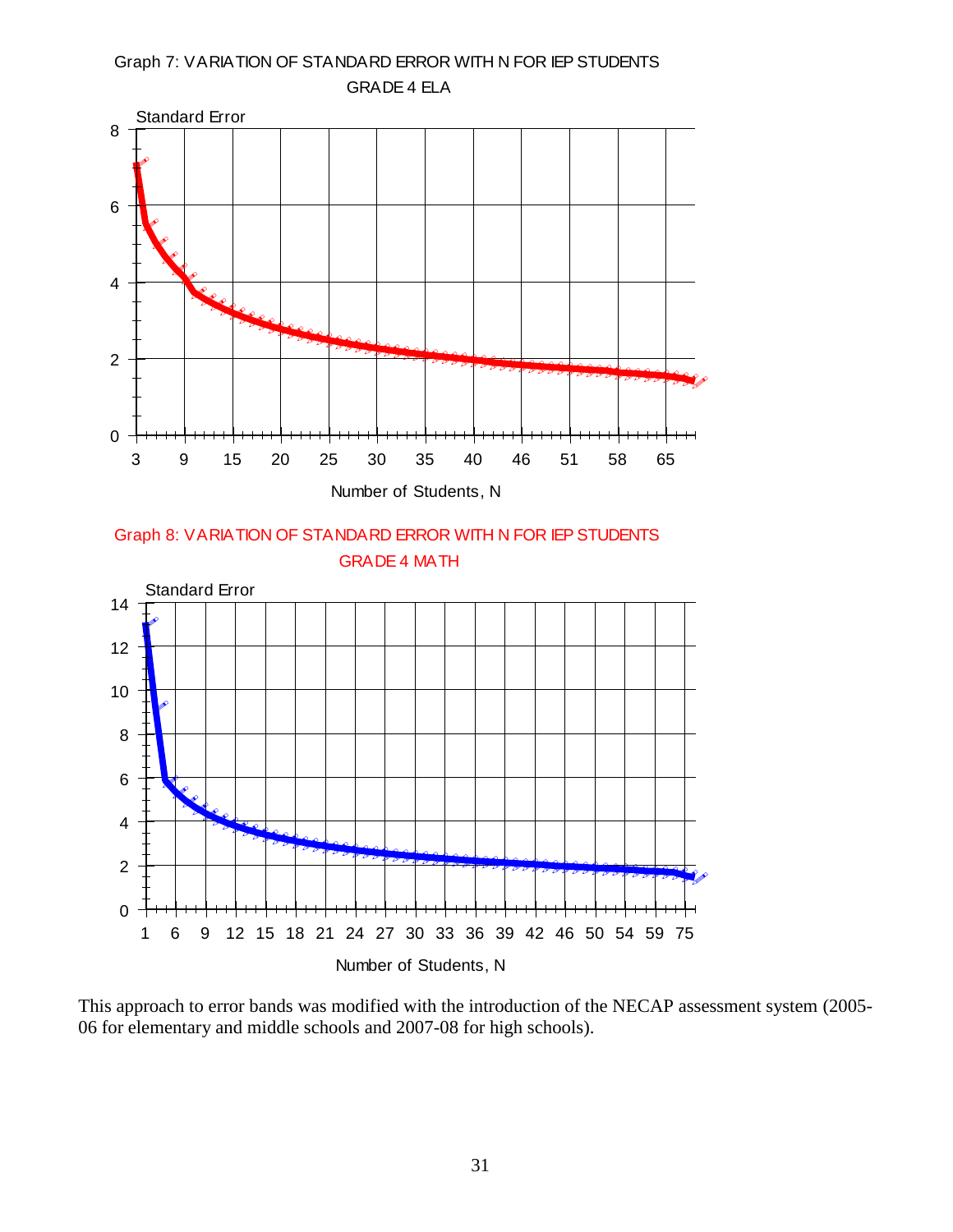Graph 7: VARIATION OF STANDARD ERROR WITH N FOR IEP STUDENTS
GRADE 4 ELA

Graph 8: VARIATION OF STANDARD ERROR WITH N FOR IEP STUDENTS
GRADE 4 MATH

This approach to error bands was modified with the introduction of the NECAP assessment system (2005-06 for elementary and middle schools and 2007-08 for high schools).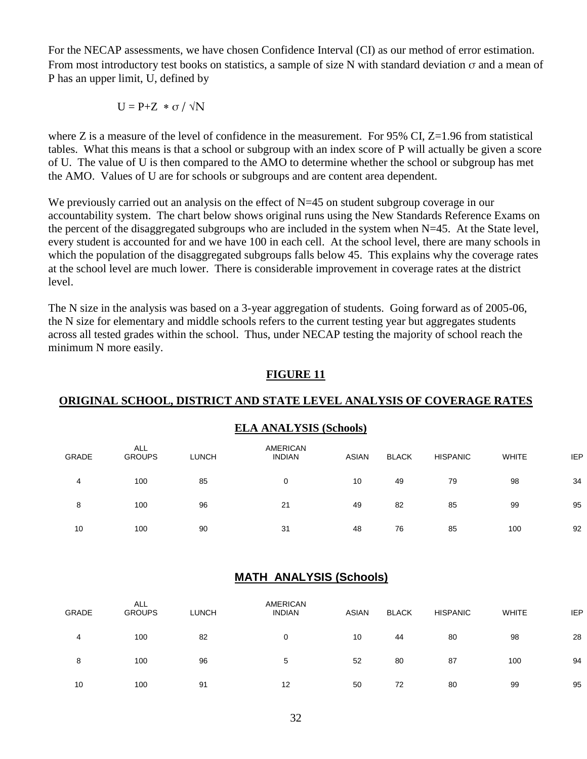For the NECAP assessments, we have chosen Confidence Interval (CI) as our method of error estimation. From most introductory test books on statistics, a sample of size N with standard deviation $\sigma$ and a mean of P has an upper limit, U, defined by

$$U = P + Z * \sigma / \sqrt{N}$$

where Z is a measure of the level of confidence in the measurement. For 95% CI, Z=1.96 from statistical tables. What this means is that a school or subgroup with an index score of P will actually be given a score of U. The value of U is then compared to the AMO to determine whether the school or subgroup has met the AMO. Values of U are for schools or subgroups and are content area dependent.

We previously carried out an analysis on the effect of N=45 on student subgroup coverage in our accountability system. The chart below shows original runs using the New Standards Reference Exams on the percent of the disaggregated subgroups who are included in the system when N=45. At the State level, every student is accounted for and we have 100 in each cell. At the school level, there are many schools in which the population of the disaggregated subgroups falls below 45. This explains why the coverage rates at the school level are much lower. There is considerable improvement in coverage rates at the district level.

The N size in the analysis was based on a 3-year aggregation of students. Going forward as of 2005-06, the N size for elementary and middle schools refers to the current testing year but aggregates students across all tested grades within the school. Thus, under NECAP testing the majority of school reach the minimum N more easily.

**FIGURE 11**

**ORIGINAL SCHOOL, DISTRICT AND STATE LEVEL ANALYSIS OF COVERAGE RATES**

**ELA ANALYSIS (Schools)**

| GRADE | ALL GROUPS | LUNCH | AMERICAN INDIAN | ASIAN | BLACK | HISPANIC | WHITE | IEP |
|---|---|---|---|---|---|---|---|---|
| 4 | 100 | 85 | 0 | 10 | 49 | 79 | 98 | 34 |
| 8 | 100 | 96 | 21 | 49 | 82 | 85 | 99 | 95 |
| 10 | 100 | 90 | 31 | 48 | 76 | 85 | 100 | 92 |

**MATH ANALYSIS (Schools)**

| GRADE | ALL GROUPS | LUNCH | AMERICAN INDIAN | ASIAN | BLACK | HISPANIC | WHITE | IEP |
|---|---|---|---|---|---|---|---|---|
| 4 | 100 | 82 | 0 | 10 | 44 | 80 | 98 | 28 |
| 8 | 100 | 96 | 5 | 52 | 80 | 87 | 100 | 94 |
| 10 | 100 | 91 | 12 | 50 | 72 | 80 | 99 | 95 |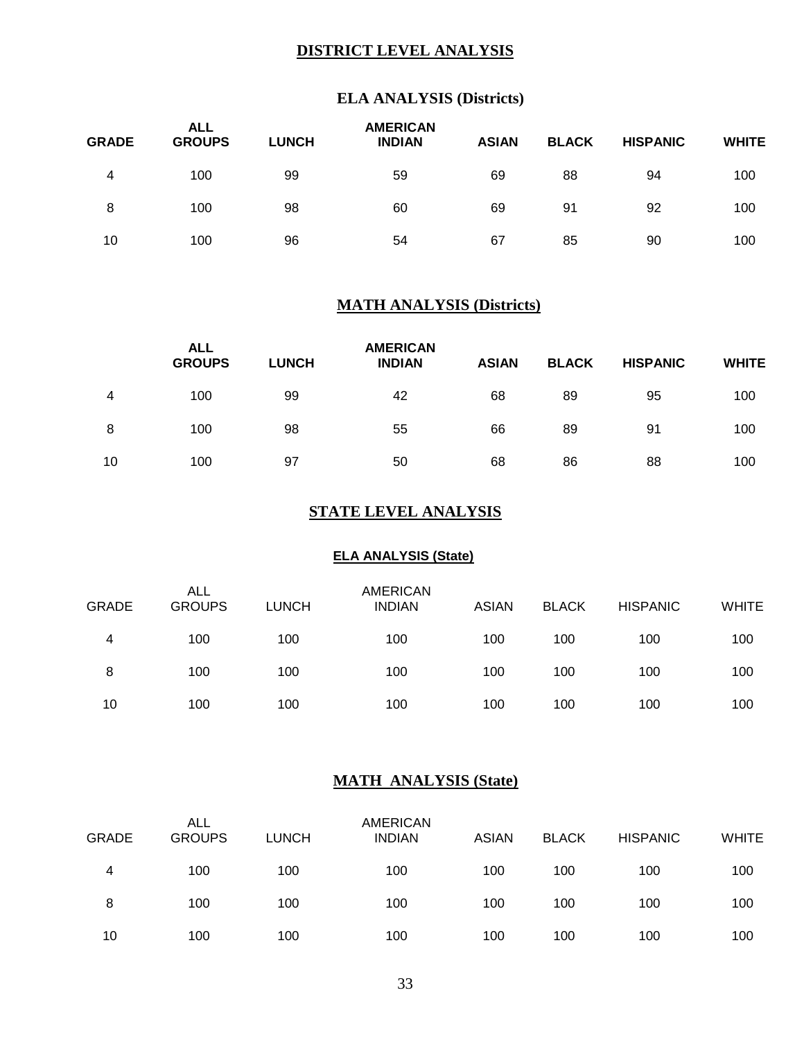# DISTRICT LEVEL ANALYSIS

## ELA ANALYSIS (Districts)

| GRADE | ALL GROUPS | LUNCH | AMERICAN INDIAN | ASIAN | BLACK | HISPANIC | WHITE |
|---|---|---|---|---|---|---|---|
| 4 | 100 | 99 | 59 | 69 | 88 | 94 | 100 |
| 8 | 100 | 98 | 60 | 69 | 91 | 92 | 100 |
| 10 | 100 | 96 | 54 | 67 | 85 | 90 | 100 |

## MATH ANALYSIS (Districts)

| | ALL GROUPS | LUNCH | AMERICAN INDIAN | ASIAN | BLACK | HISPANIC | WHITE |
|---|---|---|---|---|---|---|---|
| 4 | 100 | 99 | 42 | 68 | 89 | 95 | 100 |
| 8 | 100 | 98 | 55 | 66 | 89 | 91 | 100 |
| 10 | 100 | 97 | 50 | 68 | 86 | 88 | 100 |

# STATE LEVEL ANALYSIS

## ELA ANALYSIS (State)

| GRADE | ALL GROUPS | LUNCH | AMERICAN INDIAN | ASIAN | BLACK | HISPANIC | WHITE |
|---|---|---|---|---|---|---|---|
| 4 | 100 | 100 | 100 | 100 | 100 | 100 | 100 |
| 8 | 100 | 100 | 100 | 100 | 100 | 100 | 100 |
| 10 | 100 | 100 | 100 | 100 | 100 | 100 | 100 |

## MATH ANALYSIS (State)

| GRADE | ALL GROUPS | LUNCH | AMERICAN INDIAN | ASIAN | BLACK | HISPANIC | WHITE |
|---|---|---|---|---|---|---|---|
| 4 | 100 | 100 | 100 | 100 | 100 | 100 | 100 |
| 8 | 100 | 100 | 100 | 100 | 100 | 100 | 100 |
| 10 | 100 | 100 | 100 | 100 | 100 | 100 | 100 |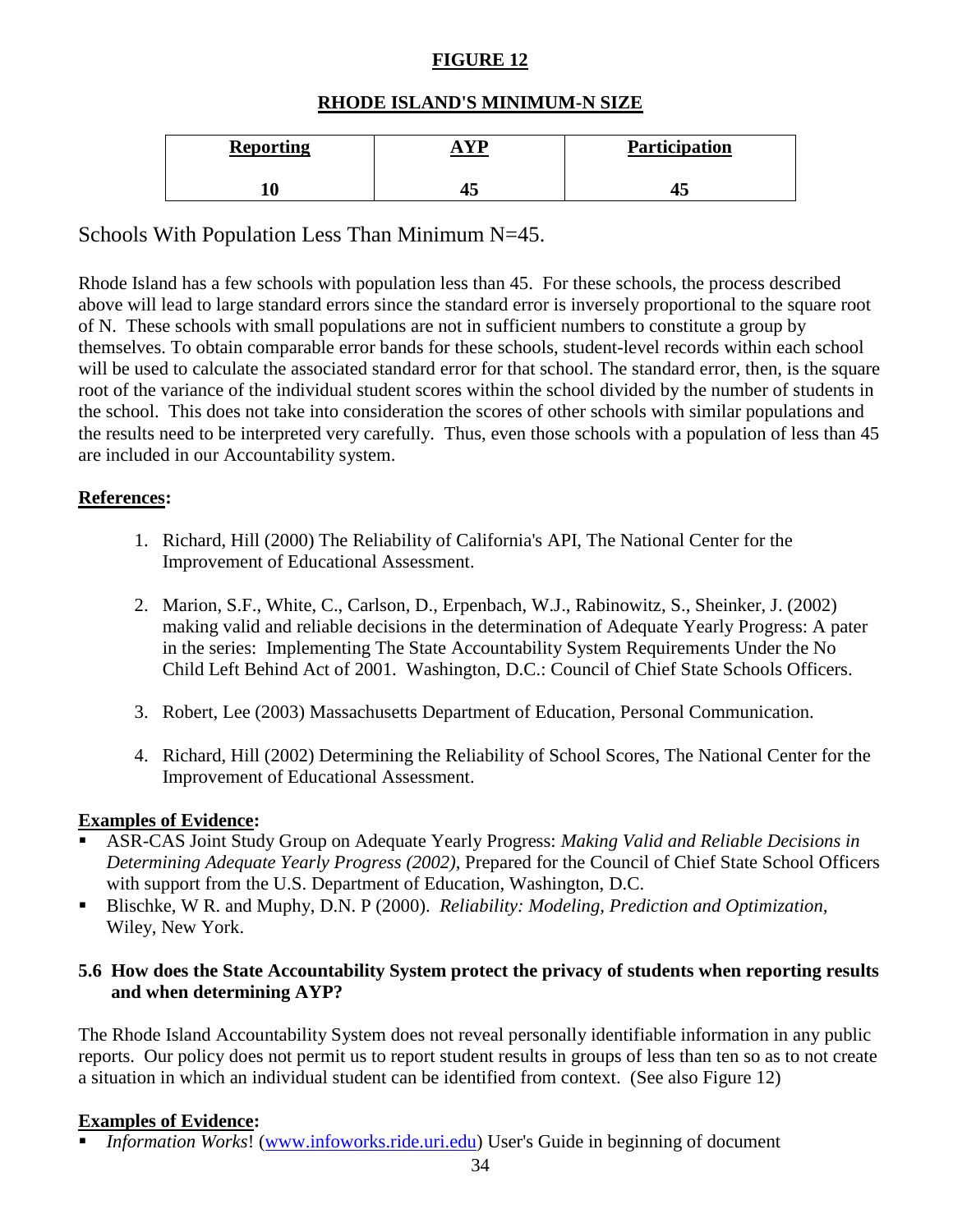**FIGURE 12**

**RHODE ISLAND'S MINIMUM-N SIZE**

| Reporting | AYP | Participation |
|---|---|---|
| 10 | 45 | 45 |

Schools With Population Less Than Minimum N=45.

Rhode Island has a few schools with population less than 45. For these schools, the process described above will lead to large standard errors since the standard error is inversely proportional to the square root of N. These schools with small populations are not in sufficient numbers to constitute a group by themselves. To obtain comparable error bands for these schools, student-level records within each school will be used to calculate the associated standard error for that school. The standard error, then, is the square root of the variance of the individual student scores within the school divided by the number of students in the school. This does not take into consideration the scores of other schools with similar populations and the results need to be interpreted very carefully. Thus, even those schools with a population of less than 45 are included in our Accountability system.

**References:**

1. Richard, Hill (2000) The Reliability of California's API, The National Center for the Improvement of Educational Assessment.

2. Marion, S.F., White, C., Carlson, D., Erpenbach, W.J., Rabinowitz, S., Sheinker, J. (2002) making valid and reliable decisions in the determination of Adequate Yearly Progress: A pater in the series: Implementing The State Accountability System Requirements Under the No Child Left Behind Act of 2001. Washington, D.C.: Council of Chief State Schools Officers.

3. Robert, Lee (2003) Massachusetts Department of Education, Personal Communication.

4. Richard, Hill (2002) Determining the Reliability of School Scores, The National Center for the Improvement of Educational Assessment.

**Examples of Evidence:**

- ASR-CAS Joint Study Group on Adequate Yearly Progress: *Making Valid and Reliable Decisions in Determining Adequate Yearly Progress (2002)*, Prepared for the Council of Chief State School Officers with support from the U.S. Department of Education, Washington, D.C.
- Blischke, W R. and Muphy, D.N. P (2000). *Reliability: Modeling, Prediction and Optimization,* Wiley, New York.

**5.6 How does the State Accountability System protect the privacy of students when reporting results and when determining AYP?**

The Rhode Island Accountability System does not reveal personally identifiable information in any public reports. Our policy does not permit us to report student results in groups of less than ten so as to not create a situation in which an individual student can be identified from context. (See also Figure 12)

**Examples of Evidence:**

- *Information Works*! (www.infoworks.ride.uri.edu) User's Guide in beginning of document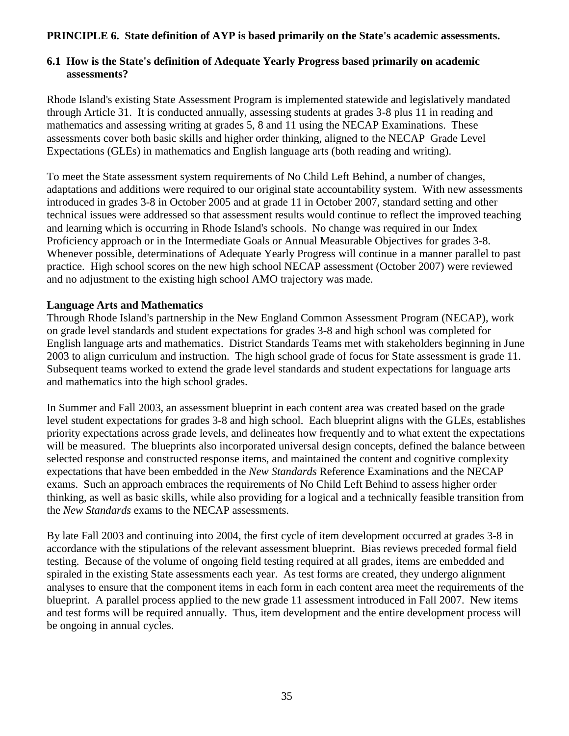**PRINCIPLE 6. State definition of AYP is based primarily on the State's academic assessments.**

**6.1 How is the State's definition of Adequate Yearly Progress based primarily on academic assessments?**

Rhode Island's existing State Assessment Program is implemented statewide and legislatively mandated through Article 31. It is conducted annually, assessing students at grades 3-8 plus 11 in reading and mathematics and assessing writing at grades 5, 8 and 11 using the NECAP Examinations. These assessments cover both basic skills and higher order thinking, aligned to the NECAP Grade Level Expectations (GLEs) in mathematics and English language arts (both reading and writing).

To meet the State assessment system requirements of No Child Left Behind, a number of changes, adaptations and additions were required to our original state accountability system. With new assessments introduced in grades 3-8 in October 2005 and at grade 11 in October 2007, standard setting and other technical issues were addressed so that assessment results would continue to reflect the improved teaching and learning which is occurring in Rhode Island's schools. No change was required in our Index Proficiency approach or in the Intermediate Goals or Annual Measurable Objectives for grades 3-8. Whenever possible, determinations of Adequate Yearly Progress will continue in a manner parallel to past practice. High school scores on the new high school NECAP assessment (October 2007) were reviewed and no adjustment to the existing high school AMO trajectory was made.

**Language Arts and Mathematics**

Through Rhode Island's partnership in the New England Common Assessment Program (NECAP), work on grade level standards and student expectations for grades 3-8 and high school was completed for English language arts and mathematics. District Standards Teams met with stakeholders beginning in June 2003 to align curriculum and instruction. The high school grade of focus for State assessment is grade 11. Subsequent teams worked to extend the grade level standards and student expectations for language arts and mathematics into the high school grades.

In Summer and Fall 2003, an assessment blueprint in each content area was created based on the grade level student expectations for grades 3-8 and high school. Each blueprint aligns with the GLEs, establishes priority expectations across grade levels, and delineates how frequently and to what extent the expectations will be measured. The blueprints also incorporated universal design concepts, defined the balance between selected response and constructed response items, and maintained the content and cognitive complexity expectations that have been embedded in the *New Standards* Reference Examinations and the NECAP exams. Such an approach embraces the requirements of No Child Left Behind to assess higher order thinking, as well as basic skills, while also providing for a logical and a technically feasible transition from the *New Standards* exams to the NECAP assessments.

By late Fall 2003 and continuing into 2004, the first cycle of item development occurred at grades 3-8 in accordance with the stipulations of the relevant assessment blueprint. Bias reviews preceded formal field testing. Because of the volume of ongoing field testing required at all grades, items are embedded and spiraled in the existing State assessments each year. As test forms are created, they undergo alignment analyses to ensure that the component items in each form in each content area meet the requirements of the blueprint. A parallel process applied to the new grade 11 assessment introduced in Fall 2007. New items and test forms will be required annually. Thus, item development and the entire development process will be ongoing in annual cycles.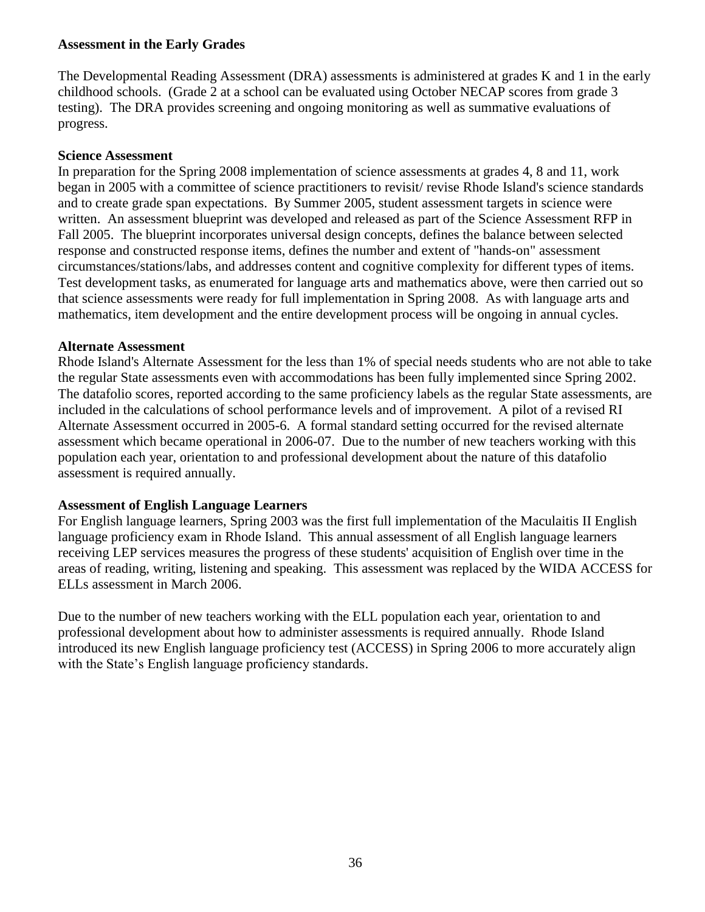**Assessment in the Early Grades**

The Developmental Reading Assessment (DRA) assessments is administered at grades K and 1 in the early childhood schools. (Grade 2 at a school can be evaluated using October NECAP scores from grade 3 testing). The DRA provides screening and ongoing monitoring as well as summative evaluations of progress.

**Science Assessment**

In preparation for the Spring 2008 implementation of science assessments at grades 4, 8 and 11, work began in 2005 with a committee of science practitioners to revisit/ revise Rhode Island's science standards and to create grade span expectations. By Summer 2005, student assessment targets in science were written. An assessment blueprint was developed and released as part of the Science Assessment RFP in Fall 2005. The blueprint incorporates universal design concepts, defines the balance between selected response and constructed response items, defines the number and extent of "hands-on" assessment circumstances/stations/labs, and addresses content and cognitive complexity for different types of items. Test development tasks, as enumerated for language arts and mathematics above, were then carried out so that science assessments were ready for full implementation in Spring 2008. As with language arts and mathematics, item development and the entire development process will be ongoing in annual cycles.

**Alternate Assessment**

Rhode Island's Alternate Assessment for the less than 1% of special needs students who are not able to take the regular State assessments even with accommodations has been fully implemented since Spring 2002. The datafolio scores, reported according to the same proficiency labels as the regular State assessments, are included in the calculations of school performance levels and of improvement. A pilot of a revised RI Alternate Assessment occurred in 2005-6. A formal standard setting occurred for the revised alternate assessment which became operational in 2006-07. Due to the number of new teachers working with this population each year, orientation to and professional development about the nature of this datafolio assessment is required annually.

**Assessment of English Language Learners**

For English language learners, Spring 2003 was the first full implementation of the Maculaitis II English language proficiency exam in Rhode Island. This annual assessment of all English language learners receiving LEP services measures the progress of these students' acquisition of English over time in the areas of reading, writing, listening and speaking. This assessment was replaced by the WIDA ACCESS for ELLs assessment in March 2006.

Due to the number of new teachers working with the ELL population each year, orientation to and professional development about how to administer assessments is required annually. Rhode Island introduced its new English language proficiency test (ACCESS) in Spring 2006 to more accurately align with the State's English language proficiency standards.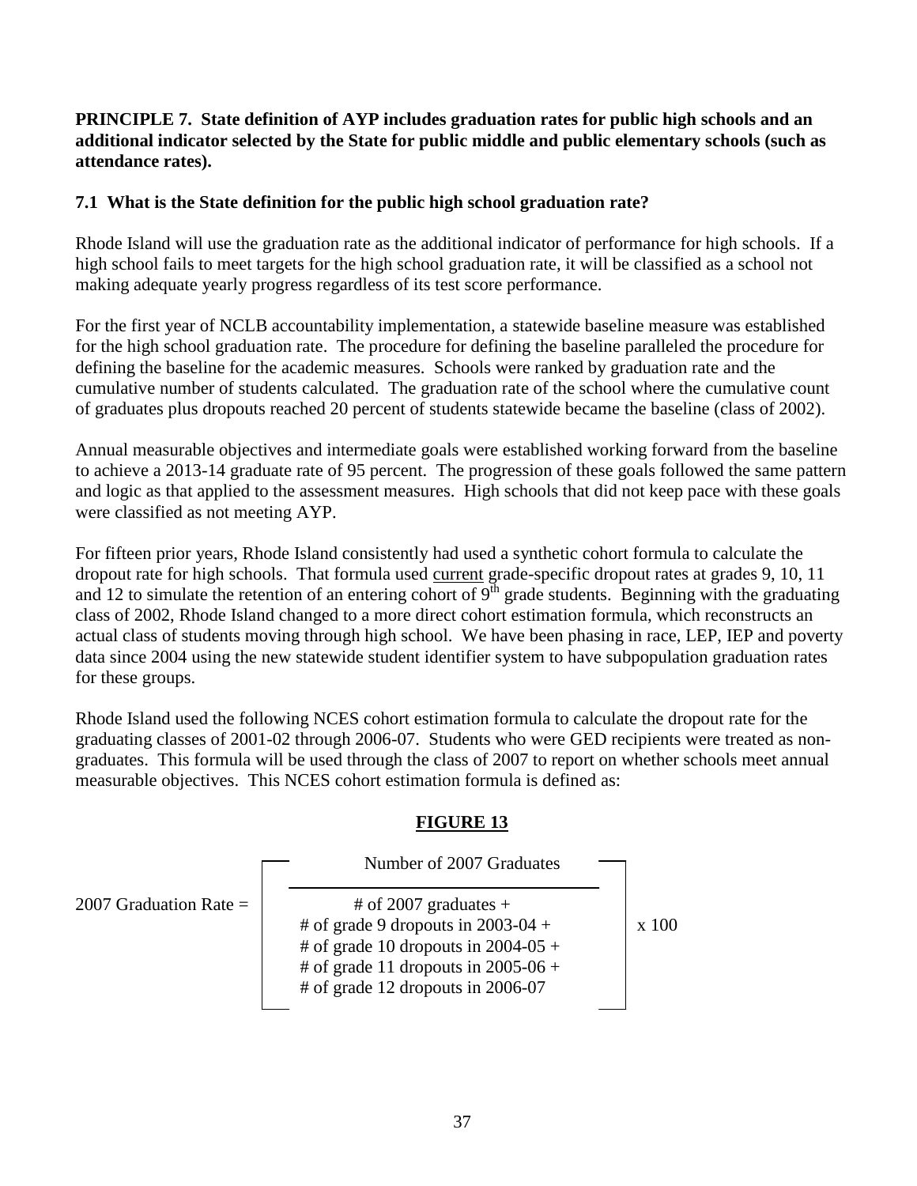**PRINCIPLE 7. State definition of AYP includes graduation rates for public high schools and an additional indicator selected by the State for public middle and public elementary schools (such as attendance rates).**

**7.1 What is the State definition for the public high school graduation rate?**

Rhode Island will use the graduation rate as the additional indicator of performance for high schools. If a high school fails to meet targets for the high school graduation rate, it will be classified as a school not making adequate yearly progress regardless of its test score performance.

For the first year of NCLB accountability implementation, a statewide baseline measure was established for the high school graduation rate. The procedure for defining the baseline paralleled the procedure for defining the baseline for the academic measures. Schools were ranked by graduation rate and the cumulative number of students calculated. The graduation rate of the school where the cumulative count of graduates plus dropouts reached 20 percent of students statewide became the baseline (class of 2002).

Annual measurable objectives and intermediate goals were established working forward from the baseline to achieve a 2013-14 graduate rate of 95 percent. The progression of these goals followed the same pattern and logic as that applied to the assessment measures. High schools that did not keep pace with these goals were classified as not meeting AYP.

For fifteen prior years, Rhode Island consistently had used a synthetic cohort formula to calculate the dropout rate for high schools. That formula used current grade-specific dropout rates at grades 9, 10, 11 and 12 to simulate the retention of an entering cohort of 9th grade students. Beginning with the graduating class of 2002, Rhode Island changed to a more direct cohort estimation formula, which reconstructs an actual class of students moving through high school. We have been phasing in race, LEP, IEP and poverty data since 2004 using the new statewide student identifier system to have subpopulation graduation rates for these groups.

Rhode Island used the following NCES cohort estimation formula to calculate the dropout rate for the graduating classes of 2001-02 through 2006-07. Students who were GED recipients were treated as non-graduates. This formula will be used through the class of 2007 to report on whether schools meet annual measurable objectives. This NCES cohort estimation formula is defined as:

**FIGURE 13**

$$\text{2007 Graduation Rate} = \left[ \frac{\text{Number of 2007 Graduates}}{\begin{array}{c}\text{\# of 2007 graduates +} \\ \text{\# of grade 9 dropouts in 2003-04 +} \\ \text{\# of grade 10 dropouts in 2004-05 +} \\ \text{\# of grade 11 dropouts in 2005-06 +} \\ \text{\# of grade 12 dropouts in 2006-07}\end{array}} \right] \times 100$$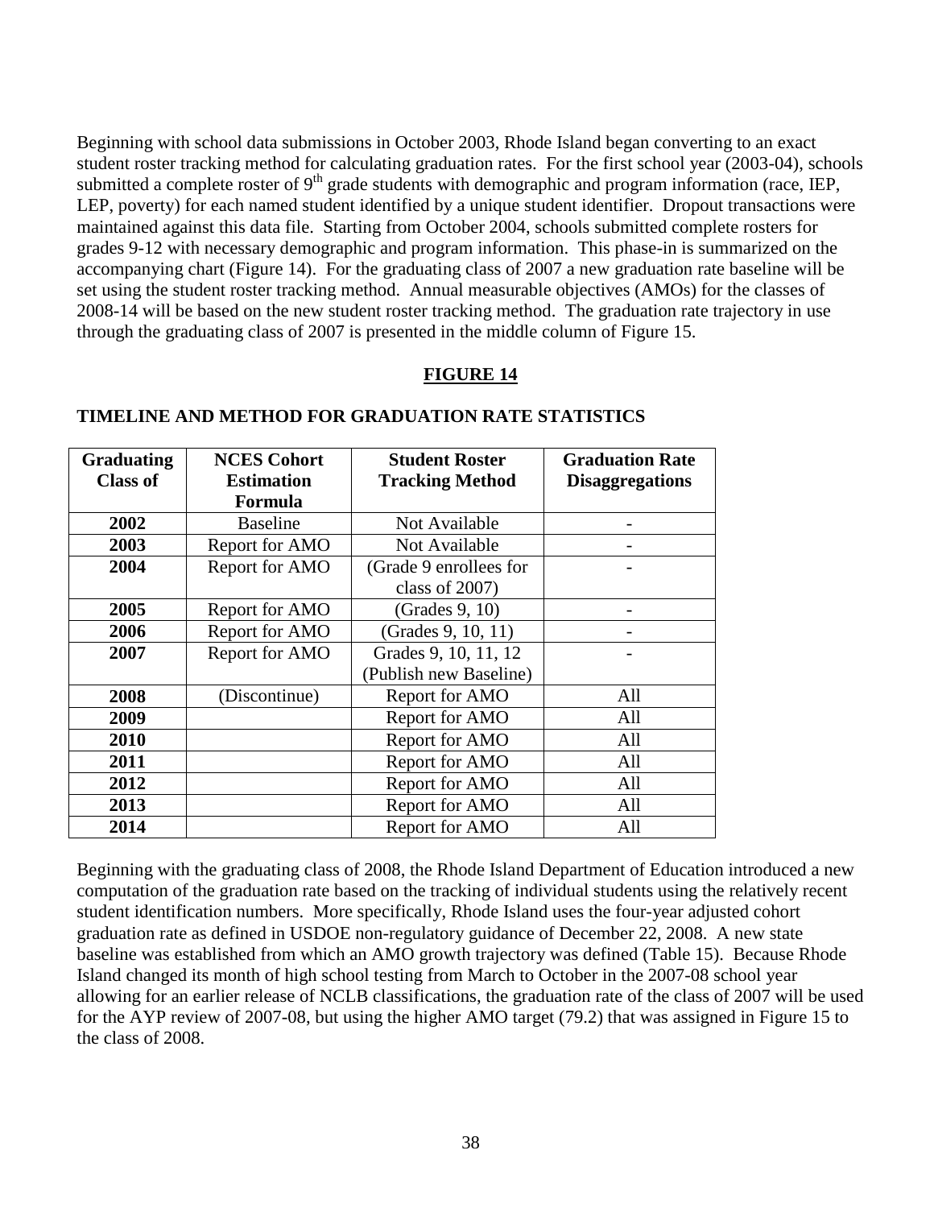Beginning with school data submissions in October 2003, Rhode Island began converting to an exact student roster tracking method for calculating graduation rates. For the first school year (2003-04), schools submitted a complete roster of 9th grade students with demographic and program information (race, IEP, LEP, poverty) for each named student identified by a unique student identifier. Dropout transactions were maintained against this data file. Starting from October 2004, schools submitted complete rosters for grades 9-12 with necessary demographic and program information. This phase-in is summarized on the accompanying chart (Figure 14). For the graduating class of 2007 a new graduation rate baseline will be set using the student roster tracking method. Annual measurable objectives (AMOs) for the classes of 2008-14 will be based on the new student roster tracking method. The graduation rate trajectory in use through the graduating class of 2007 is presented in the middle column of Figure 15.

**FIGURE 14**

**TIMELINE AND METHOD FOR GRADUATION RATE STATISTICS**

| Graduating Class of | NCES Cohort Estimation Formula | Student Roster Tracking Method | Graduation Rate Disaggregations |
|---|---|---|---|
| **2002** | Baseline | Not Available | - |
| **2003** | Report for AMO | Not Available | - |
| **2004** | Report for AMO | (Grade 9 enrollees for class of 2007) | - |
| **2005** | Report for AMO | (Grades 9, 10) | - |
| **2006** | Report for AMO | (Grades 9, 10, 11) | - |
| **2007** | Report for AMO | Grades 9, 10, 11, 12 (Publish new Baseline) | - |
| **2008** | (Discontinue) | Report for AMO | All |
| **2009** | | Report for AMO | All |
| **2010** | | Report for AMO | All |
| **2011** | | Report for AMO | All |
| **2012** | | Report for AMO | All |
| **2013** | | Report for AMO | All |
| **2014** | | Report for AMO | All |

Beginning with the graduating class of 2008, the Rhode Island Department of Education introduced a new computation of the graduation rate based on the tracking of individual students using the relatively recent student identification numbers. More specifically, Rhode Island uses the four-year adjusted cohort graduation rate as defined in USDOE non-regulatory guidance of December 22, 2008. A new state baseline was established from which an AMO growth trajectory was defined (Table 15). Because Rhode Island changed its month of high school testing from March to October in the 2007-08 school year allowing for an earlier release of NCLB classifications, the graduation rate of the class of 2007 will be used for the AYP review of 2007-08, but using the higher AMO target (79.2) that was assigned in Figure 15 to the class of 2008.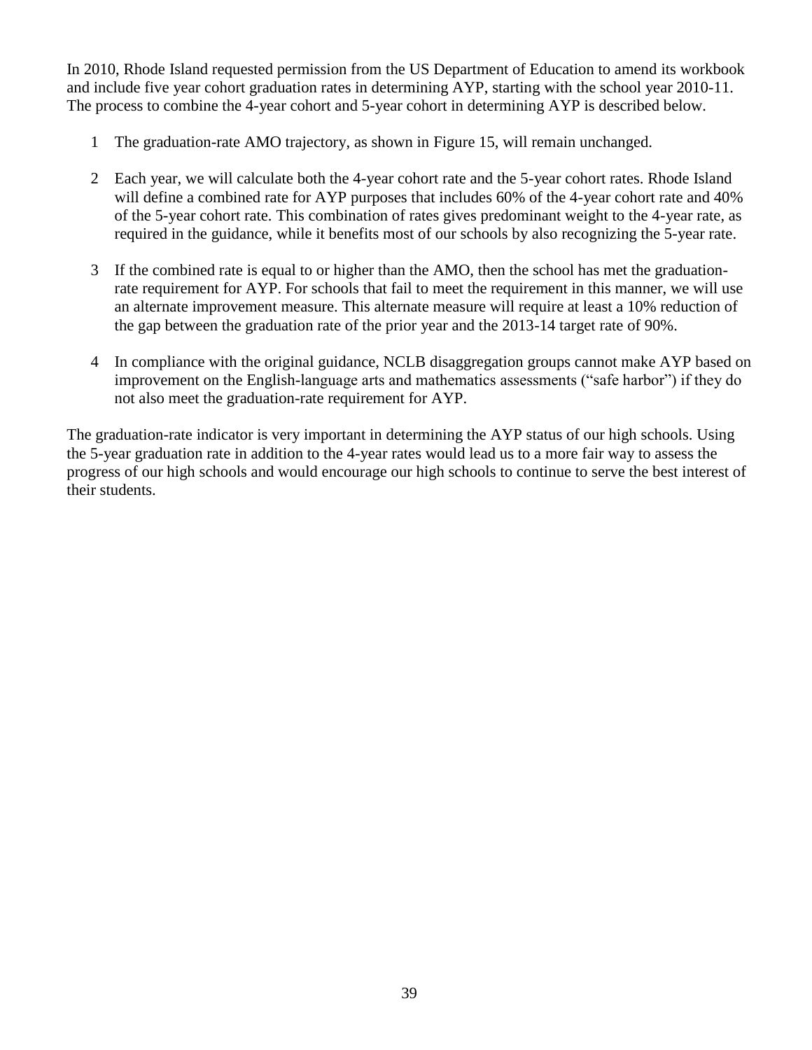In 2010, Rhode Island requested permission from the US Department of Education to amend its workbook and include five year cohort graduation rates in determining AYP, starting with the school year 2010-11. The process to combine the 4-year cohort and 5-year cohort in determining AYP is described below.

1. The graduation-rate AMO trajectory, as shown in Figure 15, will remain unchanged.

2. Each year, we will calculate both the 4-year cohort rate and the 5-year cohort rates. Rhode Island will define a combined rate for AYP purposes that includes 60% of the 4-year cohort rate and 40% of the 5-year cohort rate. This combination of rates gives predominant weight to the 4-year rate, as required in the guidance, while it benefits most of our schools by also recognizing the 5-year rate.

3. If the combined rate is equal to or higher than the AMO, then the school has met the graduation-rate requirement for AYP. For schools that fail to meet the requirement in this manner, we will use an alternate improvement measure. This alternate measure will require at least a 10% reduction of the gap between the graduation rate of the prior year and the 2013-14 target rate of 90%.

4. In compliance with the original guidance, NCLB disaggregation groups cannot make AYP based on improvement on the English-language arts and mathematics assessments ("safe harbor") if they do not also meet the graduation-rate requirement for AYP.

The graduation-rate indicator is very important in determining the AYP status of our high schools. Using the 5-year graduation rate in addition to the 4-year rates would lead us to a more fair way to assess the progress of our high schools and would encourage our high schools to continue to serve the best interest of their students.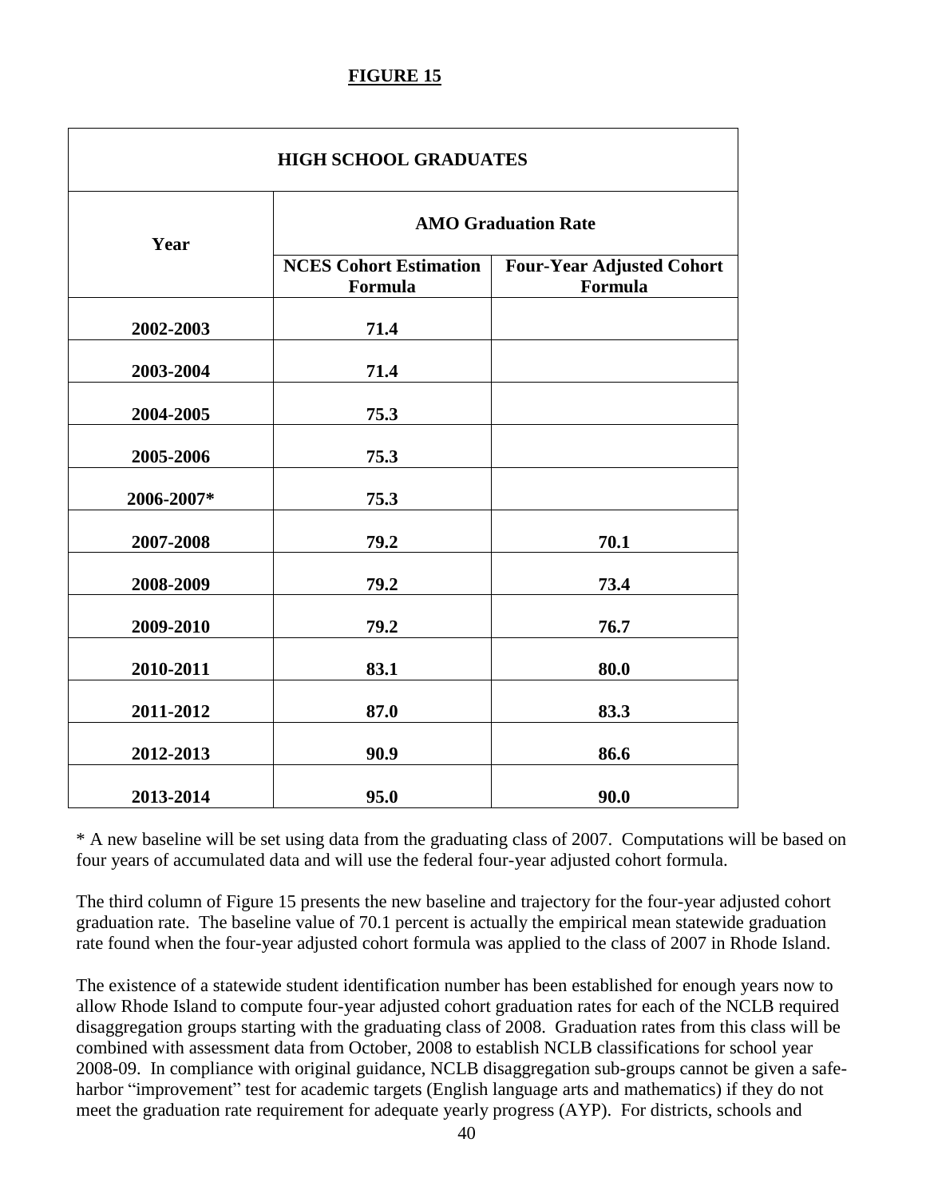**FIGURE 15**

| HIGH SCHOOL GRADUATES | | |
|---|---|---|
| **Year** | **AMO Graduation Rate** | |
| | **NCES Cohort Estimation Formula** | **Four-Year Adjusted Cohort Formula** |
| **2002-2003** | **71.4** | |
| **2003-2004** | **71.4** | |
| **2004-2005** | **75.3** | |
| **2005-2006** | **75.3** | |
| **2006-2007*** | **75.3** | |
| **2007-2008** | **79.2** | **70.1** |
| **2008-2009** | **79.2** | **73.4** |
| **2009-2010** | **79.2** | **76.7** |
| **2010-2011** | **83.1** | **80.0** |
| **2011-2012** | **87.0** | **83.3** |
| **2012-2013** | **90.9** | **86.6** |
| **2013-2014** | **95.0** | **90.0** |

* A new baseline will be set using data from the graduating class of 2007. Computations will be based on four years of accumulated data and will use the federal four-year adjusted cohort formula.

The third column of Figure 15 presents the new baseline and trajectory for the four-year adjusted cohort graduation rate. The baseline value of 70.1 percent is actually the empirical mean statewide graduation rate found when the four-year adjusted cohort formula was applied to the class of 2007 in Rhode Island.

The existence of a statewide student identification number has been established for enough years now to allow Rhode Island to compute four-year adjusted cohort graduation rates for each of the NCLB required disaggregation groups starting with the graduating class of 2008. Graduation rates from this class will be combined with assessment data from October, 2008 to establish NCLB classifications for school year 2008-09. In compliance with original guidance, NCLB disaggregation sub-groups cannot be given a safe-harbor "improvement" test for academic targets (English language arts and mathematics) if they do not meet the graduation rate requirement for adequate yearly progress (AYP). For districts, schools and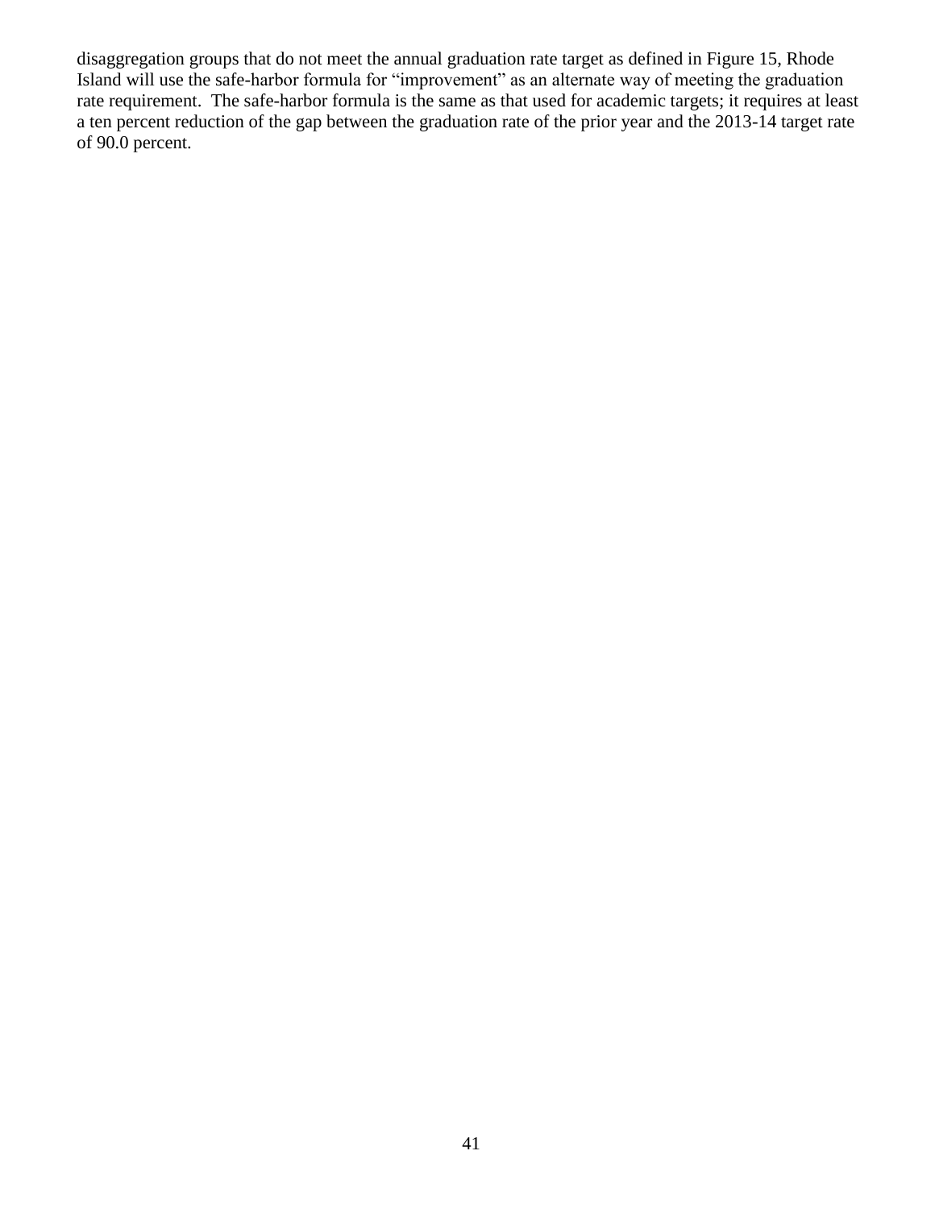disaggregation groups that do not meet the annual graduation rate target as defined in Figure 15, Rhode Island will use the safe-harbor formula for "improvement" as an alternate way of meeting the graduation rate requirement. The safe-harbor formula is the same as that used for academic targets; it requires at least a ten percent reduction of the gap between the graduation rate of the prior year and the 2013-14 target rate of 90.0 percent.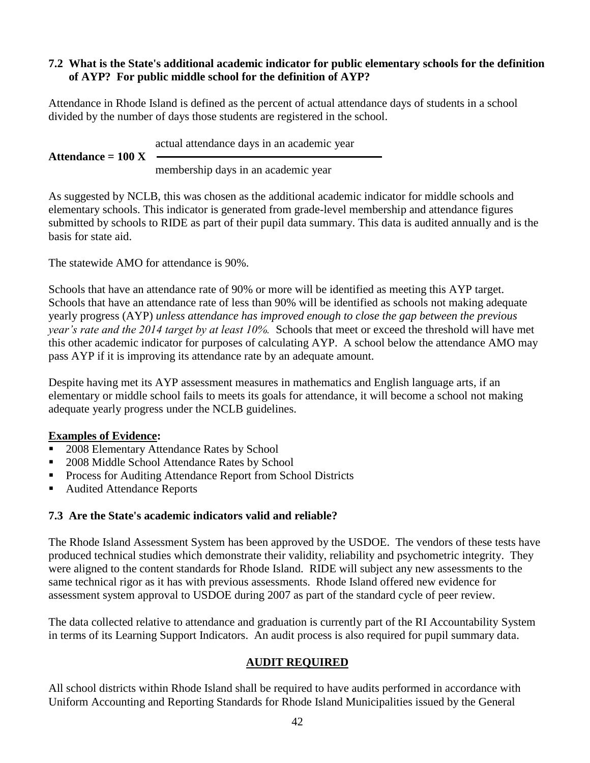### 7.2 What is the State's additional academic indicator for public elementary schools for the definition of AYP? For public middle school for the definition of AYP?

Attendance in Rhode Island is defined as the percent of actual attendance days of students in a school divided by the number of days those students are registered in the school.

$$\textbf{Attendance} = 100 \times \frac{\text{actual attendance days in an academic year}}{\text{membership days in an academic year}}$$

As suggested by NCLB, this was chosen as the additional academic indicator for middle schools and elementary schools. This indicator is generated from grade-level membership and attendance figures submitted by schools to RIDE as part of their pupil data summary. This data is audited annually and is the basis for state aid.

The statewide AMO for attendance is 90%.

Schools that have an attendance rate of 90% or more will be identified as meeting this AYP target. Schools that have an attendance rate of less than 90% will be identified as schools not making adequate yearly progress (AYP) *unless attendance has improved enough to close the gap between the previous year's rate and the 2014 target by at least 10%.* Schools that meet or exceed the threshold will have met this other academic indicator for purposes of calculating AYP. A school below the attendance AMO may pass AYP if it is improving its attendance rate by an adequate amount.

Despite having met its AYP assessment measures in mathematics and English language arts, if an elementary or middle school fails to meets its goals for attendance, it will become a school not making adequate yearly progress under the NCLB guidelines.

**Examples of Evidence:**

- 2008 Elementary Attendance Rates by School
- 2008 Middle School Attendance Rates by School
- Process for Auditing Attendance Report from School Districts
- Audited Attendance Reports

### 7.3 Are the State's academic indicators valid and reliable?

The Rhode Island Assessment System has been approved by the USDOE. The vendors of these tests have produced technical studies which demonstrate their validity, reliability and psychometric integrity. They were aligned to the content standards for Rhode Island. RIDE will subject any new assessments to the same technical rigor as it has with previous assessments. Rhode Island offered new evidence for assessment system approval to USDOE during 2007 as part of the standard cycle of peer review.

The data collected relative to attendance and graduation is currently part of the RI Accountability System in terms of its Learning Support Indicators. An audit process is also required for pupil summary data.

**AUDIT REQUIRED**

All school districts within Rhode Island shall be required to have audits performed in accordance with Uniform Accounting and Reporting Standards for Rhode Island Municipalities issued by the General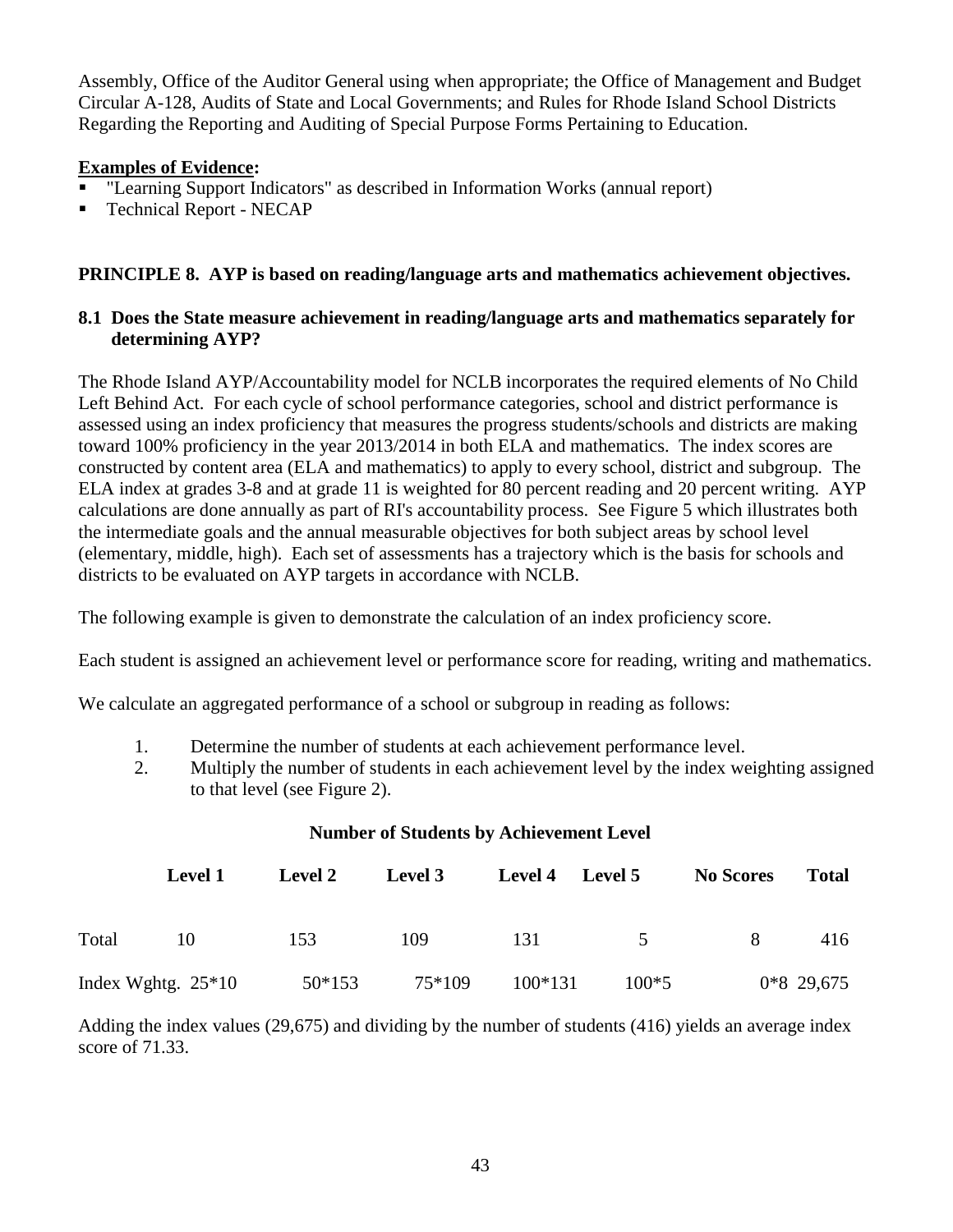Assembly, Office of the Auditor General using when appropriate; the Office of Management and Budget Circular A-128, Audits of State and Local Governments; and Rules for Rhode Island School Districts Regarding the Reporting and Auditing of Special Purpose Forms Pertaining to Education.

**Examples of Evidence:**

- "Learning Support Indicators" as described in Information Works (annual report)
- Technical Report - NECAP

**PRINCIPLE 8. AYP is based on reading/language arts and mathematics achievement objectives.**

**8.1 Does the State measure achievement in reading/language arts and mathematics separately for determining AYP?**

The Rhode Island AYP/Accountability model for NCLB incorporates the required elements of No Child Left Behind Act. For each cycle of school performance categories, school and district performance is assessed using an index proficiency that measures the progress students/schools and districts are making toward 100% proficiency in the year 2013/2014 in both ELA and mathematics. The index scores are constructed by content area (ELA and mathematics) to apply to every school, district and subgroup. The ELA index at grades 3-8 and at grade 11 is weighted for 80 percent reading and 20 percent writing. AYP calculations are done annually as part of RI's accountability process. See Figure 5 which illustrates both the intermediate goals and the annual measurable objectives for both subject areas by school level (elementary, middle, high). Each set of assessments has a trajectory which is the basis for schools and districts to be evaluated on AYP targets in accordance with NCLB.

The following example is given to demonstrate the calculation of an index proficiency score.

Each student is assigned an achievement level or performance score for reading, writing and mathematics.

We calculate an aggregated performance of a school or subgroup in reading as follows:

1. Determine the number of students at each achievement performance level.
2. Multiply the number of students in each achievement level by the index weighting assigned to that level (see Figure 2).

**Number of Students by Achievement Level**

| | Level 1 | Level 2 | Level 3 | Level 4 | Level 5 | No Scores | Total |
|---|---|---|---|---|---|---|---|
| Total | 10 | 153 | 109 | 131 | 5 | 8 | 416 |
| Index Wghtg. | 25*10 | 50*153 | 75*109 | 100*131 | 100*5 | 0*8 | 29,675 |

Adding the index values (29,675) and dividing by the number of students (416) yields an average index score of 71.33.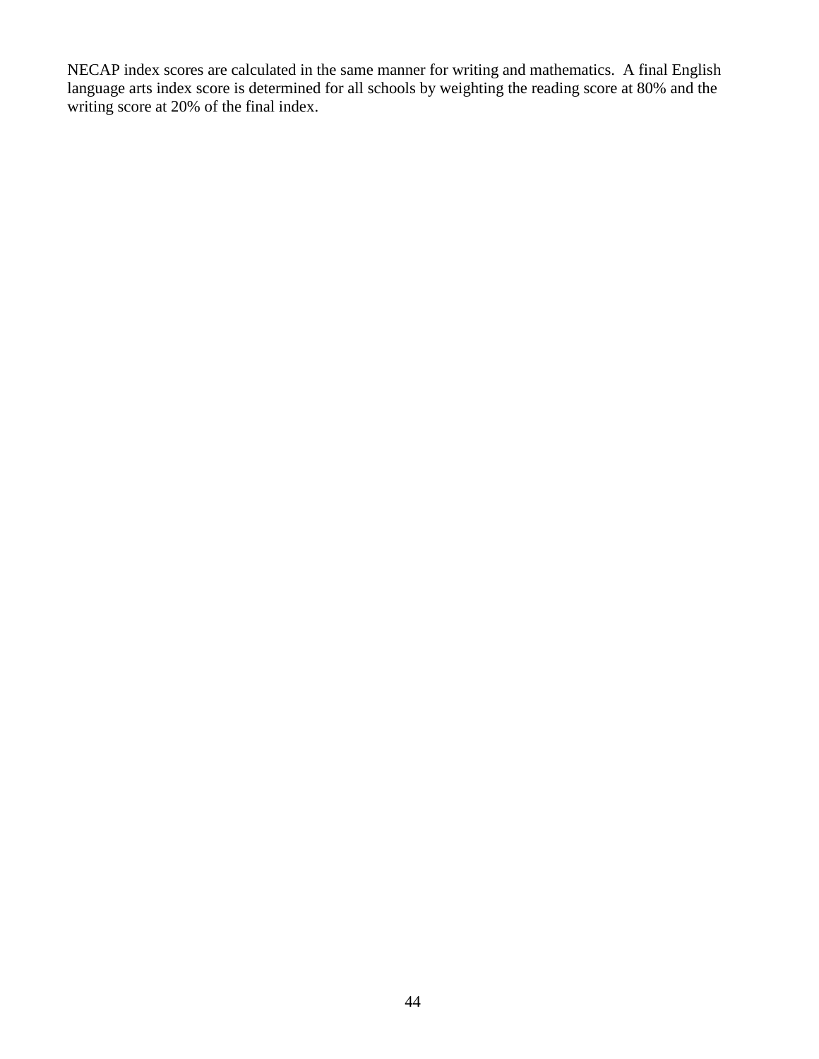NECAP index scores are calculated in the same manner for writing and mathematics. A final English language arts index score is determined for all schools by weighting the reading score at 80% and the writing score at 20% of the final index.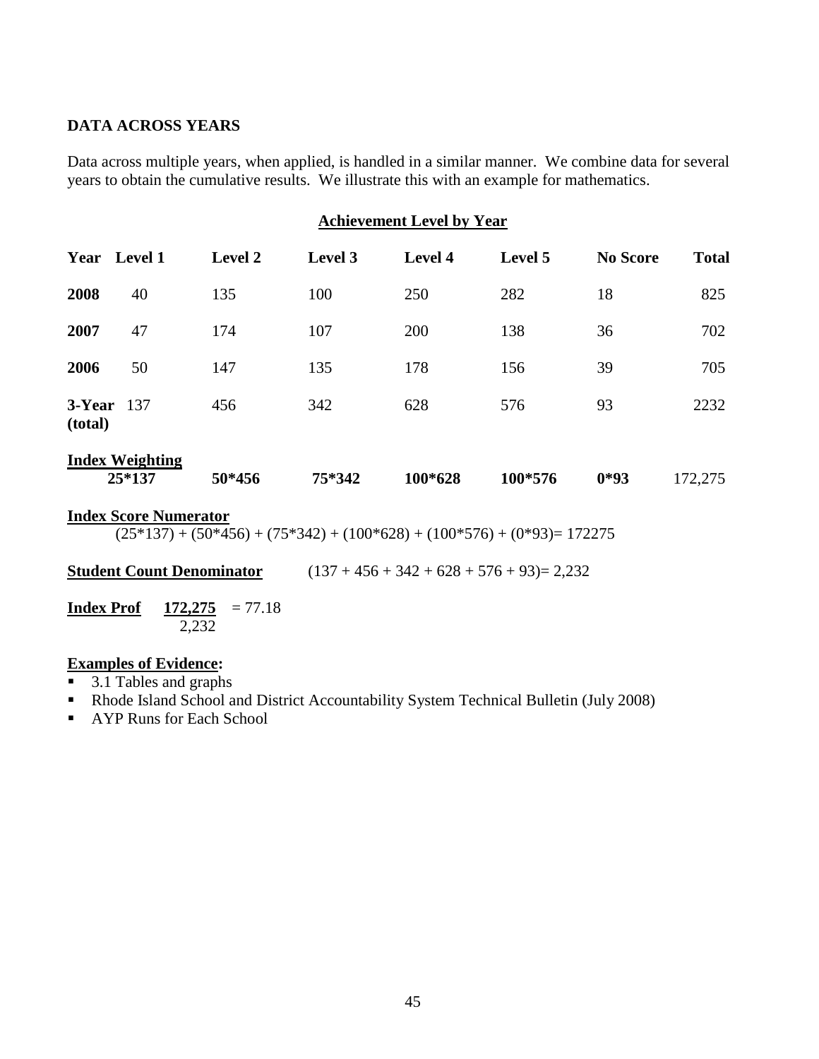## DATA ACROSS YEARS

Data across multiple years, when applied, is handled in a similar manner. We combine data for several years to obtain the cumulative results. We illustrate this with an example for mathematics.

**Achievement Level by Year**

| Year | Level 1 | Level 2 | Level 3 | Level 4 | Level 5 | No Score | Total |
|---|---|---|---|---|---|---|---|
| **2008** | 40 | 135 | 100 | 250 | 282 | 18 | 825 |
| **2007** | 47 | 174 | 107 | 200 | 138 | 36 | 702 |
| **2006** | 50 | 147 | 135 | 178 | 156 | 39 | 705 |
| **3-Year (total)** | 137 | 456 | 342 | 628 | 576 | 93 | 2232 |
| **Index Weighting** | **25*137** | **50*456** | **75*342** | **100*628** | **100*576** | **0*93** | 172,275 |

**Index Score Numerator**
(25*137) + (50*456) + (75*342) + (100*628) + (100*576) + (0*93)= 172275

**Student Count Denominator** (137 + 456 + 342 + 628 + 576 + 93)= 2,232

**Index Prof** $\frac{172,275}{2,232} = 77.18$

**Examples of Evidence:**

- 3.1 Tables and graphs
- Rhode Island School and District Accountability System Technical Bulletin (July 2008)
- AYP Runs for Each School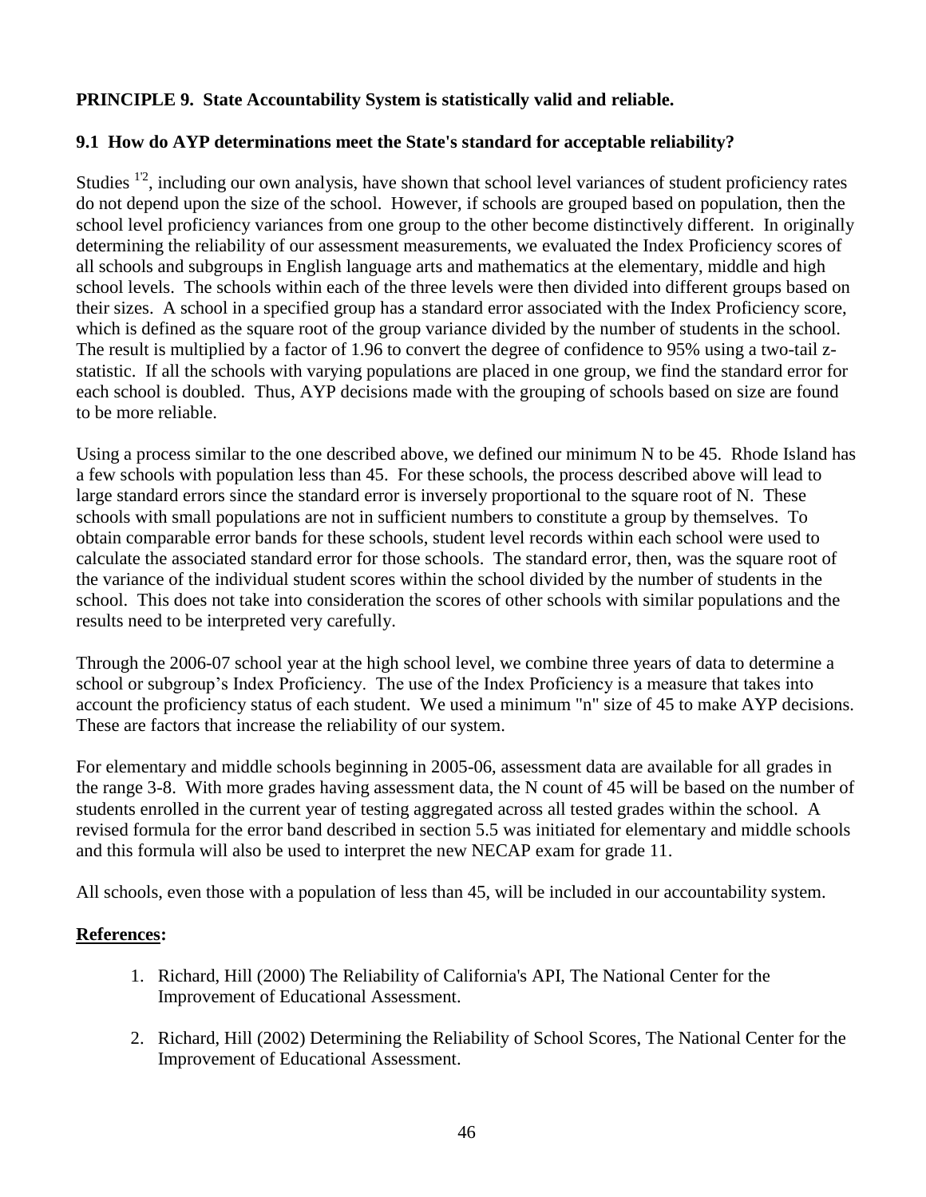**PRINCIPLE 9. State Accountability System is statistically valid and reliable.**

**9.1 How do AYP determinations meet the State's standard for acceptable reliability?**

Studies [1,2], including our own analysis, have shown that school level variances of student proficiency rates do not depend upon the size of the school. However, if schools are grouped based on population, then the school level proficiency variances from one group to the other become distinctively different. In originally determining the reliability of our assessment measurements, we evaluated the Index Proficiency scores of all schools and subgroups in English language arts and mathematics at the elementary, middle and high school levels. The schools within each of the three levels were then divided into different groups based on their sizes. A school in a specified group has a standard error associated with the Index Proficiency score, which is defined as the square root of the group variance divided by the number of students in the school. The result is multiplied by a factor of 1.96 to convert the degree of confidence to 95% using a two-tail z-statistic. If all the schools with varying populations are placed in one group, we find the standard error for each school is doubled. Thus, AYP decisions made with the grouping of schools based on size are found to be more reliable.

Using a process similar to the one described above, we defined our minimum N to be 45. Rhode Island has a few schools with population less than 45. For these schools, the process described above will lead to large standard errors since the standard error is inversely proportional to the square root of N. These schools with small populations are not in sufficient numbers to constitute a group by themselves. To obtain comparable error bands for these schools, student level records within each school were used to calculate the associated standard error for those schools. The standard error, then, was the square root of the variance of the individual student scores within the school divided by the number of students in the school. This does not take into consideration the scores of other schools with similar populations and the results need to be interpreted very carefully.

Through the 2006-07 school year at the high school level, we combine three years of data to determine a school or subgroup's Index Proficiency. The use of the Index Proficiency is a measure that takes into account the proficiency status of each student. We used a minimum "n" size of 45 to make AYP decisions. These are factors that increase the reliability of our system.

For elementary and middle schools beginning in 2005-06, assessment data are available for all grades in the range 3-8. With more grades having assessment data, the N count of 45 will be based on the number of students enrolled in the current year of testing aggregated across all tested grades within the school. A revised formula for the error band described in section 5.5 was initiated for elementary and middle schools and this formula will also be used to interpret the new NECAP exam for grade 11.

All schools, even those with a population of less than 45, will be included in our accountability system.

**References:**

1. Richard, Hill (2000) The Reliability of California's API, The National Center for the Improvement of Educational Assessment.
2. Richard, Hill (2002) Determining the Reliability of School Scores, The National Center for the Improvement of Educational Assessment.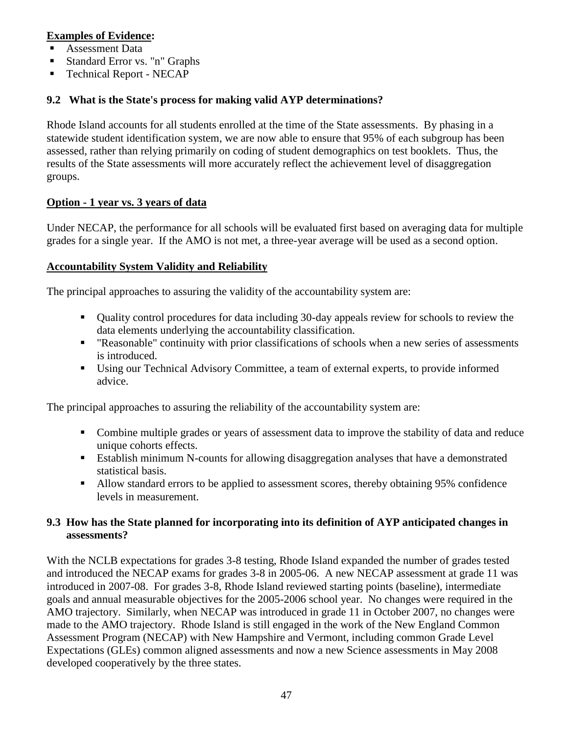**<u>Examples of Evidence</u>:**

- Assessment Data
- Standard Error vs. "n" Graphs
- Technical Report - NECAP

### 9.2 What is the State's process for making valid AYP determinations?

Rhode Island accounts for all students enrolled at the time of the State assessments. By phasing in a statewide student identification system, we are now able to ensure that 95% of each subgroup has been assessed, rather than relying primarily on coding of student demographics on test booklets. Thus, the results of the State assessments will more accurately reflect the achievement level of disaggregation groups.

**<u>Option - 1 year vs. 3 years of data</u>**

Under NECAP, the performance for all schools will be evaluated first based on averaging data for multiple grades for a single year. If the AMO is not met, a three-year average will be used as a second option.

**<u>Accountability System Validity and Reliability</u>**

The principal approaches to assuring the validity of the accountability system are:

- Quality control procedures for data including 30-day appeals review for schools to review the data elements underlying the accountability classification.
- "Reasonable" continuity with prior classifications of schools when a new series of assessments is introduced.
- Using our Technical Advisory Committee, a team of external experts, to provide informed advice.

The principal approaches to assuring the reliability of the accountability system are:

- Combine multiple grades or years of assessment data to improve the stability of data and reduce unique cohorts effects.
- Establish minimum N-counts for allowing disaggregation analyses that have a demonstrated statistical basis.
- Allow standard errors to be applied to assessment scores, thereby obtaining 95% confidence levels in measurement.

### 9.3 How has the State planned for incorporating into its definition of AYP anticipated changes in assessments?

With the NCLB expectations for grades 3-8 testing, Rhode Island expanded the number of grades tested and introduced the NECAP exams for grades 3-8 in 2005-06. A new NECAP assessment at grade 11 was introduced in 2007-08. For grades 3-8, Rhode Island reviewed starting points (baseline), intermediate goals and annual measurable objectives for the 2005-2006 school year. No changes were required in the AMO trajectory. Similarly, when NECAP was introduced in grade 11 in October 2007, no changes were made to the AMO trajectory. Rhode Island is still engaged in the work of the New England Common Assessment Program (NECAP) with New Hampshire and Vermont, including common Grade Level Expectations (GLEs) common aligned assessments and now a new Science assessments in May 2008 developed cooperatively by the three states.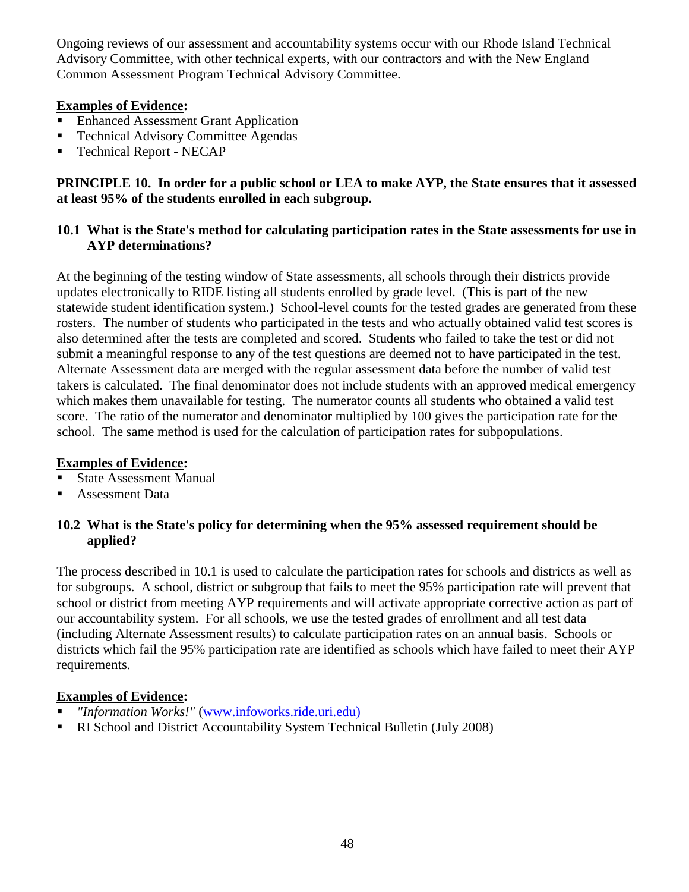Ongoing reviews of our assessment and accountability systems occur with our Rhode Island Technical Advisory Committee, with other technical experts, with our contractors and with the New England Common Assessment Program Technical Advisory Committee.

**Examples of Evidence:**

- Enhanced Assessment Grant Application
- Technical Advisory Committee Agendas
- Technical Report - NECAP

**PRINCIPLE 10. In order for a public school or LEA to make AYP, the State ensures that it assessed at least 95% of the students enrolled in each subgroup.**

**10.1 What is the State's method for calculating participation rates in the State assessments for use in AYP determinations?**

At the beginning of the testing window of State assessments, all schools through their districts provide updates electronically to RIDE listing all students enrolled by grade level. (This is part of the new statewide student identification system.) School-level counts for the tested grades are generated from these rosters. The number of students who participated in the tests and who actually obtained valid test scores is also determined after the tests are completed and scored. Students who failed to take the test or did not submit a meaningful response to any of the test questions are deemed not to have participated in the test. Alternate Assessment data are merged with the regular assessment data before the number of valid test takers is calculated. The final denominator does not include students with an approved medical emergency which makes them unavailable for testing. The numerator counts all students who obtained a valid test score. The ratio of the numerator and denominator multiplied by 100 gives the participation rate for the school. The same method is used for the calculation of participation rates for subpopulations.

**Examples of Evidence:**

- State Assessment Manual
- Assessment Data

**10.2 What is the State's policy for determining when the 95% assessed requirement should be applied?**

The process described in 10.1 is used to calculate the participation rates for schools and districts as well as for subgroups. A school, district or subgroup that fails to meet the 95% participation rate will prevent that school or district from meeting AYP requirements and will activate appropriate corrective action as part of our accountability system. For all schools, we use the tested grades of enrollment and all test data (including Alternate Assessment results) to calculate participation rates on an annual basis. Schools or districts which fail the 95% participation rate are identified as schools which have failed to meet their AYP requirements.

**Examples of Evidence:**

- *"Information Works!"* (www.infoworks.ride.uri.edu)
- RI School and District Accountability System Technical Bulletin (July 2008)